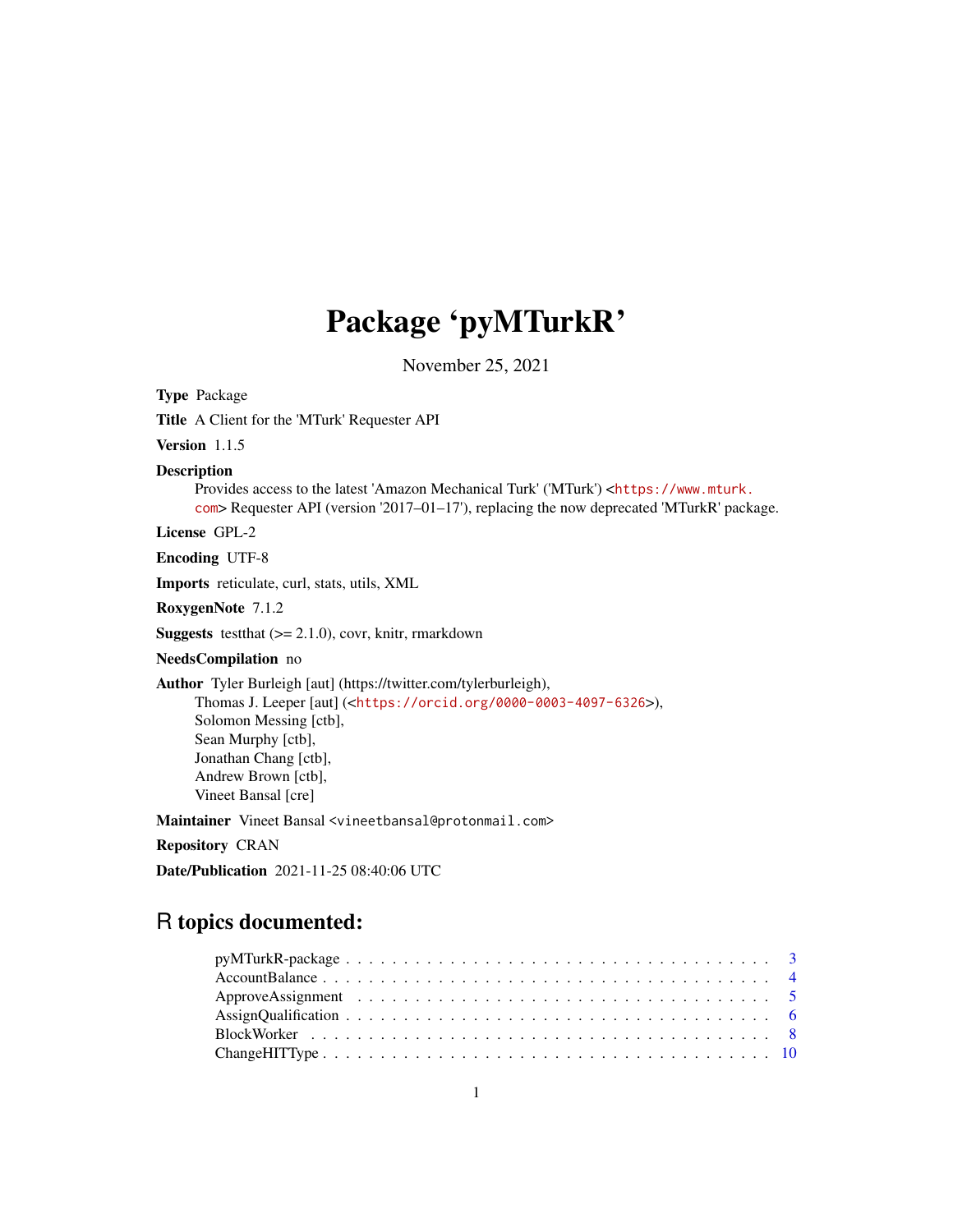# Package 'pyMTurkR'

November 25, 2021

**Type** Package

**Title** A Client for the 'MTurk' Requester API

**Version** 1.1.5

**Description**
Provides access to the latest 'Amazon Mechanical Turk' ('MTurk') <https://www.mturk.com> Requester API (version '2017–01–17'), replacing the now deprecated 'MTurkR' package.

**License** GPL-2

**Encoding** UTF-8

**Imports** reticulate, curl, stats, utils, XML

**RoxygenNote** 7.1.2

**Suggests** testthat (>= 2.1.0), covr, knitr, rmarkdown

**NeedsCompilation** no

**Author** Tyler Burleigh [aut] (https://twitter.com/tylerburleigh),
Thomas J. Leeper [aut] (<https://orcid.org/0000-0003-4097-6326>),
Solomon Messing [ctb],
Sean Murphy [ctb],
Jonathan Chang [ctb],
Andrew Brown [ctb],
Vineet Bansal [cre]

**Maintainer** Vineet Bansal <vineetbansal@protonmail.com>

**Repository** CRAN

**Date/Publication** 2021-11-25 08:40:06 UTC

## R topics documented:

pyMTurkR-package . . . . . . . . . . . . . . . . . . . . . . . . . . . . . . . . . . . . 3
AccountBalance . . . . . . . . . . . . . . . . . . . . . . . . . . . . . . . . . . . . . 4
ApproveAssignment . . . . . . . . . . . . . . . . . . . . . . . . . . . . . . . . . . . 5
AssignQualification . . . . . . . . . . . . . . . . . . . . . . . . . . . . . . . . . . . 6
BlockWorker . . . . . . . . . . . . . . . . . . . . . . . . . . . . . . . . . . . . . . 8
ChangeHITType . . . . . . . . . . . . . . . . . . . . . . . . . . . . . . . . . . . . 10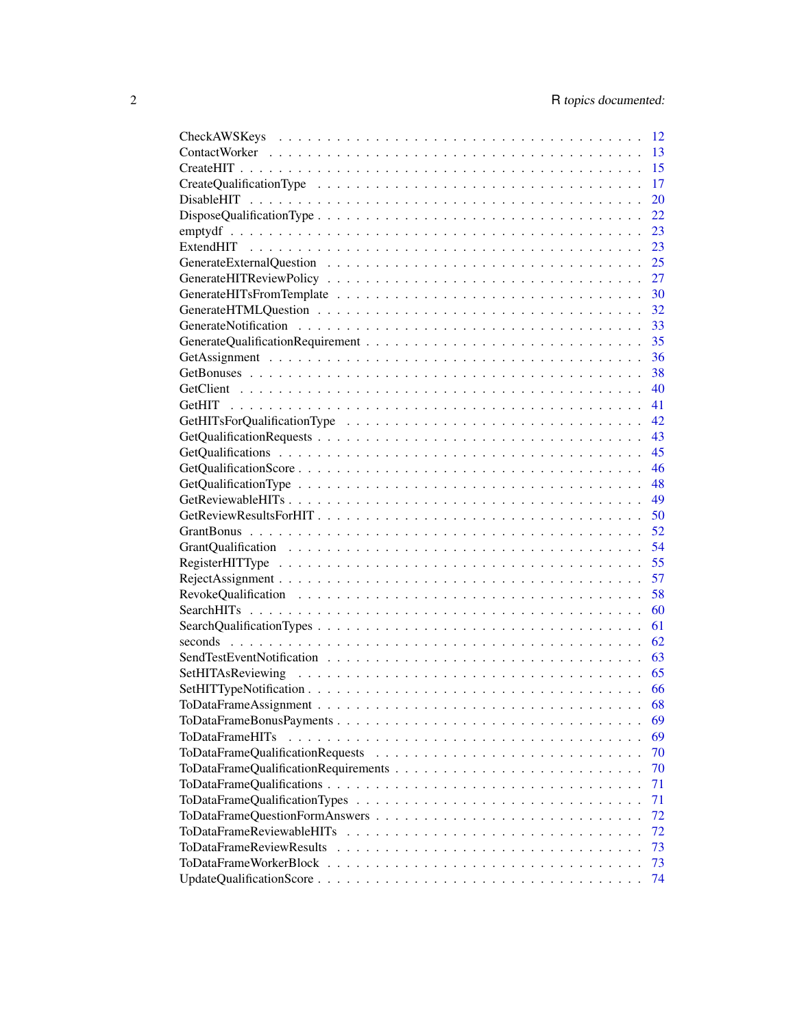| | |
|---|---|
| CheckAWSKeys | 12 |
| ContactWorker | 13 |
| CreateHIT | 15 |
| CreateQualificationType | 17 |
| DisableHIT | 20 |
| DisposeQualificationType | 22 |
| emptydf | 23 |
| ExtendHIT | 23 |
| GenerateExternalQuestion | 25 |
| GenerateHITReviewPolicy | 27 |
| GenerateHITsFromTemplate | 30 |
| GenerateHTMLQuestion | 32 |
| GenerateNotification | 33 |
| GenerateQualificationRequirement | 35 |
| GetAssignment | 36 |
| GetBonuses | 38 |
| GetClient | 40 |
| GetHIT | 41 |
| GetHITsForQualificationType | 42 |
| GetQualificationRequests | 43 |
| GetQualifications | 45 |
| GetQualificationScore | 46 |
| GetQualificationType | 48 |
| GetReviewableHITs | 49 |
| GetReviewResultsForHIT | 50 |
| GrantBonus | 52 |
| GrantQualification | 54 |
| RegisterHITType | 55 |
| RejectAssignment | 57 |
| RevokeQualification | 58 |
| SearchHITs | 60 |
| SearchQualificationTypes | 61 |
| seconds | 62 |
| SendTestEventNotification | 63 |
| SetHITAsReviewing | 65 |
| SetHITTypeNotification | 66 |
| ToDataFrameAssignment | 68 |
| ToDataFrameBonusPayments | 69 |
| ToDataFrameHITs | 69 |
| ToDataFrameQualificationRequests | 70 |
| ToDataFrameQualificationRequirements | 70 |
| ToDataFrameQualifications | 71 |
| ToDataFrameQualificationTypes | 71 |
| ToDataFrameQuestionFormAnswers | 72 |
| ToDataFrameReviewableHITs | 72 |
| ToDataFrameReviewResults | 73 |
| ToDataFrameWorkerBlock | 73 |
| UpdateQualificationScore | 74 |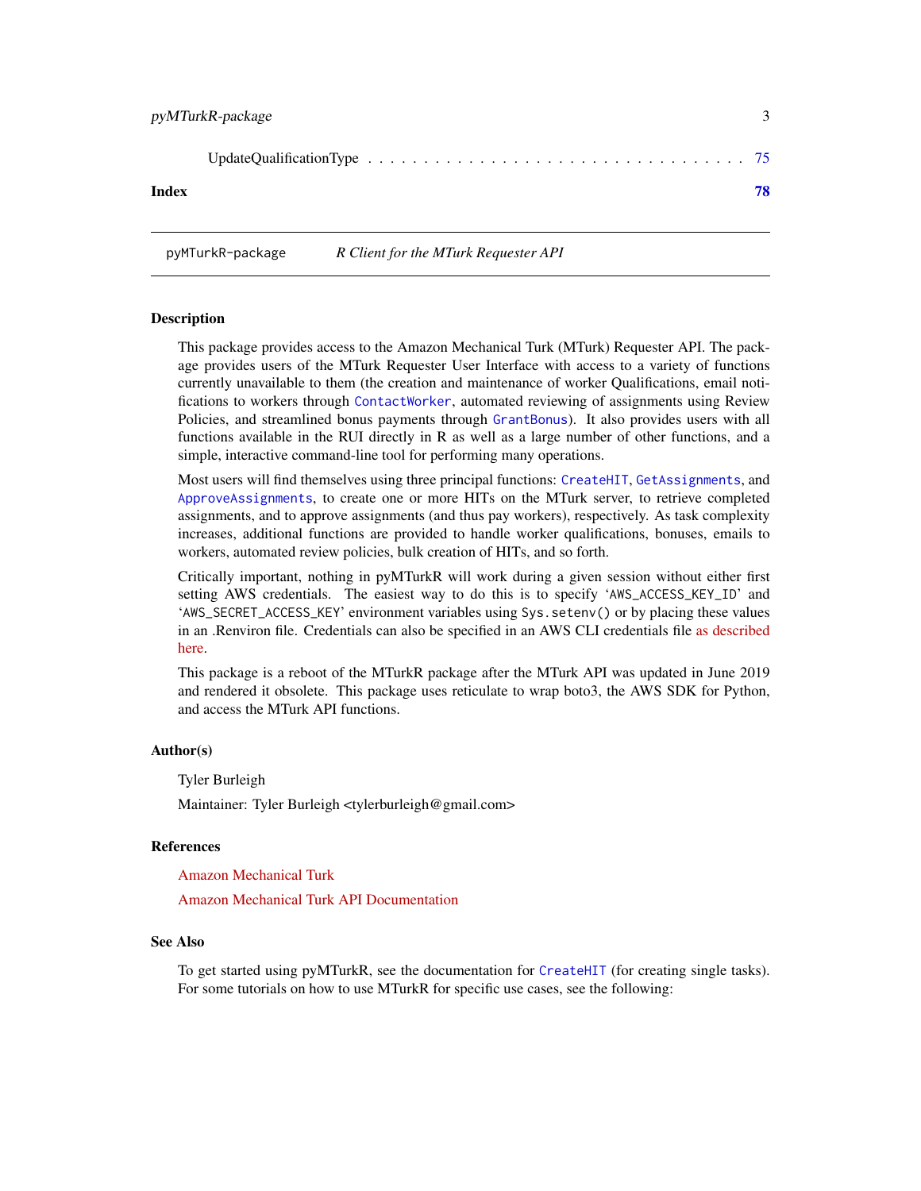UpdateQualificationType . . . . . . . . . . . . . . . . . . . . . . . . . . . . . . . 75

**Index** **78**

---

pyMTurkR-package &emsp; *R Client for the MTurk Requester API*

---

### Description

This package provides access to the Amazon Mechanical Turk (MTurk) Requester API. The package provides users of the MTurk Requester User Interface with access to a variety of functions currently unavailable to them (the creation and maintenance of worker Qualifications, email notifications to workers through `ContactWorker`, automated reviewing of assignments using Review Policies, and streamlined bonus payments through `GrantBonus`). It also provides users with all functions available in the RUI directly in R as well as a large number of other functions, and a simple, interactive command-line tool for performing many operations.

Most users will find themselves using three principal functions: `CreateHIT`, `GetAssignments`, and `ApproveAssignments`, to create one or more HITs on the MTurk server, to retrieve completed assignments, and to approve assignments (and thus pay workers), respectively. As task complexity increases, additional functions are provided to handle worker qualifications, bonuses, emails to workers, automated review policies, bulk creation of HITs, and so forth.

Critically important, nothing in pyMTurkR will work during a given session without either first setting AWS credentials. The easiest way to do this is to specify '`AWS_ACCESS_KEY_ID`' and '`AWS_SECRET_ACCESS_KEY`' environment variables using `Sys.setenv()` or by placing these values in an .Renviron file. Credentials can also be specified in an AWS CLI credentials file as described here.

This package is a reboot of the MTurkR package after the MTurk API was updated in June 2019 and rendered it obsolete. This package uses reticulate to wrap boto3, the AWS SDK for Python, and access the MTurk API functions.

### Author(s)

Tyler Burleigh

Maintainer: Tyler Burleigh <tylerburleigh@gmail.com>

### References

Amazon Mechanical Turk

Amazon Mechanical Turk API Documentation

### See Also

To get started using pyMTurkR, see the documentation for `CreateHIT` (for creating single tasks). For some tutorials on how to use MTurkR for specific use cases, see the following: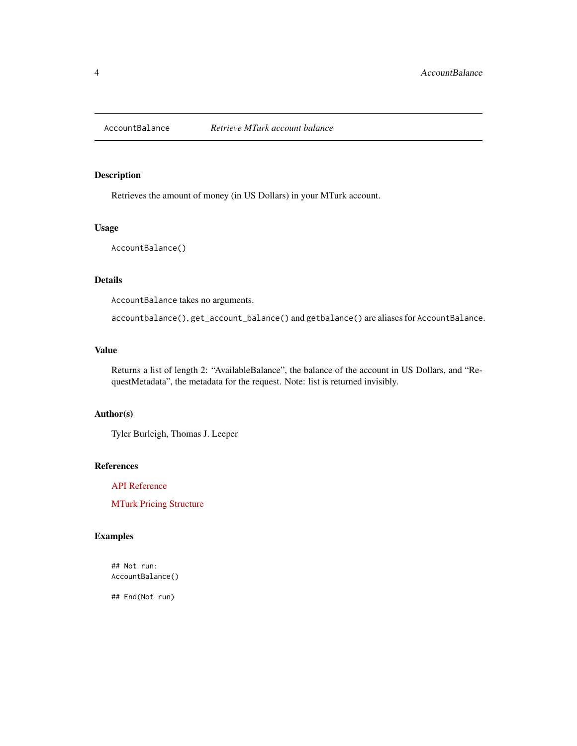# AccountBalance — *Retrieve MTurk account balance*

## Description

Retrieves the amount of money (in US Dollars) in your MTurk account.

## Usage

```
AccountBalance()
```

## Details

`AccountBalance` takes no arguments.

`accountbalance()`, `get_account_balance()` and `getbalance()` are aliases for `AccountBalance`.

## Value

Returns a list of length 2: "AvailableBalance", the balance of the account in US Dollars, and "RequestMetadata", the metadata for the request. Note: list is returned invisibly.

## Author(s)

Tyler Burleigh, Thomas J. Leeper

## References

API Reference

MTurk Pricing Structure

## Examples

```
## Not run:
AccountBalance()

## End(Not run)
```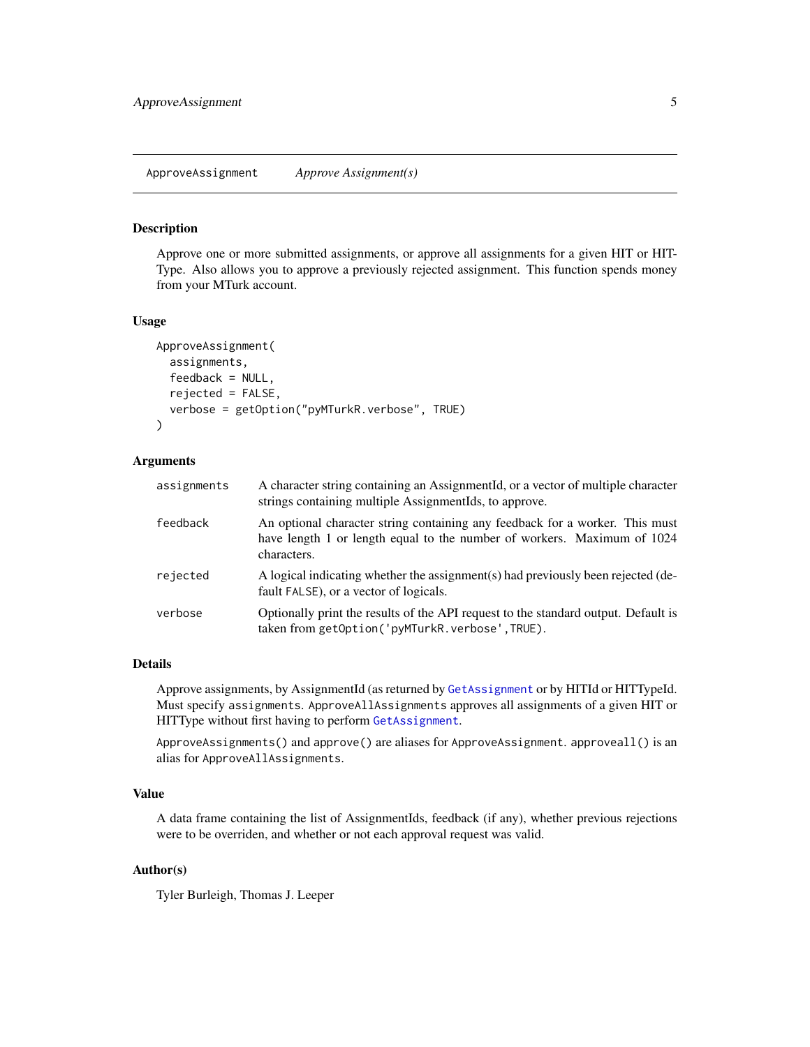ApproveAssignment    *Approve Assignment(s)*

## Description

Approve one or more submitted assignments, or approve all assignments for a given HIT or HITType. Also allows you to approve a previously rejected assignment. This function spends money from your MTurk account.

## Usage

```
ApproveAssignment(
  assignments,
  feedback = NULL,
  rejected = FALSE,
  verbose = getOption("pyMTurkR.verbose", TRUE)
)
```

## Arguments

| | |
|---|---|
| `assignments` | A character string containing an AssignmentId, or a vector of multiple character strings containing multiple AssignmentIds, to approve. |
| `feedback` | An optional character string containing any feedback for a worker. This must have length 1 or length equal to the number of workers. Maximum of 1024 characters. |
| `rejected` | A logical indicating whether the assignment(s) had previously been rejected (default `FALSE`), or a vector of logicals. |
| `verbose` | Optionally print the results of the API request to the standard output. Default is taken from `getOption('pyMTurkR.verbose',TRUE)`. |

## Details

Approve assignments, by AssignmentId (as returned by `GetAssignment` or by HITId or HITTypeId. Must specify `assignments`. `ApproveAllAssignments` approves all assignments of a given HIT or HITType without first having to perform `GetAssignment`.

`ApproveAssignments()` and `approve()` are aliases for `ApproveAssignment`. `approveall()` is an alias for `ApproveAllAssignments`.

## Value

A data frame containing the list of AssignmentIds, feedback (if any), whether previous rejections were to be overriden, and whether or not each approval request was valid.

## Author(s)

Tyler Burleigh, Thomas J. Leeper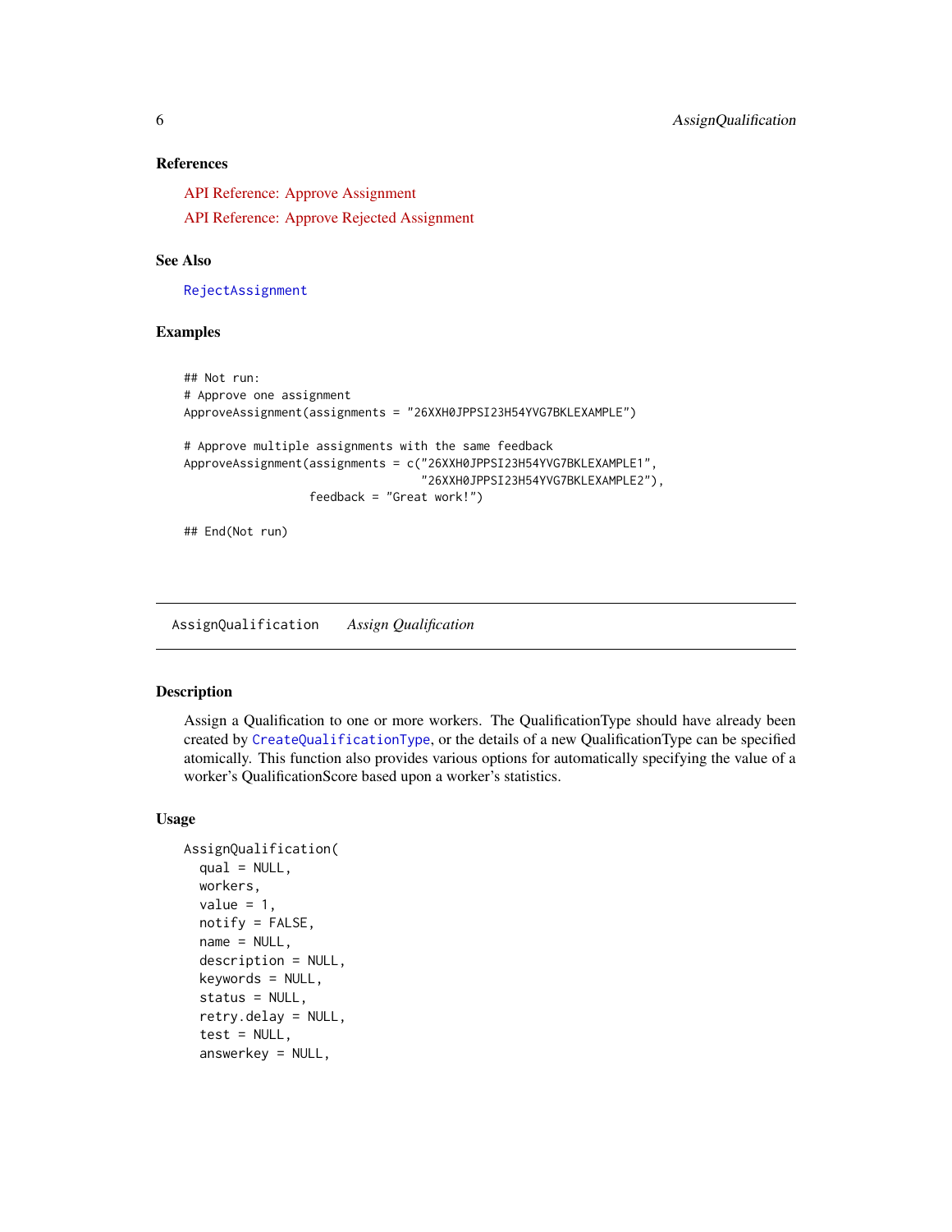### References

API Reference: Approve Assignment

API Reference: Approve Rejected Assignment

### See Also

`RejectAssignment`

### Examples

```
## Not run:
# Approve one assignment
ApproveAssignment(assignments = "26XXH0JPPSI23H54YVG7BKLEXAMPLE")

# Approve multiple assignments with the same feedback
ApproveAssignment(assignments = c("26XXH0JPPSI23H54YVG7BKLEXAMPLE1",
                                  "26XXH0JPPSI23H54YVG7BKLEXAMPLE2"),
                  feedback = "Great work!")

## End(Not run)
```

---

## AssignQualification    *Assign Qualification*

---

### Description

Assign a Qualification to one or more workers. The QualificationType should have already been created by `CreateQualificationType`, or the details of a new QualificationType can be specified atomically. This function also provides various options for automatically specifying the value of a worker's QualificationScore based upon a worker's statistics.

### Usage

```
AssignQualification(
  qual = NULL,
  workers,
  value = 1,
  notify = FALSE,
  name = NULL,
  description = NULL,
  keywords = NULL,
  status = NULL,
  retry.delay = NULL,
  test = NULL,
  answerkey = NULL,
```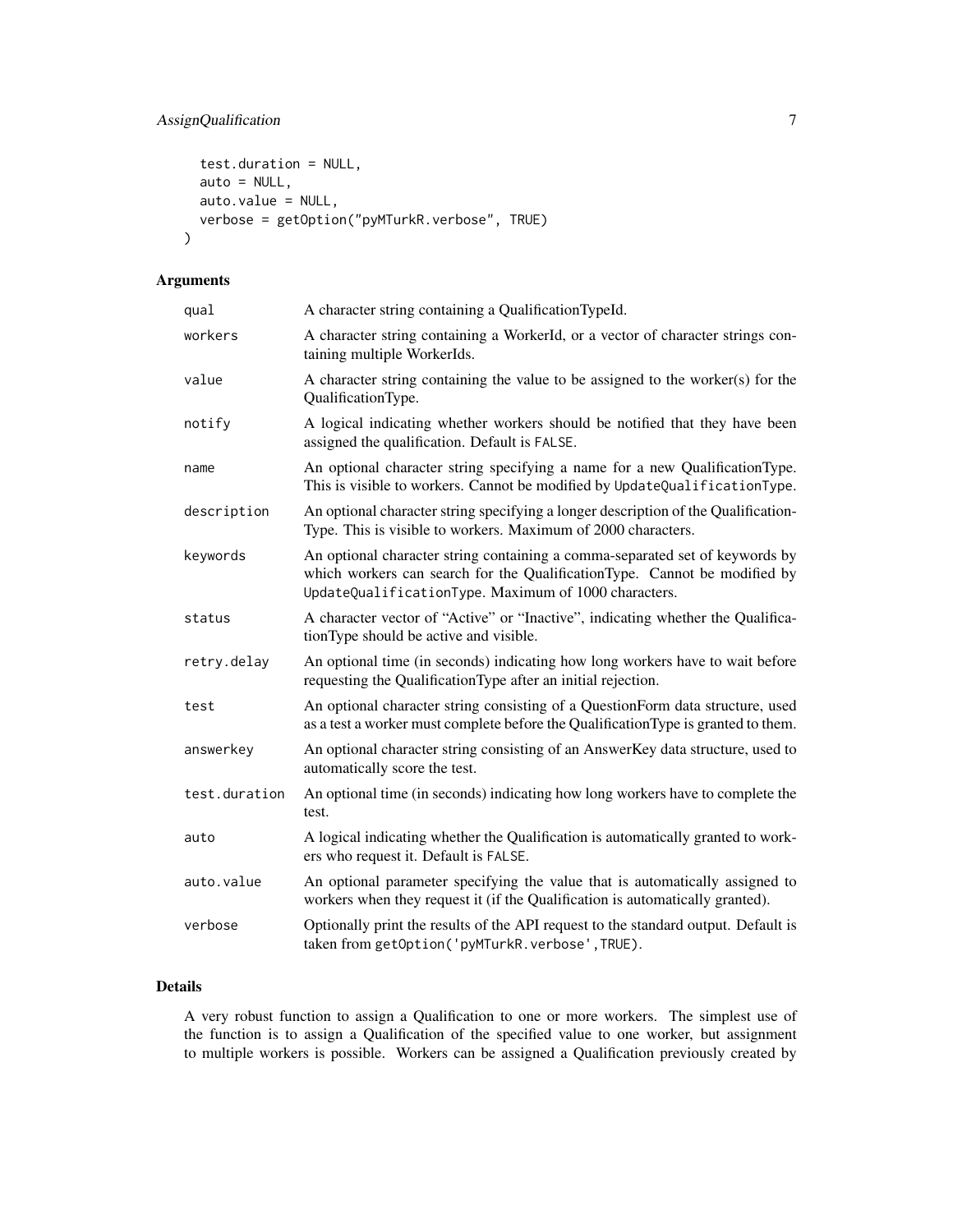```
  test.duration = NULL,
  auto = NULL,
  auto.value = NULL,
  verbose = getOption("pyMTurkR.verbose", TRUE)
)
```

## Arguments

| | |
|---|---|
| `qual` | A character string containing a QualificationTypeId. |
| `workers` | A character string containing a WorkerId, or a vector of character strings containing multiple WorkerIds. |
| `value` | A character string containing the value to be assigned to the worker(s) for the QualificationType. |
| `notify` | A logical indicating whether workers should be notified that they have been assigned the qualification. Default is `FALSE`. |
| `name` | An optional character string specifying a name for a new QualificationType. This is visible to workers. Cannot be modified by `UpdateQualificationType`. |
| `description` | An optional character string specifying a longer description of the QualificationType. This is visible to workers. Maximum of 2000 characters. |
| `keywords` | An optional character string containing a comma-separated set of keywords by which workers can search for the QualificationType. Cannot be modified by `UpdateQualificationType`. Maximum of 1000 characters. |
| `status` | A character vector of "Active" or "Inactive", indicating whether the QualificationType should be active and visible. |
| `retry.delay` | An optional time (in seconds) indicating how long workers have to wait before requesting the QualificationType after an initial rejection. |
| `test` | An optional character string consisting of a QuestionForm data structure, used as a test a worker must complete before the QualificationType is granted to them. |
| `answerkey` | An optional character string consisting of an AnswerKey data structure, used to automatically score the test. |
| `test.duration` | An optional time (in seconds) indicating how long workers have to complete the test. |
| `auto` | A logical indicating whether the Qualification is automatically granted to workers who request it. Default is `FALSE`. |
| `auto.value` | An optional parameter specifying the value that is automatically assigned to workers when they request it (if the Qualification is automatically granted). |
| `verbose` | Optionally print the results of the API request to the standard output. Default is taken from `getOption('pyMTurkR.verbose',TRUE)`. |

## Details

A very robust function to assign a Qualification to one or more workers. The simplest use of the function is to assign a Qualification of the specified value to one worker, but assignment to multiple workers is possible. Workers can be assigned a Qualification previously created by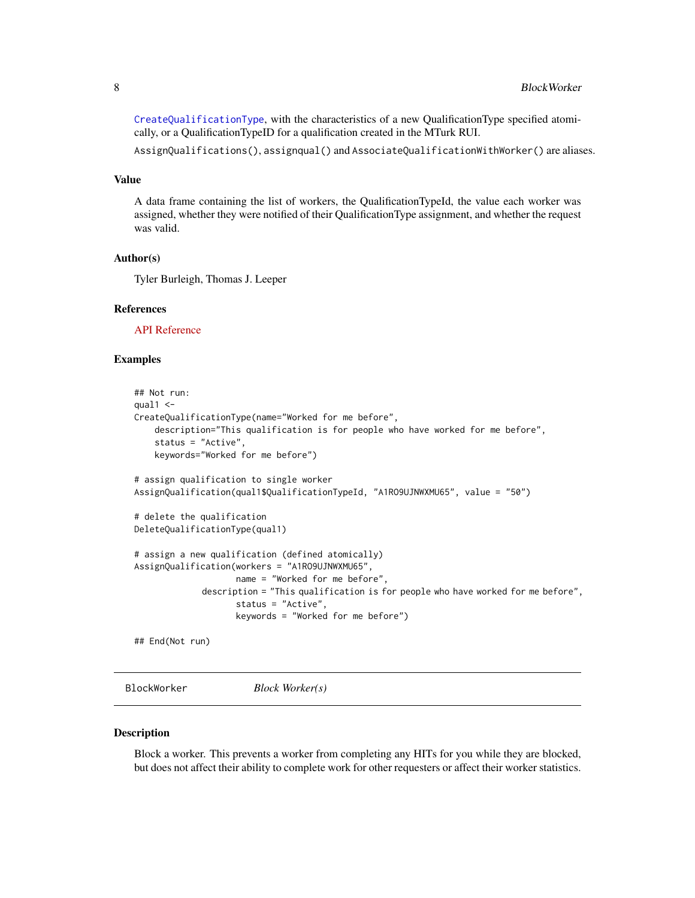CreateQualificationType, with the characteristics of a new QualificationType specified atomically, or a QualificationTypeID for a qualification created in the MTurk RUI.

`AssignQualifications()`, `assignqual()` and `AssociateQualificationWithWorker()` are aliases.

### Value

A data frame containing the list of workers, the QualificationTypeId, the value each worker was assigned, whether they were notified of their QualificationType assignment, and whether the request was valid.

### Author(s)

Tyler Burleigh, Thomas J. Leeper

### References

API Reference

### Examples

```
## Not run:
qual1 <-
CreateQualificationType(name="Worked for me before",
    description="This qualification is for people who have worked for me before",
    status = "Active",
    keywords="Worked for me before")

# assign qualification to single worker
AssignQualification(qual1$QualificationTypeId, "A1RO9UJNWXMU65", value = "50")

# delete the qualification
DeleteQualificationType(qual1)

# assign a new qualification (defined atomically)
AssignQualification(workers = "A1RO9UJNWXMU65",
                    name = "Worked for me before",
             description = "This qualification is for people who have worked for me before",
                    status = "Active",
                    keywords = "Worked for me before")

## End(Not run)
```

---

## BlockWorker *Block Worker(s)*

---

### Description

Block a worker. This prevents a worker from completing any HITs for you while they are blocked, but does not affect their ability to complete work for other requesters or affect their worker statistics.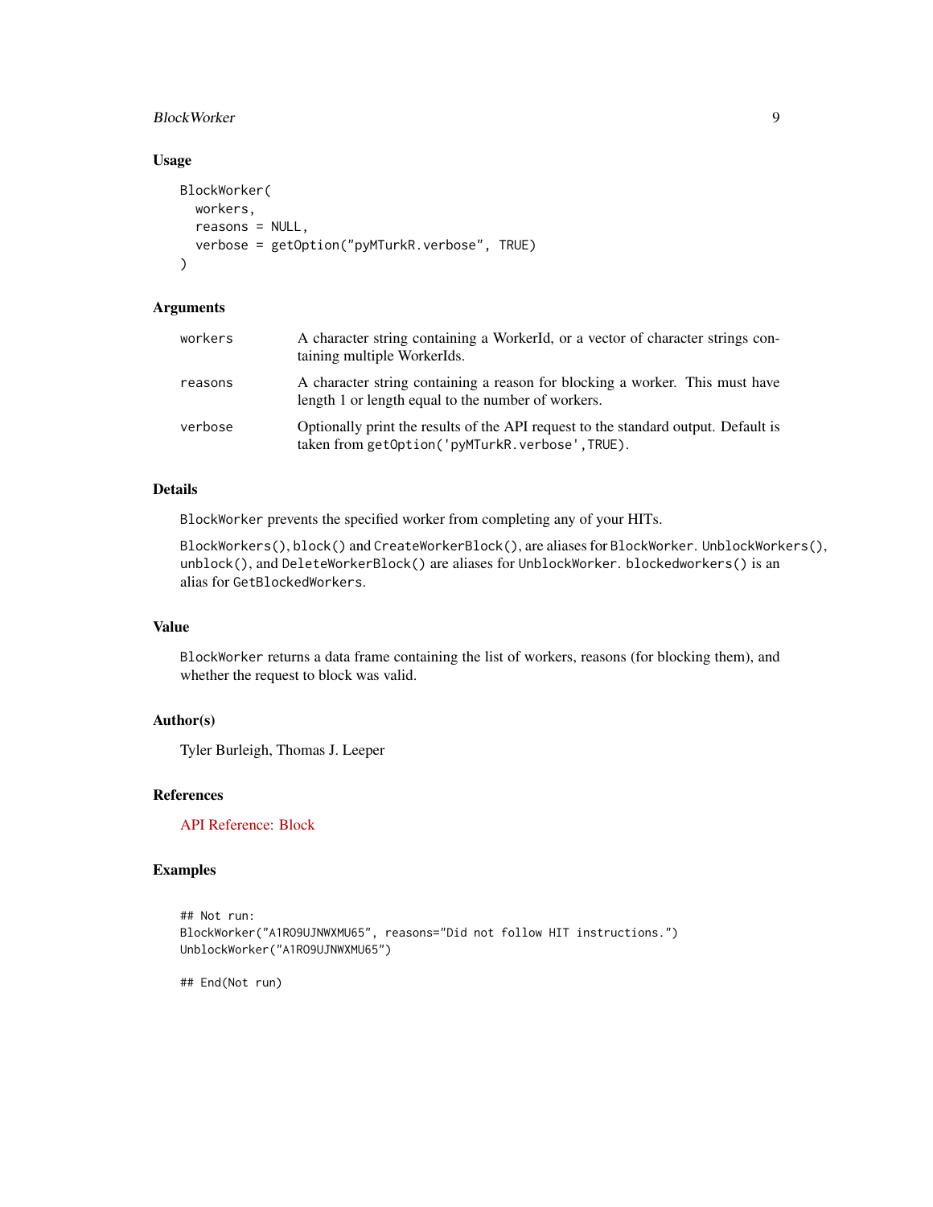### Usage

```
BlockWorker(
  workers,
  reasons = NULL,
  verbose = getOption("pyMTurkR.verbose", TRUE)
)
```

### Arguments

| | |
|---|---|
| `workers` | A character string containing a WorkerId, or a vector of character strings containing multiple WorkerIds. |
| `reasons` | A character string containing a reason for blocking a worker. This must have length 1 or length equal to the number of workers. |
| `verbose` | Optionally print the results of the API request to the standard output. Default is taken from `getOption('pyMTurkR.verbose',TRUE)`. |

### Details

`BlockWorker` prevents the specified worker from completing any of your HITs.

`BlockWorkers()`, `block()` and `CreateWorkerBlock()`, are aliases for `BlockWorker`. `UnblockWorkers()`, `unblock()`, and `DeleteWorkerBlock()` are aliases for `UnblockWorker`. `blockedworkers()` is an alias for `GetBlockedWorkers`.

### Value

`BlockWorker` returns a data frame containing the list of workers, reasons (for blocking them), and whether the request to block was valid.

### Author(s)

Tyler Burleigh, Thomas J. Leeper

### References

API Reference: Block

### Examples

```
## Not run:
BlockWorker("A1RO9UJNWXMU65", reasons="Did not follow HIT instructions.")
UnblockWorker("A1RO9UJNWXMU65")

## End(Not run)
```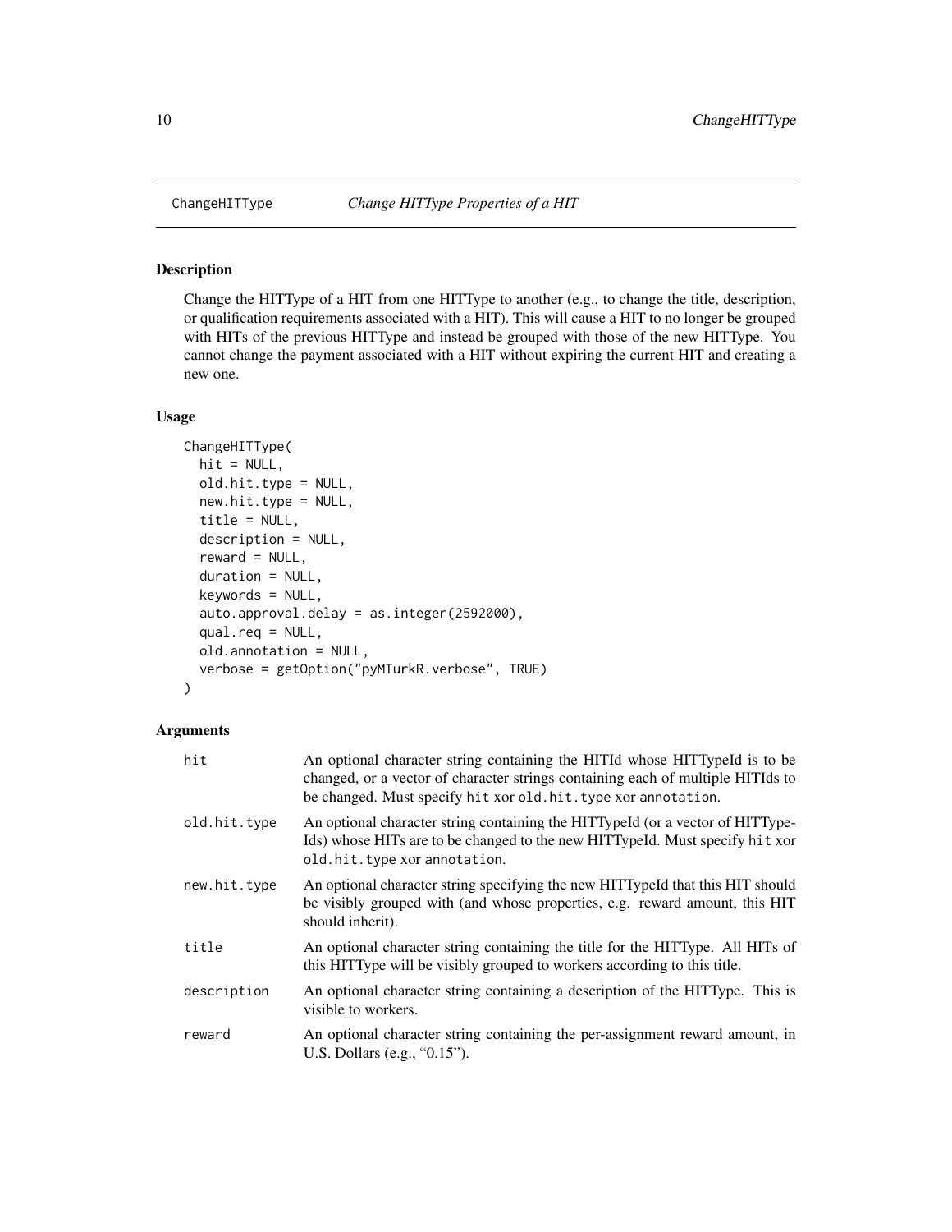# ChangeHITType — *Change HITType Properties of a HIT*

## Description

Change the HITType of a HIT from one HITType to another (e.g., to change the title, description, or qualification requirements associated with a HIT). This will cause a HIT to no longer be grouped with HITs of the previous HITType and instead be grouped with those of the new HITType. You cannot change the payment associated with a HIT without expiring the current HIT and creating a new one.

## Usage

```
ChangeHITType(
  hit = NULL,
  old.hit.type = NULL,
  new.hit.type = NULL,
  title = NULL,
  description = NULL,
  reward = NULL,
  duration = NULL,
  keywords = NULL,
  auto.approval.delay = as.integer(2592000),
  qual.req = NULL,
  old.annotation = NULL,
  verbose = getOption("pyMTurkR.verbose", TRUE)
)
```

## Arguments

| | |
|---|---|
| `hit` | An optional character string containing the HITId whose HITTypeId is to be changed, or a vector of character strings containing each of multiple HITIds to be changed. Must specify `hit` xor `old.hit.type` xor `annotation`. |
| `old.hit.type` | An optional character string containing the HITTypeId (or a vector of HITTypeIds) whose HITs are to be changed to the new HITTypeId. Must specify `hit` xor `old.hit.type` xor `annotation`. |
| `new.hit.type` | An optional character string specifying the new HITTypeId that this HIT should be visibly grouped with (and whose properties, e.g. reward amount, this HIT should inherit). |
| `title` | An optional character string containing the title for the HITType. All HITs of this HITType will be visibly grouped to workers according to this title. |
| `description` | An optional character string containing a description of the HITType. This is visible to workers. |
| `reward` | An optional character string containing the per-assignment reward amount, in U.S. Dollars (e.g., "0.15"). |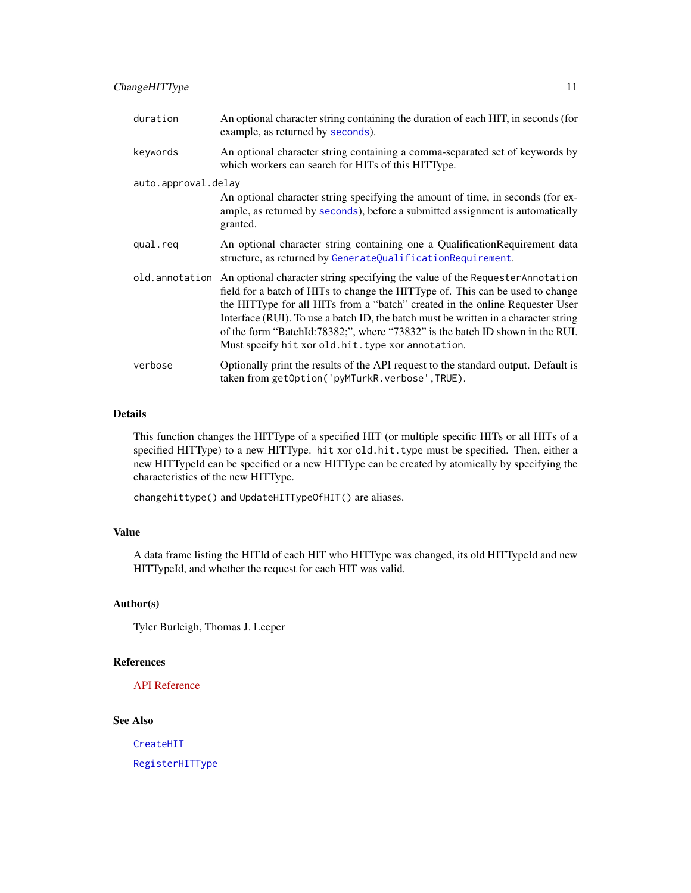| | |
|---|---|
| `duration` | An optional character string containing the duration of each HIT, in seconds (for example, as returned by `seconds`). |
| `keywords` | An optional character string containing a comma-separated set of keywords by which workers can search for HITs of this HITType. |
| `auto.approval.delay` | An optional character string specifying the amount of time, in seconds (for example, as returned by `seconds`), before a submitted assignment is automatically granted. |
| `qual.req` | An optional character string containing one a QualificationRequirement data structure, as returned by `GenerateQualificationRequirement`. |
| `old.annotation` | An optional character string specifying the value of the `RequesterAnnotation` field for a batch of HITs to change the HITType of. This can be used to change the HITType for all HITs from a "batch" created in the online Requester User Interface (RUI). To use a batch ID, the batch must be written in a character string of the form "BatchId:78382;", where "73832" is the batch ID shown in the RUI. Must specify `hit` xor `old.hit.type` xor `annotation`. |
| `verbose` | Optionally print the results of the API request to the standard output. Default is taken from `getOption('pyMTurkR.verbose',TRUE)`. |

## Details

This function changes the HITType of a specified HIT (or multiple specific HITs or all HITs of a specified HITType) to a new HITType. `hit` xor `old.hit.type` must be specified. Then, either a new HITTypeId can be specified or a new HITType can be created by atomically by specifying the characteristics of the new HITType.

`changehittype()` and `UpdateHITTypeOfHIT()` are aliases.

## Value

A data frame listing the HITId of each HIT who HITType was changed, its old HITTypeId and new HITTypeId, and whether the request for each HIT was valid.

## Author(s)

Tyler Burleigh, Thomas J. Leeper

## References

API Reference

## See Also

`CreateHIT`

`RegisterHITType`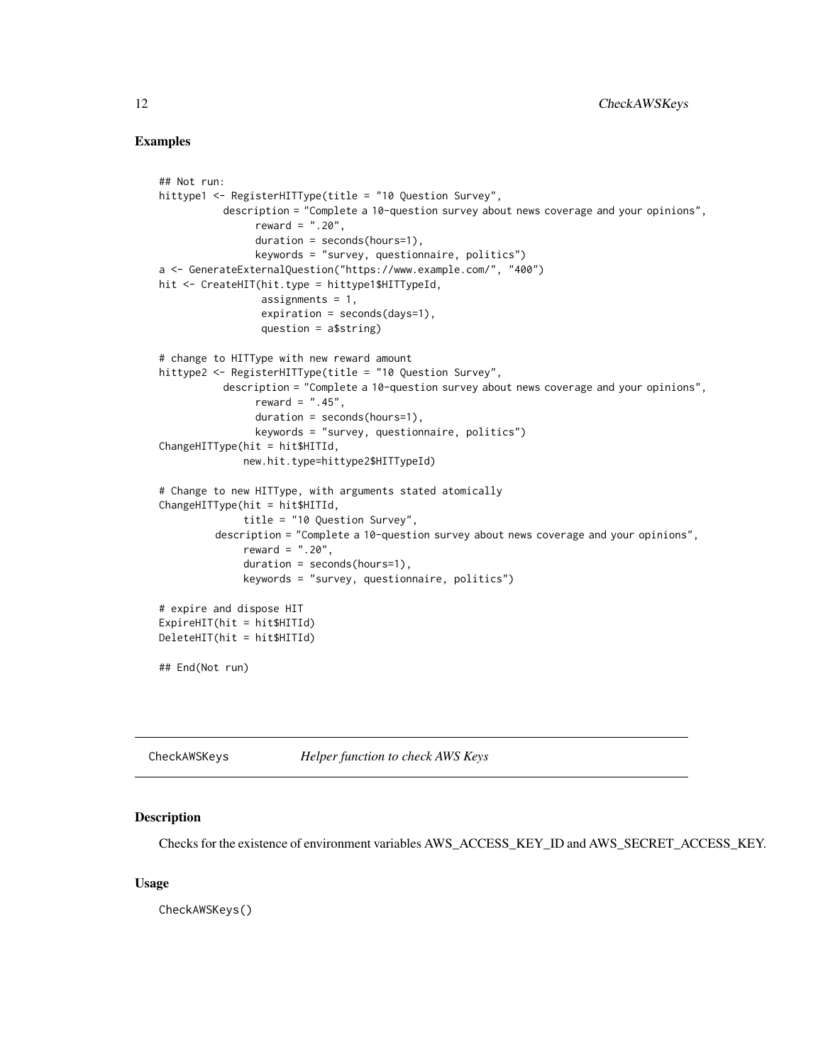### Examples

```
## Not run:
hittype1 <- RegisterHITType(title = "10 Question Survey",
           description = "Complete a 10-question survey about news coverage and your opinions",
                reward = ".20",
                duration = seconds(hours=1),
                keywords = "survey, questionnaire, politics")
a <- GenerateExternalQuestion("https://www.example.com/", "400")
hit <- CreateHIT(hit.type = hittype1$HITTypeId,
                 assignments = 1,
                 expiration = seconds(days=1),
                 question = a$string)

# change to HITType with new reward amount
hittype2 <- RegisterHITType(title = "10 Question Survey",
           description = "Complete a 10-question survey about news coverage and your opinions",
                reward = ".45",
                duration = seconds(hours=1),
                keywords = "survey, questionnaire, politics")
ChangeHITType(hit = hit$HITId,
              new.hit.type=hittype2$HITTypeId)

# Change to new HITType, with arguments stated atomically
ChangeHITType(hit = hit$HITId,
              title = "10 Question Survey",
          description = "Complete a 10-question survey about news coverage and your opinions",
              reward = ".20",
              duration = seconds(hours=1),
              keywords = "survey, questionnaire, politics")

# expire and dispose HIT
ExpireHIT(hit = hit$HITId)
DeleteHIT(hit = hit$HITId)

## End(Not run)
```

---

## CheckAWSKeys *Helper function to check AWS Keys*

---

### Description

Checks for the existence of environment variables AWS_ACCESS_KEY_ID and AWS_SECRET_ACCESS_KEY.

### Usage

```
CheckAWSKeys()
```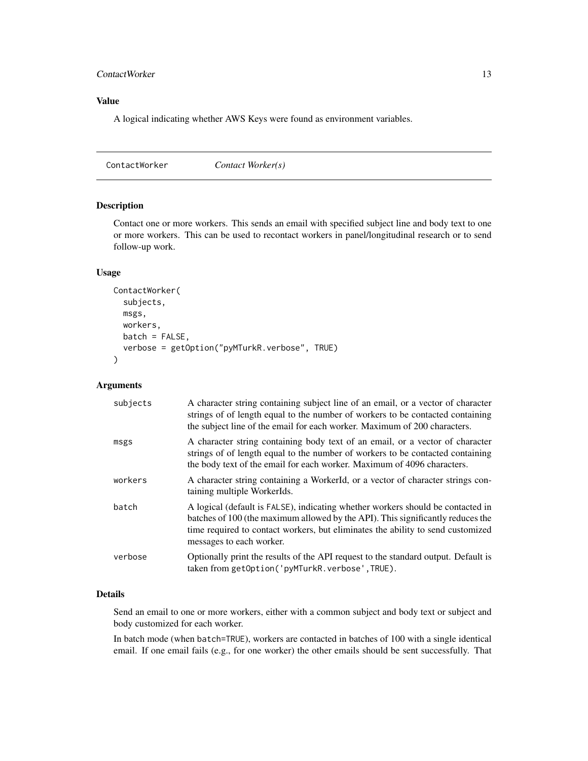### Value

A logical indicating whether AWS Keys were found as environment variables.

## ContactWorker *Contact Worker(s)*

### Description

Contact one or more workers. This sends an email with specified subject line and body text to one or more workers. This can be used to recontact workers in panel/longitudinal research or to send follow-up work.

### Usage

```
ContactWorker(
  subjects,
  msgs,
  workers,
  batch = FALSE,
  verbose = getOption("pyMTurkR.verbose", TRUE)
)
```

### Arguments

| | |
|---|---|
| subjects | A character string containing subject line of an email, or a vector of character strings of of length equal to the number of workers to be contacted containing the subject line of the email for each worker. Maximum of 200 characters. |
| msgs | A character string containing body text of an email, or a vector of character strings of of length equal to the number of workers to be contacted containing the body text of the email for each worker. Maximum of 4096 characters. |
| workers | A character string containing a WorkerId, or a vector of character strings containing multiple WorkerIds. |
| batch | A logical (default is FALSE), indicating whether workers should be contacted in batches of 100 (the maximum allowed by the API). This significantly reduces the time required to contact workers, but eliminates the ability to send customized messages to each worker. |
| verbose | Optionally print the results of the API request to the standard output. Default is taken from getOption('pyMTurkR.verbose',TRUE). |

### Details

Send an email to one or more workers, either with a common subject and body text or subject and body customized for each worker.

In batch mode (when batch=TRUE), workers are contacted in batches of 100 with a single identical email. If one email fails (e.g., for one worker) the other emails should be sent successfully. That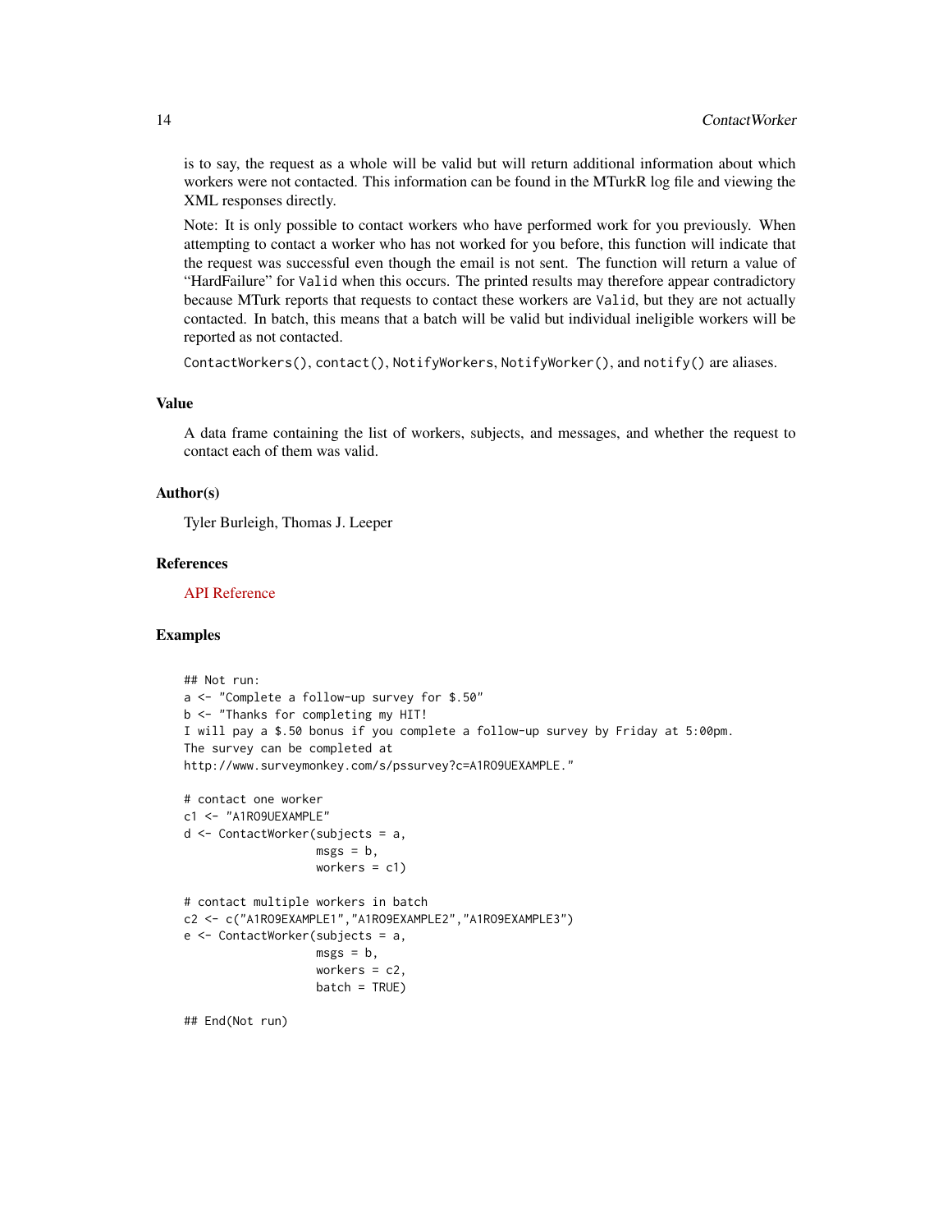is to say, the request as a whole will be valid but will return additional information about which workers were not contacted. This information can be found in the MTurkR log file and viewing the XML responses directly.

Note: It is only possible to contact workers who have performed work for you previously. When attempting to contact a worker who has not worked for you before, this function will indicate that the request was successful even though the email is not sent. The function will return a value of "HardFailure" for `Valid` when this occurs. The printed results may therefore appear contradictory because MTurk reports that requests to contact these workers are `Valid`, but they are not actually contacted. In batch, this means that a batch will be valid but individual ineligible workers will be reported as not contacted.

`ContactWorkers()`, `contact()`, `NotifyWorkers`, `NotifyWorker()`, and `notify()` are aliases.

## Value

A data frame containing the list of workers, subjects, and messages, and whether the request to contact each of them was valid.

## Author(s)

Tyler Burleigh, Thomas J. Leeper

## References

API Reference

## Examples

```
## Not run:
a <- "Complete a follow-up survey for $.50"
b <- "Thanks for completing my HIT!
I will pay a $.50 bonus if you complete a follow-up survey by Friday at 5:00pm.
The survey can be completed at
http://www.surveymonkey.com/s/pssurvey?c=A1RO9UEXAMPLE."

# contact one worker
c1 <- "A1RO9UEXAMPLE"
d <- ContactWorker(subjects = a,
                   msgs = b,
                   workers = c1)

# contact multiple workers in batch
c2 <- c("A1RO9EXAMPLE1","A1RO9EXAMPLE2","A1RO9EXAMPLE3")
e <- ContactWorker(subjects = a,
                   msgs = b,
                   workers = c2,
                   batch = TRUE)

## End(Not run)
```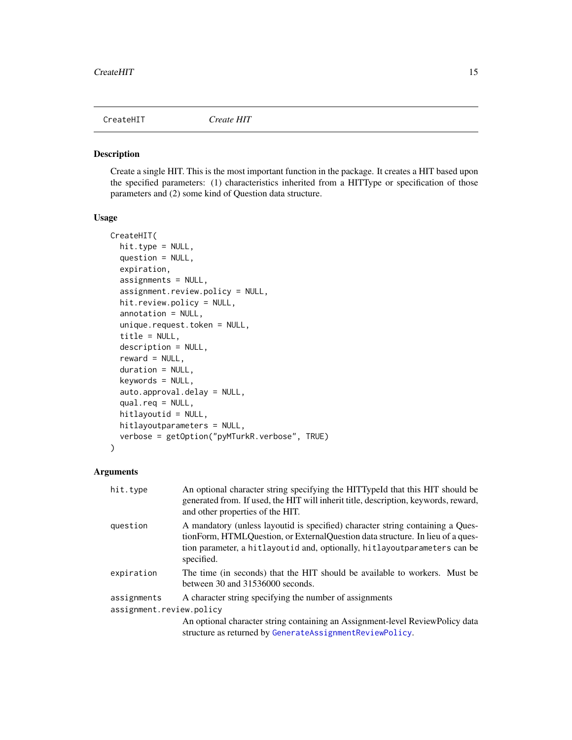CreateHIT | *Create HIT*

## Description

Create a single HIT. This is the most important function in the package. It creates a HIT based upon the specified parameters: (1) characteristics inherited from a HITType or specification of those parameters and (2) some kind of Question data structure.

## Usage

```
CreateHIT(
  hit.type = NULL,
  question = NULL,
  expiration,
  assignments = NULL,
  assignment.review.policy = NULL,
  hit.review.policy = NULL,
  annotation = NULL,
  unique.request.token = NULL,
  title = NULL,
  description = NULL,
  reward = NULL,
  duration = NULL,
  keywords = NULL,
  auto.approval.delay = NULL,
  qual.req = NULL,
  hitlayoutid = NULL,
  hitlayoutparameters = NULL,
  verbose = getOption("pyMTurkR.verbose", TRUE)
)
```

## Arguments

`hit.type` — An optional character string specifying the HITTypeId that this HIT should be generated from. If used, the HIT will inherit title, description, keywords, reward, and other properties of the HIT.

`question` — A mandatory (unless layoutid is specified) character string containing a QuestionForm, HTMLQuestion, or ExternalQuestion data structure. In lieu of a question parameter, a `hitlayoutid` and, optionally, `hitlayoutparameters` can be specified.

`expiration` — The time (in seconds) that the HIT should be available to workers. Must be between 30 and 31536000 seconds.

`assignments` — A character string specifying the number of assignments

`assignment.review.policy` — An optional character string containing an Assignment-level ReviewPolicy data structure as returned by `GenerateAssignmentReviewPolicy`.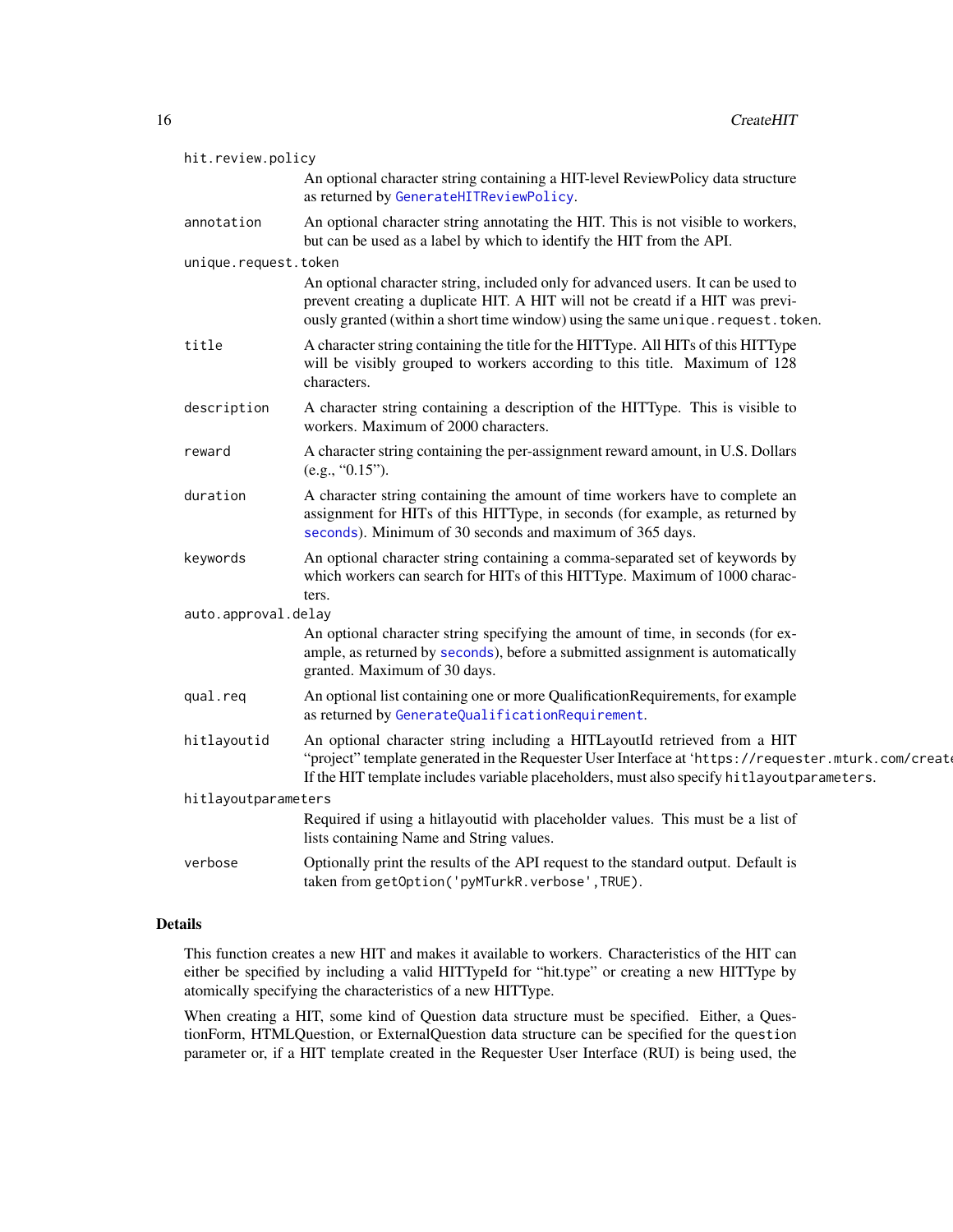hit.review.policy
: An optional character string containing a HIT-level ReviewPolicy data structure as returned by `GenerateHITReviewPolicy`.

annotation
: An optional character string annotating the HIT. This is not visible to workers, but can be used as a label by which to identify the HIT from the API.

unique.request.token
: An optional character string, included only for advanced users. It can be used to prevent creating a duplicate HIT. A HIT will not be creatd if a HIT was previously granted (within a short time window) using the same `unique.request.token`.

title
: A character string containing the title for the HITType. All HITs of this HITType will be visibly grouped to workers according to this title. Maximum of 128 characters.

description
: A character string containing a description of the HITType. This is visible to workers. Maximum of 2000 characters.

reward
: A character string containing the per-assignment reward amount, in U.S. Dollars (e.g., "0.15").

duration
: A character string containing the amount of time workers have to complete an assignment for HITs of this HITType, in seconds (for example, as returned by `seconds`). Minimum of 30 seconds and maximum of 365 days.

keywords
: An optional character string containing a comma-separated set of keywords by which workers can search for HITs of this HITType. Maximum of 1000 characters.

auto.approval.delay
: An optional character string specifying the amount of time, in seconds (for example, as returned by `seconds`), before a submitted assignment is automatically granted. Maximum of 30 days.

qual.req
: An optional list containing one or more QualificationRequirements, for example as returned by `GenerateQualificationRequirement`.

hitlayoutid
: An optional character string including a HITLayoutId retrieved from a HIT "project" template generated in the Requester User Interface at 'https://requester.mturk.com/create If the HIT template includes variable placeholders, must also specify `hitlayoutparameters`.

hitlayoutparameters
: Required if using a hitlayoutid with placeholder values. This must be a list of lists containing Name and String values.

verbose
: Optionally print the results of the API request to the standard output. Default is taken from `getOption('pyMTurkR.verbose',TRUE)`.

## Details

This function creates a new HIT and makes it available to workers. Characteristics of the HIT can either be specified by including a valid HITTypeId for "hit.type" or creating a new HITType by atomically specifying the characteristics of a new HITType.

When creating a HIT, some kind of Question data structure must be specified. Either, a QuestionForm, HTMLQuestion, or ExternalQuestion data structure can be specified for the `question` parameter or, if a HIT template created in the Requester User Interface (RUI) is being used, the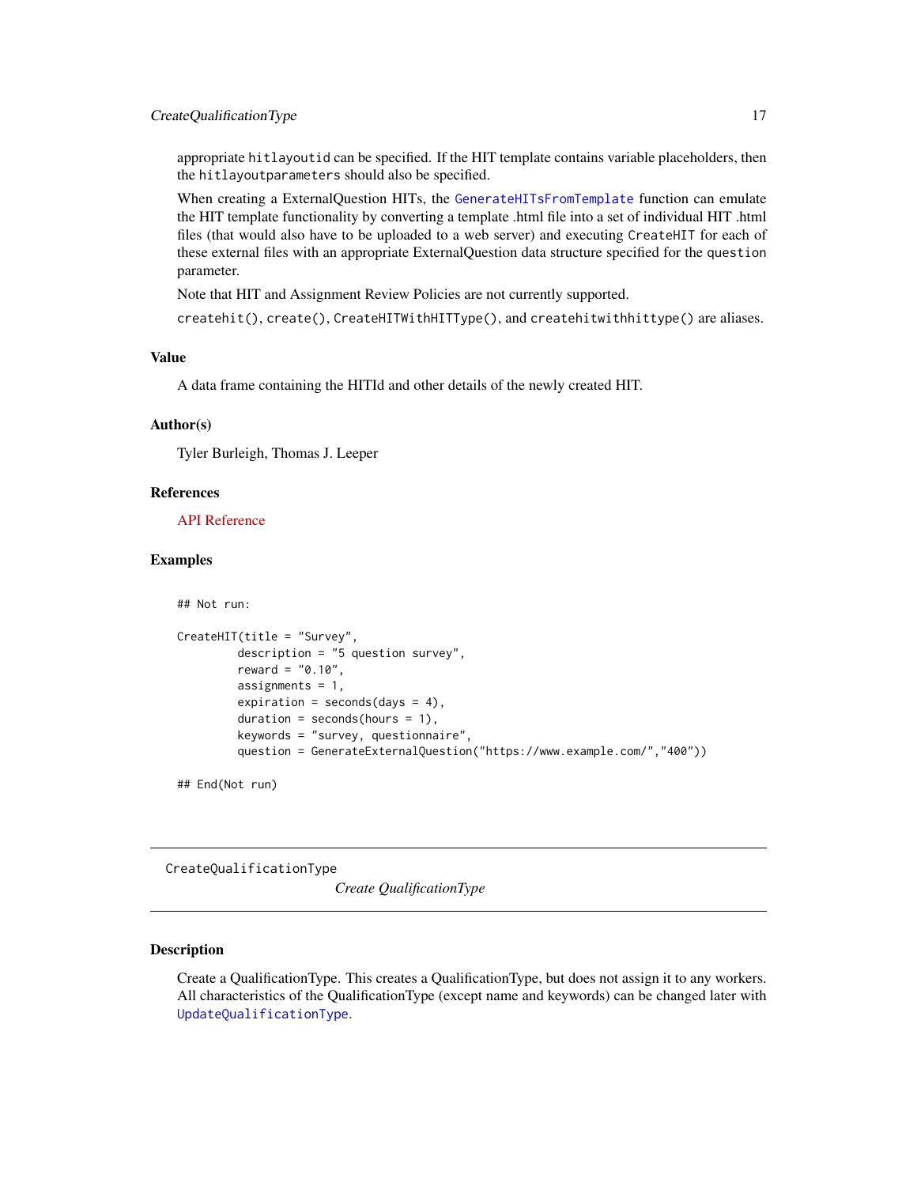appropriate `hitlayoutid` can be specified. If the HIT template contains variable placeholders, then the `hitlayoutparameters` should also be specified.

When creating a ExternalQuestion HITs, the `GenerateHITsFromTemplate` function can emulate the HIT template functionality by converting a template .html file into a set of individual HIT .html files (that would also have to be uploaded to a web server) and executing `CreateHIT` for each of these external files with an appropriate ExternalQuestion data structure specified for the `question` parameter.

Note that HIT and Assignment Review Policies are not currently supported.

`createhit()`, `create()`, `CreateHITWithHITType()`, and `createhitwithhittype()` are aliases.

### Value

A data frame containing the HITId and other details of the newly created HIT.

### Author(s)

Tyler Burleigh, Thomas J. Leeper

### References

API Reference

### Examples

```
## Not run:

CreateHIT(title = "Survey",
         description = "5 question survey",
         reward = "0.10",
         assignments = 1,
         expiration = seconds(days = 4),
         duration = seconds(hours = 1),
         keywords = "survey, questionnaire",
         question = GenerateExternalQuestion("https://www.example.com/","400"))

## End(Not run)
```

---

## CreateQualificationType

*Create QualificationType*

---

### Description

Create a QualificationType. This creates a QualificationType, but does not assign it to any workers. All characteristics of the QualificationType (except name and keywords) can be changed later with `UpdateQualificationType`.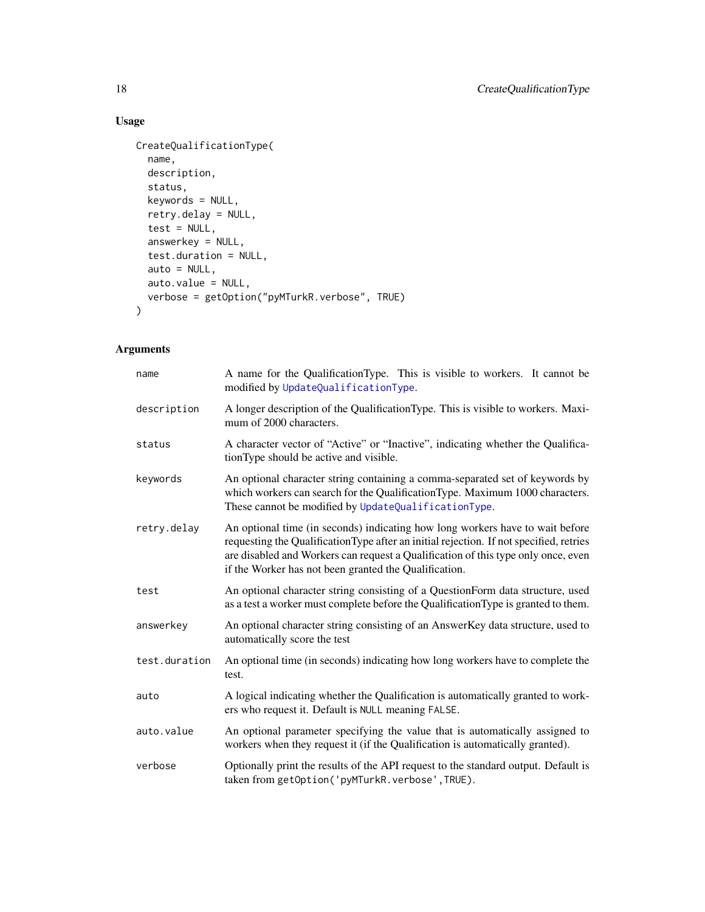## Usage

```
CreateQualificationType(
  name,
  description,
  status,
  keywords = NULL,
  retry.delay = NULL,
  test = NULL,
  answerkey = NULL,
  test.duration = NULL,
  auto = NULL,
  auto.value = NULL,
  verbose = getOption("pyMTurkR.verbose", TRUE)
)
```

## Arguments

| | |
|---|---|
| `name` | A name for the QualificationType. This is visible to workers. It cannot be modified by `UpdateQualificationType`. |
| `description` | A longer description of the QualificationType. This is visible to workers. Maximum of 2000 characters. |
| `status` | A character vector of "Active" or "Inactive", indicating whether the QualificationType should be active and visible. |
| `keywords` | An optional character string containing a comma-separated set of keywords by which workers can search for the QualificationType. Maximum 1000 characters. These cannot be modified by `UpdateQualificationType`. |
| `retry.delay` | An optional time (in seconds) indicating how long workers have to wait before requesting the QualificationType after an initial rejection. If not specified, retries are disabled and Workers can request a Qualification of this type only once, even if the Worker has not been granted the Qualification. |
| `test` | An optional character string consisting of a QuestionForm data structure, used as a test a worker must complete before the QualificationType is granted to them. |
| `answerkey` | An optional character string consisting of an AnswerKey data structure, used to automatically score the test |
| `test.duration` | An optional time (in seconds) indicating how long workers have to complete the test. |
| `auto` | A logical indicating whether the Qualification is automatically granted to workers who request it. Default is `NULL` meaning `FALSE`. |
| `auto.value` | An optional parameter specifying the value that is automatically assigned to workers when they request it (if the Qualification is automatically granted). |
| `verbose` | Optionally print the results of the API request to the standard output. Default is taken from `getOption('pyMTurkR.verbose',TRUE)`. |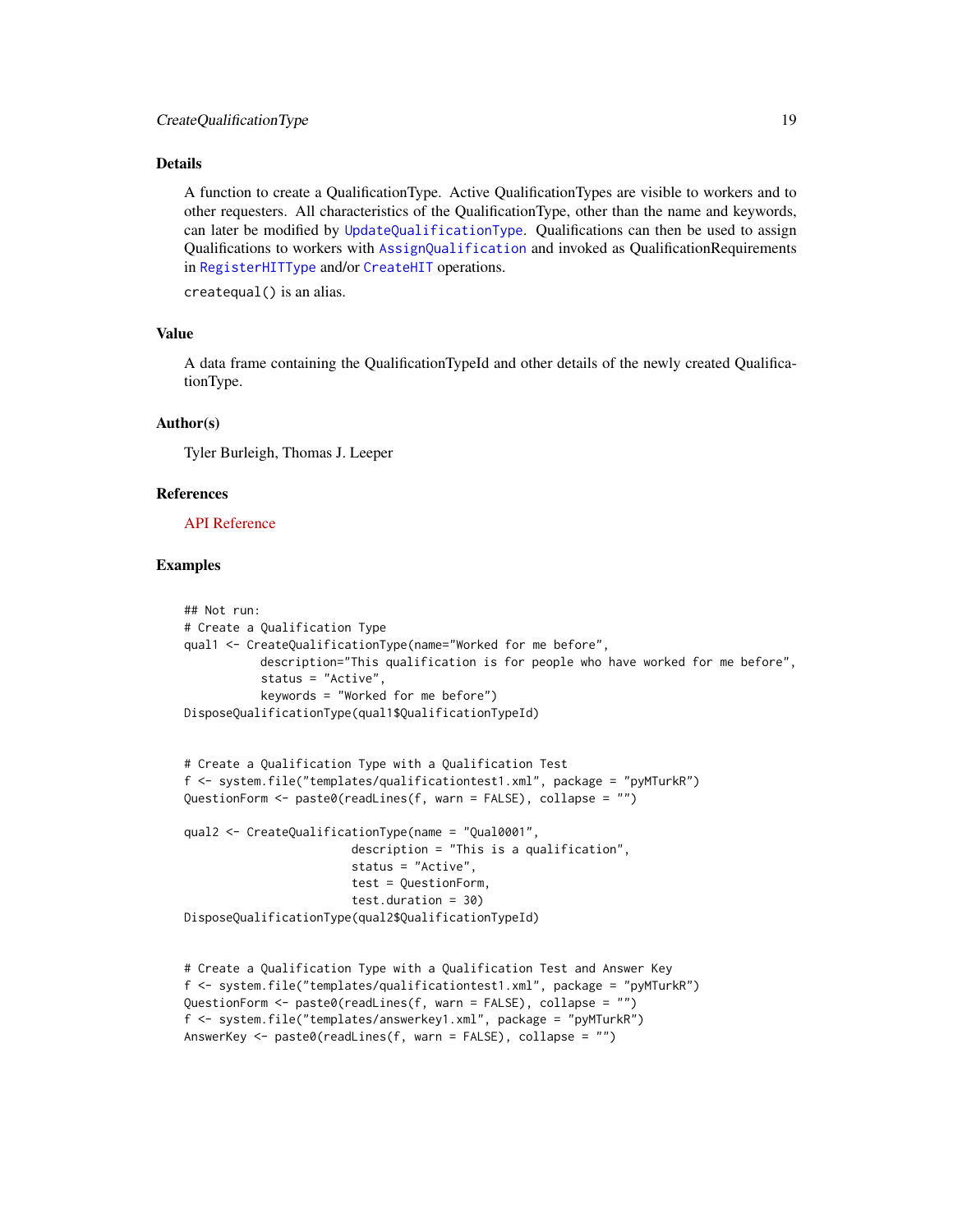## Details

A function to create a QualificationType. Active QualificationTypes are visible to workers and to other requesters. All characteristics of the QualificationType, other than the name and keywords, can later be modified by `UpdateQualificationType`. Qualifications can then be used to assign Qualifications to workers with `AssignQualification` and invoked as QualificationRequirements in `RegisterHITType` and/or `CreateHIT` operations.

`createqual()` is an alias.

## Value

A data frame containing the QualificationTypeId and other details of the newly created QualificationType.

## Author(s)

Tyler Burleigh, Thomas J. Leeper

## References

API Reference

## Examples

```
## Not run:
# Create a Qualification Type
qual1 <- CreateQualificationType(name="Worked for me before",
           description="This qualification is for people who have worked for me before",
           status = "Active",
           keywords = "Worked for me before")
DisposeQualificationType(qual1$QualificationTypeId)


# Create a Qualification Type with a Qualification Test
f <- system.file("templates/qualificationtest1.xml", package = "pyMTurkR")
QuestionForm <- paste0(readLines(f, warn = FALSE), collapse = "")

qual2 <- CreateQualificationType(name = "Qual0001",
                        description = "This is a qualification",
                        status = "Active",
                        test = QuestionForm,
                        test.duration = 30)
DisposeQualificationType(qual2$QualificationTypeId)


# Create a Qualification Type with a Qualification Test and Answer Key
f <- system.file("templates/qualificationtest1.xml", package = "pyMTurkR")
QuestionForm <- paste0(readLines(f, warn = FALSE), collapse = "")
f <- system.file("templates/answerkey1.xml", package = "pyMTurkR")
AnswerKey <- paste0(readLines(f, warn = FALSE), collapse = "")
```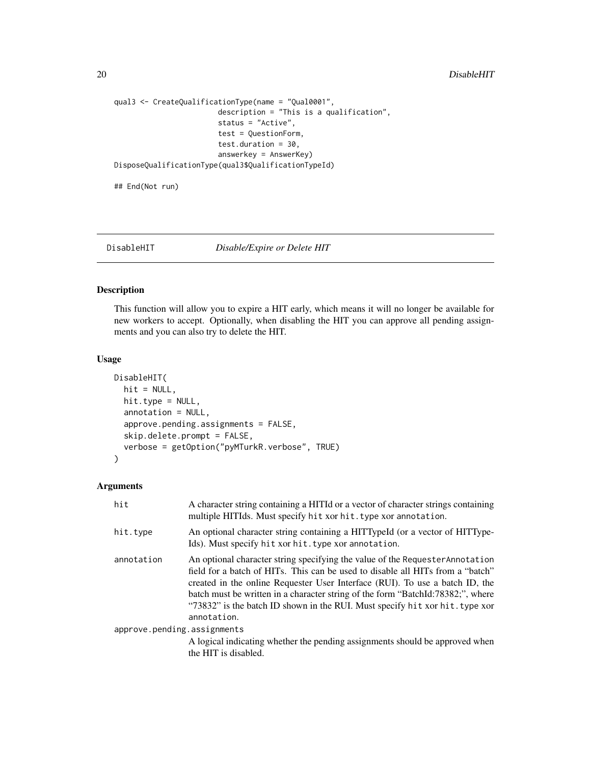```
qual3 <- CreateQualificationType(name = "Qual0001",
                        description = "This is a qualification",
                        status = "Active",
                        test = QuestionForm,
                        test.duration = 30,
                        answerkey = AnswerKey)
DisposeQualificationType(qual3$QualificationTypeId)

## End(Not run)
```

## DisableHIT    *Disable/Expire or Delete HIT*

### Description

This function will allow you to expire a HIT early, which means it will no longer be available for new workers to accept. Optionally, when disabling the HIT you can approve all pending assignments and you can also try to delete the HIT.

### Usage

```
DisableHIT(
  hit = NULL,
  hit.type = NULL,
  annotation = NULL,
  approve.pending.assignments = FALSE,
  skip.delete.prompt = FALSE,
  verbose = getOption("pyMTurkR.verbose", TRUE)
)
```

### Arguments

- `hit` — A character string containing a HITId or a vector of character strings containing multiple HITIds. Must specify `hit` xor `hit.type` xor `annotation`.
- `hit.type` — An optional character string containing a HITTypeId (or a vector of HITTypeIds). Must specify `hit` xor `hit.type` xor `annotation`.
- `annotation` — An optional character string specifying the value of the `RequesterAnnotation` field for a batch of HITs. This can be used to disable all HITs from a "batch" created in the online Requester User Interface (RUI). To use a batch ID, the batch must be written in a character string of the form "BatchId:78382;", where "73832" is the batch ID shown in the RUI. Must specify `hit` xor `hit.type` xor `annotation`.
- `approve.pending.assignments` — A logical indicating whether the pending assignments should be approved when the HIT is disabled.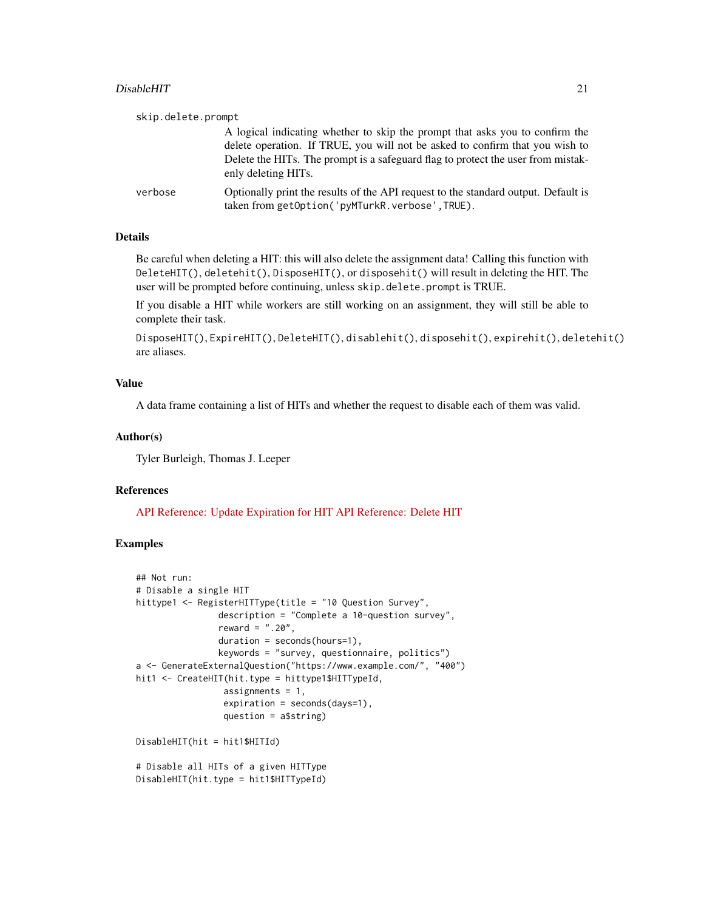skip.delete.prompt
: A logical indicating whether to skip the prompt that asks you to confirm the delete operation. If TRUE, you will not be asked to confirm that you wish to Delete the HITs. The prompt is a safeguard flag to protect the user from mistakenly deleting HITs.

verbose
: Optionally print the results of the API request to the standard output. Default is taken from `getOption('pyMTurkR.verbose',TRUE)`.

## Details

Be careful when deleting a HIT: this will also delete the assignment data! Calling this function with `DeleteHIT()`, `deletehit()`, `DisposeHIT()`, or `disposehit()` will result in deleting the HIT. The user will be prompted before continuing, unless `skip.delete.prompt` is TRUE.

If you disable a HIT while workers are still working on an assignment, they will still be able to complete their task.

`DisposeHIT()`, `ExpireHIT()`, `DeleteHIT()`, `disablehit()`, `disposehit()`, `expirehit()`, `deletehit()` are aliases.

## Value

A data frame containing a list of HITs and whether the request to disable each of them was valid.

## Author(s)

Tyler Burleigh, Thomas J. Leeper

## References

API Reference: Update Expiration for HIT API Reference: Delete HIT

## Examples

```
## Not run:
# Disable a single HIT
hittype1 <- RegisterHITType(title = "10 Question Survey",
                description = "Complete a 10-question survey",
                reward = ".20",
                duration = seconds(hours=1),
                keywords = "survey, questionnaire, politics")
a <- GenerateExternalQuestion("https://www.example.com/", "400")
hit1 <- CreateHIT(hit.type = hittype1$HITTypeId,
                 assignments = 1,
                 expiration = seconds(days=1),
                 question = a$string)

DisableHIT(hit = hit1$HITId)

# Disable all HITs of a given HITType
DisableHIT(hit.type = hit1$HITTypeId)
```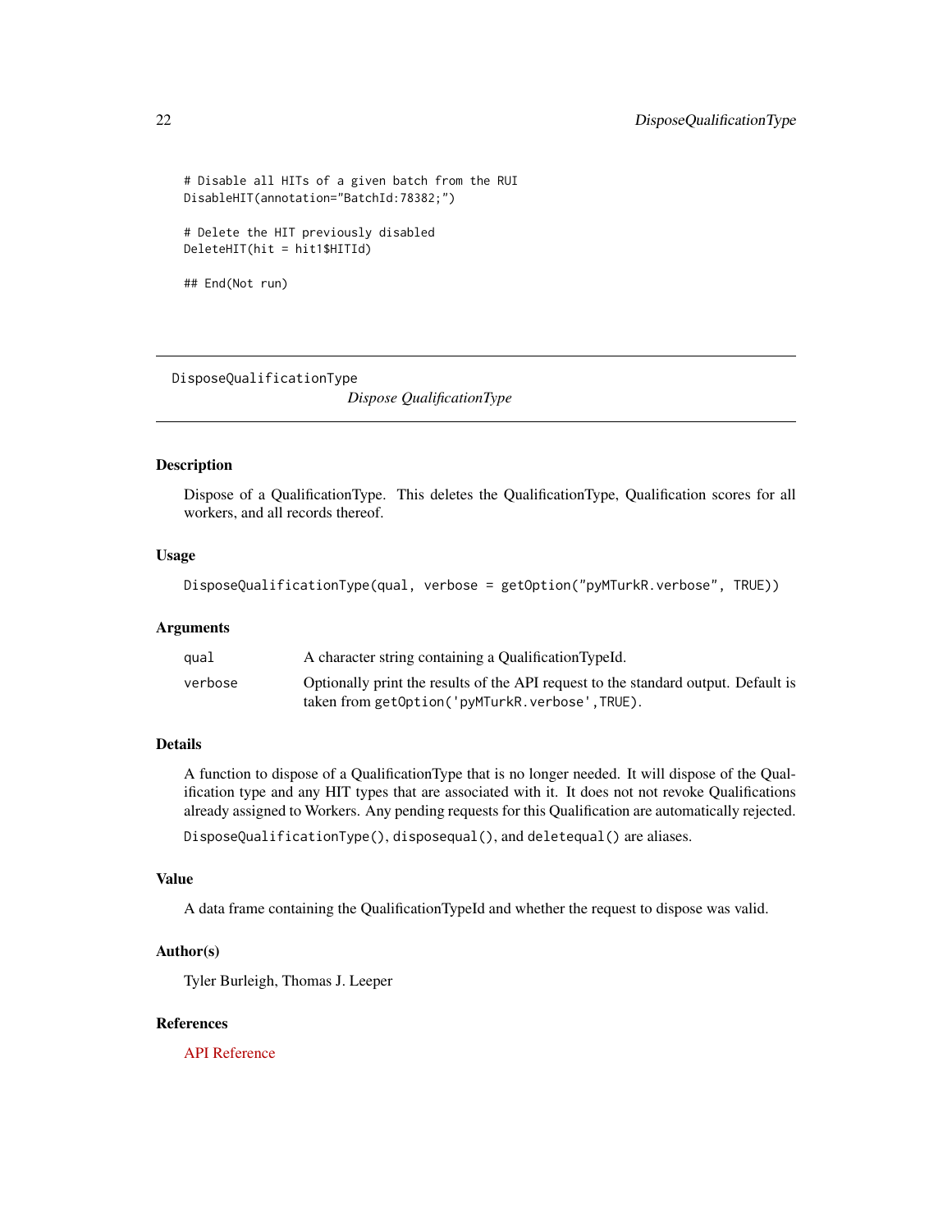```
# Disable all HITs of a given batch from the RUI
DisableHIT(annotation="BatchId:78382;")

# Delete the HIT previously disabled
DeleteHIT(hit = hit1$HITId)

## End(Not run)
```

---

DisposeQualificationType *Dispose QualificationType*

---

### Description

Dispose of a QualificationType. This deletes the QualificationType, Qualification scores for all workers, and all records thereof.

### Usage

```
DisposeQualificationType(qual, verbose = getOption("pyMTurkR.verbose", TRUE))
```

### Arguments

| | |
|---|---|
| qual | A character string containing a QualificationTypeId. |
| verbose | Optionally print the results of the API request to the standard output. Default is taken from `getOption('pyMTurkR.verbose',TRUE)`. |

### Details

A function to dispose of a QualificationType that is no longer needed. It will dispose of the Qualification type and any HIT types that are associated with it. It does not not revoke Qualifications already assigned to Workers. Any pending requests for this Qualification are automatically rejected.

`DisposeQualificationType()`, `disposequal()`, and `deletequal()` are aliases.

### Value

A data frame containing the QualificationTypeId and whether the request to dispose was valid.

### Author(s)

Tyler Burleigh, Thomas J. Leeper

### References

API Reference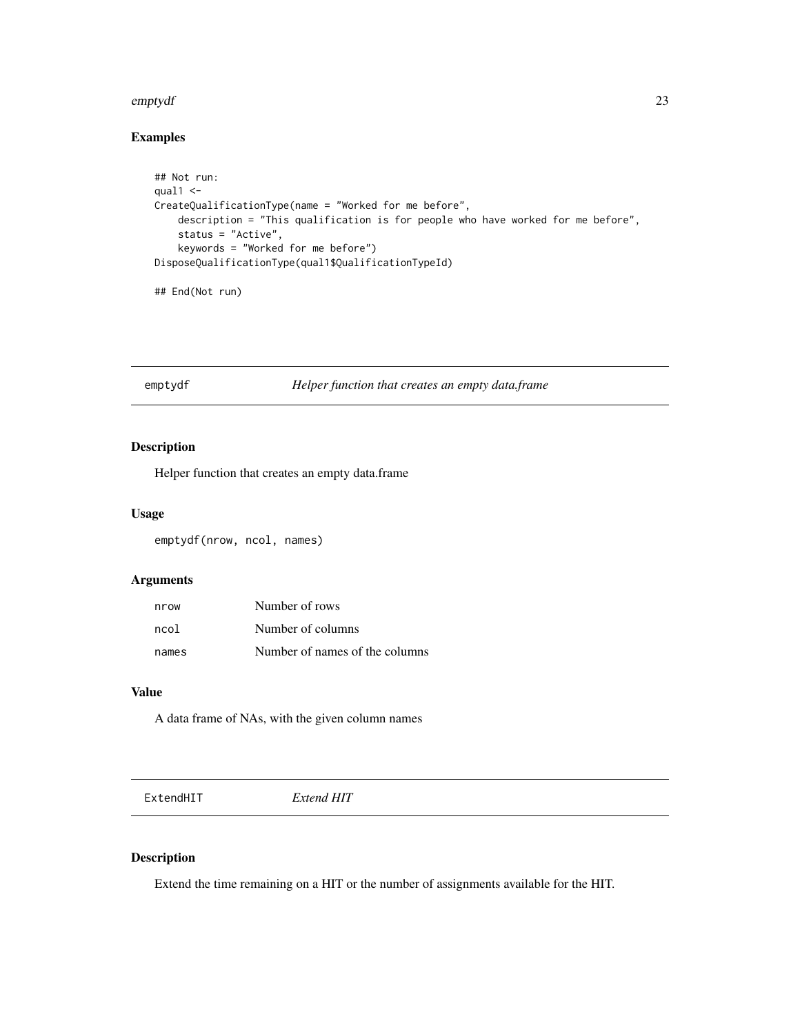### Examples

```
## Not run:
qual1 <-
CreateQualificationType(name = "Worked for me before",
    description = "This qualification is for people who have worked for me before",
    status = "Active",
    keywords = "Worked for me before")
DisposeQualificationType(qual1$QualificationTypeId)

## End(Not run)
```

---

## emptydf — *Helper function that creates an empty data.frame*

### Description

Helper function that creates an empty data.frame

### Usage

```
emptydf(nrow, ncol, names)
```

### Arguments

| | |
|---|---|
| nrow | Number of rows |
| ncol | Number of columns |
| names | Number of names of the columns |

### Value

A data frame of NAs, with the given column names

---

## ExtendHIT — *Extend HIT*

### Description

Extend the time remaining on a HIT or the number of assignments available for the HIT.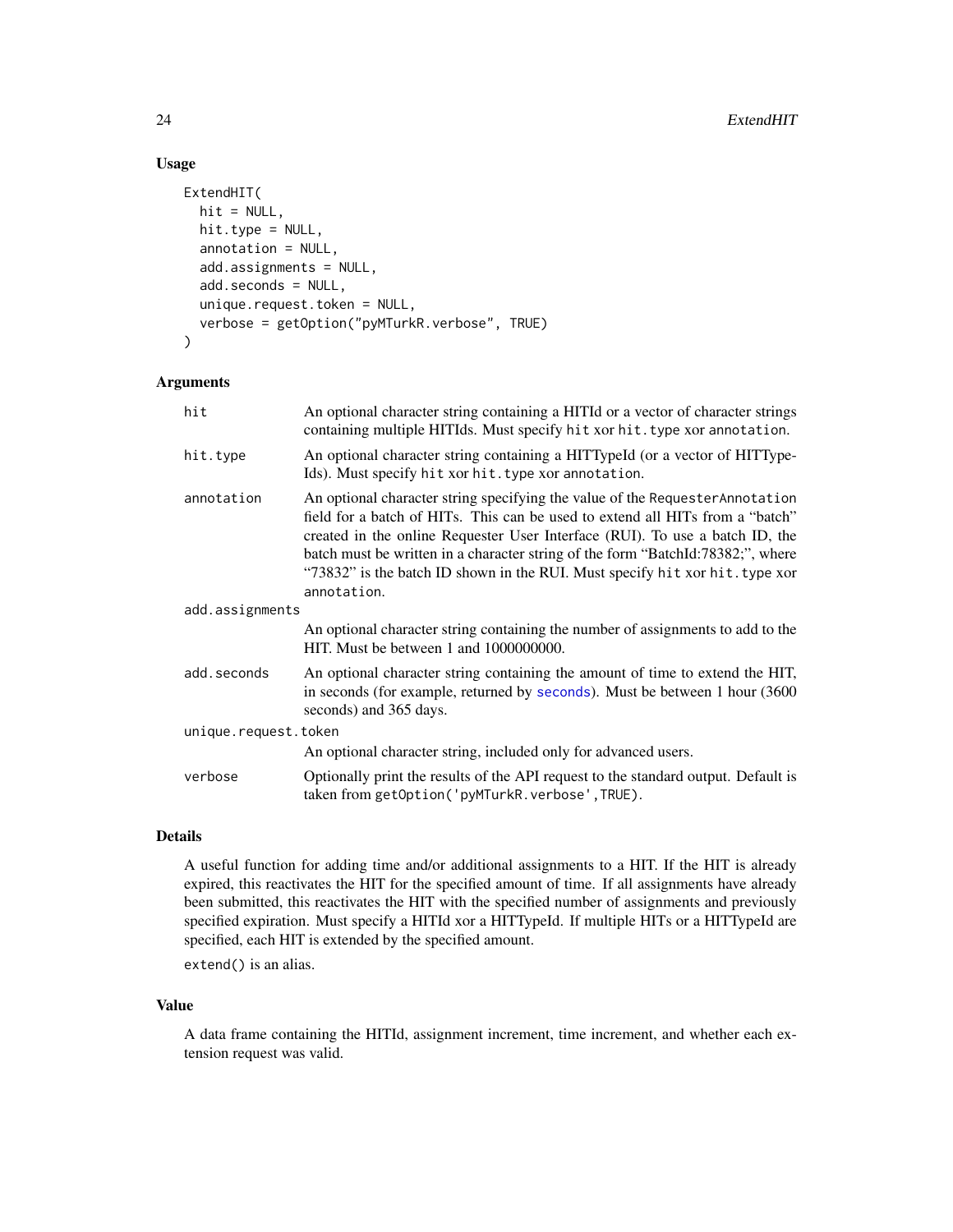## Usage

```
ExtendHIT(
  hit = NULL,
  hit.type = NULL,
  annotation = NULL,
  add.assignments = NULL,
  add.seconds = NULL,
  unique.request.token = NULL,
  verbose = getOption("pyMTurkR.verbose", TRUE)
)
```

## Arguments

| | |
|---|---|
| `hit` | An optional character string containing a HITId or a vector of character strings containing multiple HITIds. Must specify `hit` xor `hit.type` xor `annotation`. |
| `hit.type` | An optional character string containing a HITTypeId (or a vector of HITTypeIds). Must specify `hit` xor `hit.type` xor `annotation`. |
| `annotation` | An optional character string specifying the value of the `RequesterAnnotation` field for a batch of HITs. This can be used to extend all HITs from a "batch" created in the online Requester User Interface (RUI). To use a batch ID, the batch must be written in a character string of the form "BatchId:78382;", where "73832" is the batch ID shown in the RUI. Must specify `hit` xor `hit.type` xor `annotation`. |
| `add.assignments` | An optional character string containing the number of assignments to add to the HIT. Must be between 1 and 1000000000. |
| `add.seconds` | An optional character string containing the amount of time to extend the HIT, in seconds (for example, returned by `seconds`). Must be between 1 hour (3600 seconds) and 365 days. |
| `unique.request.token` | An optional character string, included only for advanced users. |
| `verbose` | Optionally print the results of the API request to the standard output. Default is taken from `getOption('pyMTurkR.verbose',TRUE)`. |

## Details

A useful function for adding time and/or additional assignments to a HIT. If the HIT is already expired, this reactivates the HIT for the specified amount of time. If all assignments have already been submitted, this reactivates the HIT with the specified number of assignments and previously specified expiration. Must specify a HITId xor a HITTypeId. If multiple HITs or a HITTypeId are specified, each HIT is extended by the specified amount.

`extend()` is an alias.

## Value

A data frame containing the HITId, assignment increment, time increment, and whether each extension request was valid.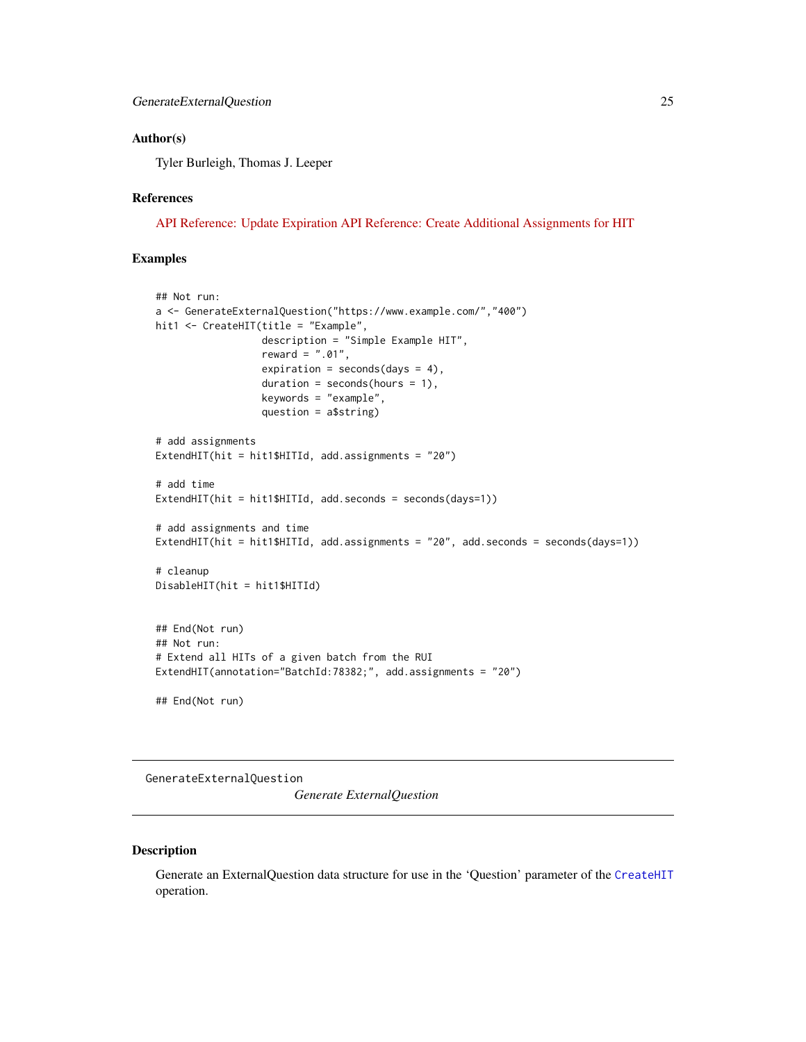### Author(s)

Tyler Burleigh, Thomas J. Leeper

### References

API Reference: Update Expiration API Reference: Create Additional Assignments for HIT

### Examples

```
## Not run:
a <- GenerateExternalQuestion("https://www.example.com/","400")
hit1 <- CreateHIT(title = "Example",
                  description = "Simple Example HIT",
                  reward = ".01",
                  expiration = seconds(days = 4),
                  duration = seconds(hours = 1),
                  keywords = "example",
                  question = a$string)

# add assignments
ExtendHIT(hit = hit1$HITId, add.assignments = "20")

# add time
ExtendHIT(hit = hit1$HITId, add.seconds = seconds(days=1))

# add assignments and time
ExtendHIT(hit = hit1$HITId, add.assignments = "20", add.seconds = seconds(days=1))

# cleanup
DisableHIT(hit = hit1$HITId)


## End(Not run)
## Not run:
# Extend all HITs of a given batch from the RUI
ExtendHIT(annotation="BatchId:78382;", add.assignments = "20")

## End(Not run)
```

---

## GenerateExternalQuestion

*Generate ExternalQuestion*

### Description

Generate an ExternalQuestion data structure for use in the 'Question' parameter of the `CreateHIT` operation.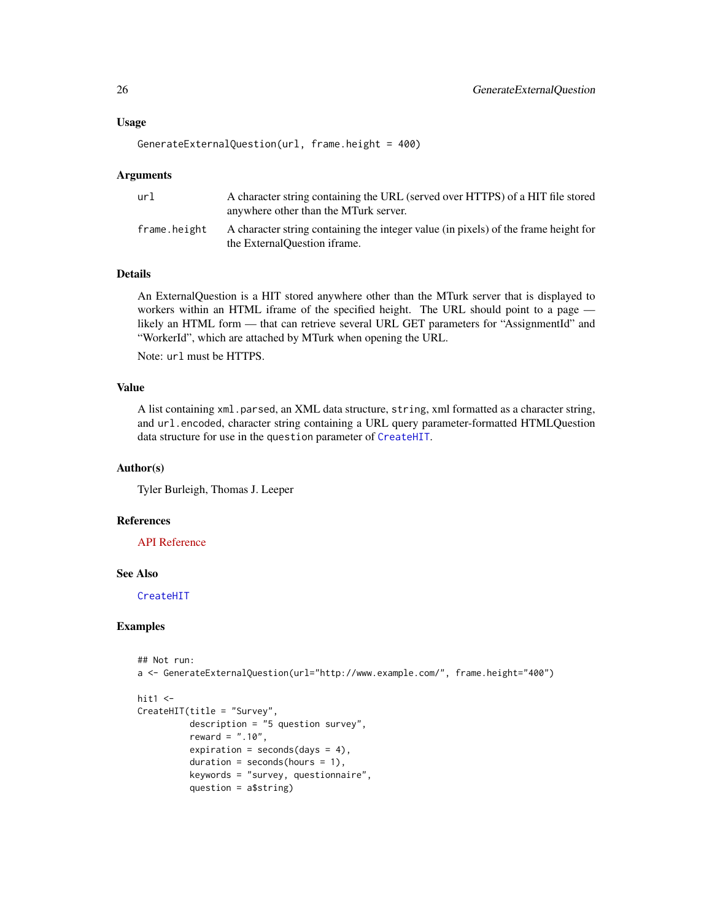### Usage

```
GenerateExternalQuestion(url, frame.height = 400)
```

### Arguments

| | |
|---|---|
| `url` | A character string containing the URL (served over HTTPS) of a HIT file stored anywhere other than the MTurk server. |
| `frame.height` | A character string containing the integer value (in pixels) of the frame height for the ExternalQuestion iframe. |

### Details

An ExternalQuestion is a HIT stored anywhere other than the MTurk server that is displayed to workers within an HTML iframe of the specified height. The URL should point to a page — likely an HTML form — that can retrieve several URL GET parameters for "AssignmentId" and "WorkerId", which are attached by MTurk when opening the URL.

Note: `url` must be HTTPS.

### Value

A list containing `xml.parsed`, an XML data structure, `string`, xml formatted as a character string, and `url.encoded`, character string containing a URL query parameter-formatted HTMLQuestion data structure for use in the `question` parameter of `CreateHIT`.

### Author(s)

Tyler Burleigh, Thomas J. Leeper

### References

API Reference

### See Also

`CreateHIT`

### Examples

```
## Not run:
a <- GenerateExternalQuestion(url="http://www.example.com/", frame.height="400")

hit1 <-
CreateHIT(title = "Survey",
          description = "5 question survey",
          reward = ".10",
          expiration = seconds(days = 4),
          duration = seconds(hours = 1),
          keywords = "survey, questionnaire",
          question = a$string)
```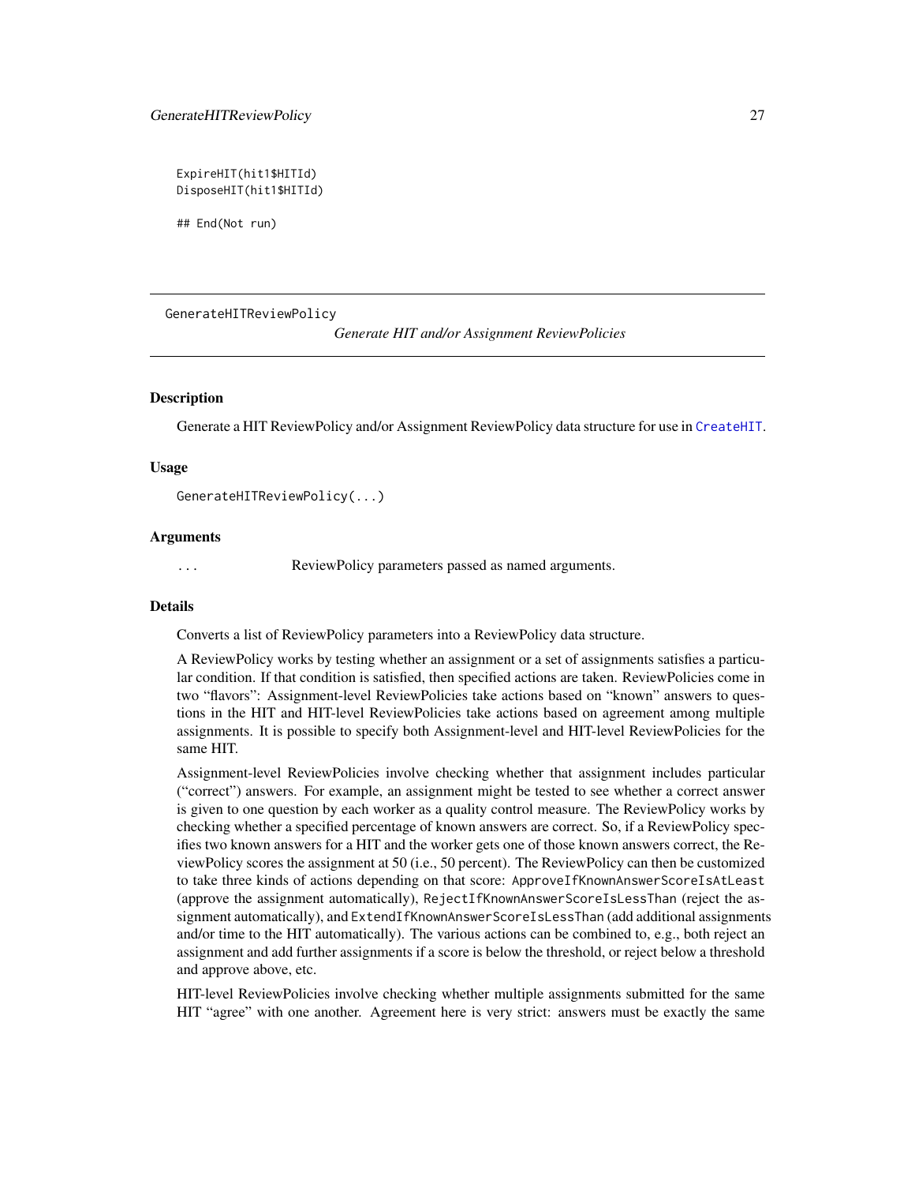```
ExpireHIT(hit1$HITId)
DisposeHIT(hit1$HITId)

## End(Not run)
```

---

GenerateHITReviewPolicy *Generate HIT and/or Assignment ReviewPolicies*

---

### Description

Generate a HIT ReviewPolicy and/or Assignment ReviewPolicy data structure for use in CreateHIT.

### Usage

```
GenerateHITReviewPolicy(...)
```

### Arguments

| | |
|---|---|
| ... | ReviewPolicy parameters passed as named arguments. |

### Details

Converts a list of ReviewPolicy parameters into a ReviewPolicy data structure.

A ReviewPolicy works by testing whether an assignment or a set of assignments satisfies a particular condition. If that condition is satisfied, then specified actions are taken. ReviewPolicies come in two "flavors": Assignment-level ReviewPolicies take actions based on "known" answers to questions in the HIT and HIT-level ReviewPolicies take actions based on agreement among multiple assignments. It is possible to specify both Assignment-level and HIT-level ReviewPolicies for the same HIT.

Assignment-level ReviewPolicies involve checking whether that assignment includes particular ("correct") answers. For example, an assignment might be tested to see whether a correct answer is given to one question by each worker as a quality control measure. The ReviewPolicy works by checking whether a specified percentage of known answers are correct. So, if a ReviewPolicy specifies two known answers for a HIT and the worker gets one of those known answers correct, the ReviewPolicy scores the assignment at 50 (i.e., 50 percent). The ReviewPolicy can then be customized to take three kinds of actions depending on that score: `ApproveIfKnownAnswerScoreIsAtLeast` (approve the assignment automatically), `RejectIfKnownAnswerScoreIsLessThan` (reject the assignment automatically), and `ExtendIfKnownAnswerScoreIsLessThan` (add additional assignments and/or time to the HIT automatically). The various actions can be combined to, e.g., both reject an assignment and add further assignments if a score is below the threshold, or reject below a threshold and approve above, etc.

HIT-level ReviewPolicies involve checking whether multiple assignments submitted for the same HIT "agree" with one another. Agreement here is very strict: answers must be exactly the same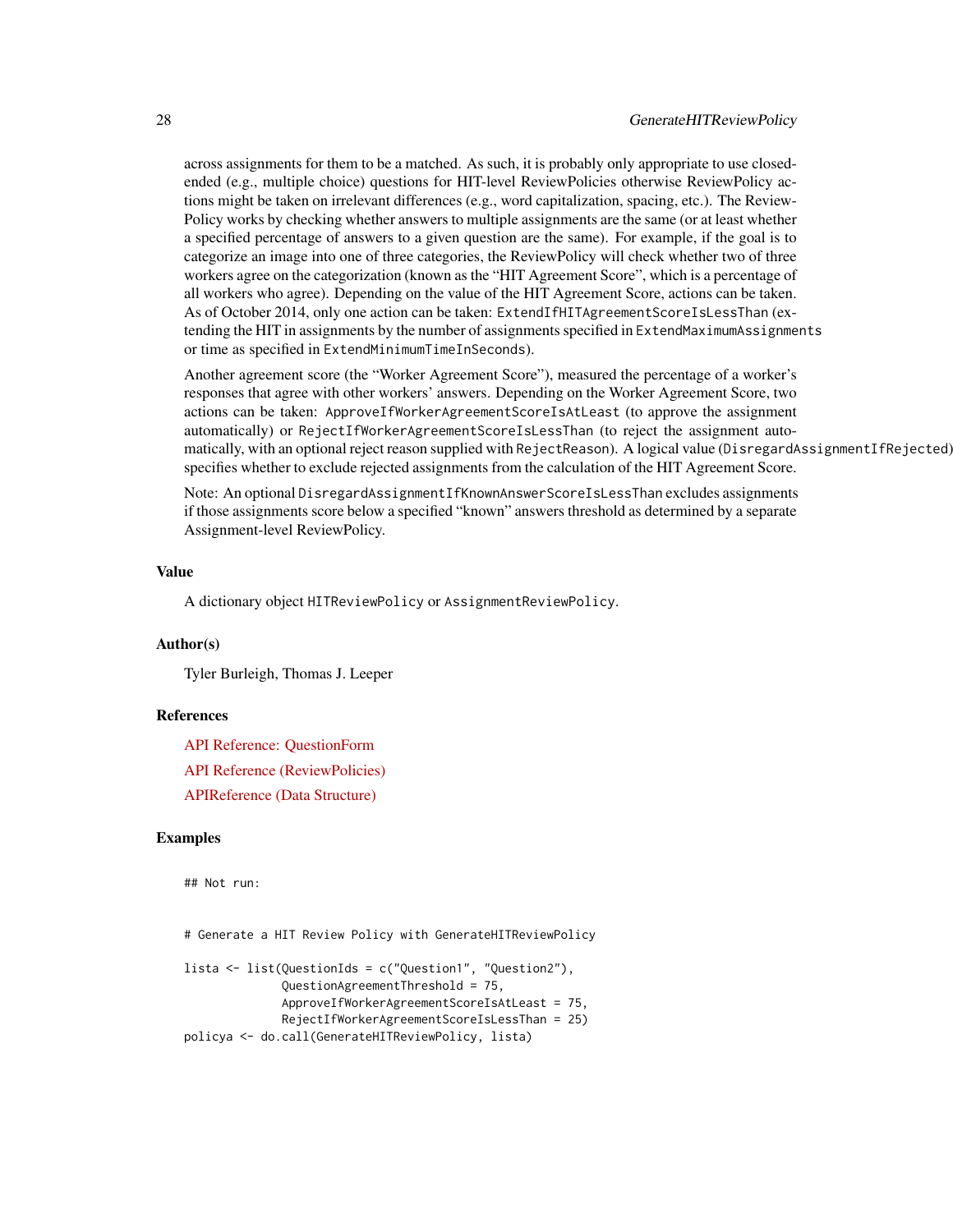across assignments for them to be a matched. As such, it is probably only appropriate to use closed-ended (e.g., multiple choice) questions for HIT-level ReviewPolicies otherwise ReviewPolicy actions might be taken on irrelevant differences (e.g., word capitalization, spacing, etc.). The ReviewPolicy works by checking whether answers to multiple assignments are the same (or at least whether a specified percentage of answers to a given question are the same). For example, if the goal is to categorize an image into one of three categories, the ReviewPolicy will check whether two of three workers agree on the categorization (known as the "HIT Agreement Score", which is a percentage of all workers who agree). Depending on the value of the HIT Agreement Score, actions can be taken. As of October 2014, only one action can be taken: `ExtendIfHITAgreementScoreIsLessThan` (extending the HIT in assignments by the number of assignments specified in `ExtendMaximumAssignments` or time as specified in `ExtendMinimumTimeInSeconds`).

Another agreement score (the "Worker Agreement Score"), measured the percentage of a worker's responses that agree with other workers' answers. Depending on the Worker Agreement Score, two actions can be taken: `ApproveIfWorkerAgreementScoreIsAtLeast` (to approve the assignment automatically) or `RejectIfWorkerAgreementScoreIsLessThan` (to reject the assignment automatically, with an optional reject reason supplied with `RejectReason`). A logical value (`DisregardAssignmentIfRejected`) specifies whether to exclude rejected assignments from the calculation of the HIT Agreement Score.

Note: An optional `DisregardAssignmentIfKnownAnswerScoreIsLessThan` excludes assignments if those assignments score below a specified "known" answers threshold as determined by a separate Assignment-level ReviewPolicy.

## Value

A dictionary object `HITReviewPolicy` or `AssignmentReviewPolicy`.

## Author(s)

Tyler Burleigh, Thomas J. Leeper

## References

API Reference: QuestionForm

API Reference (ReviewPolicies)

APIReference (Data Structure)

## Examples

```
## Not run:


# Generate a HIT Review Policy with GenerateHITReviewPolicy

lista <- list(QuestionIds = c("Question1", "Question2"),
              QuestionAgreementThreshold = 75,
              ApproveIfWorkerAgreementScoreIsAtLeast = 75,
              RejectIfWorkerAgreementScoreIsLessThan = 25)
policya <- do.call(GenerateHITReviewPolicy, lista)
```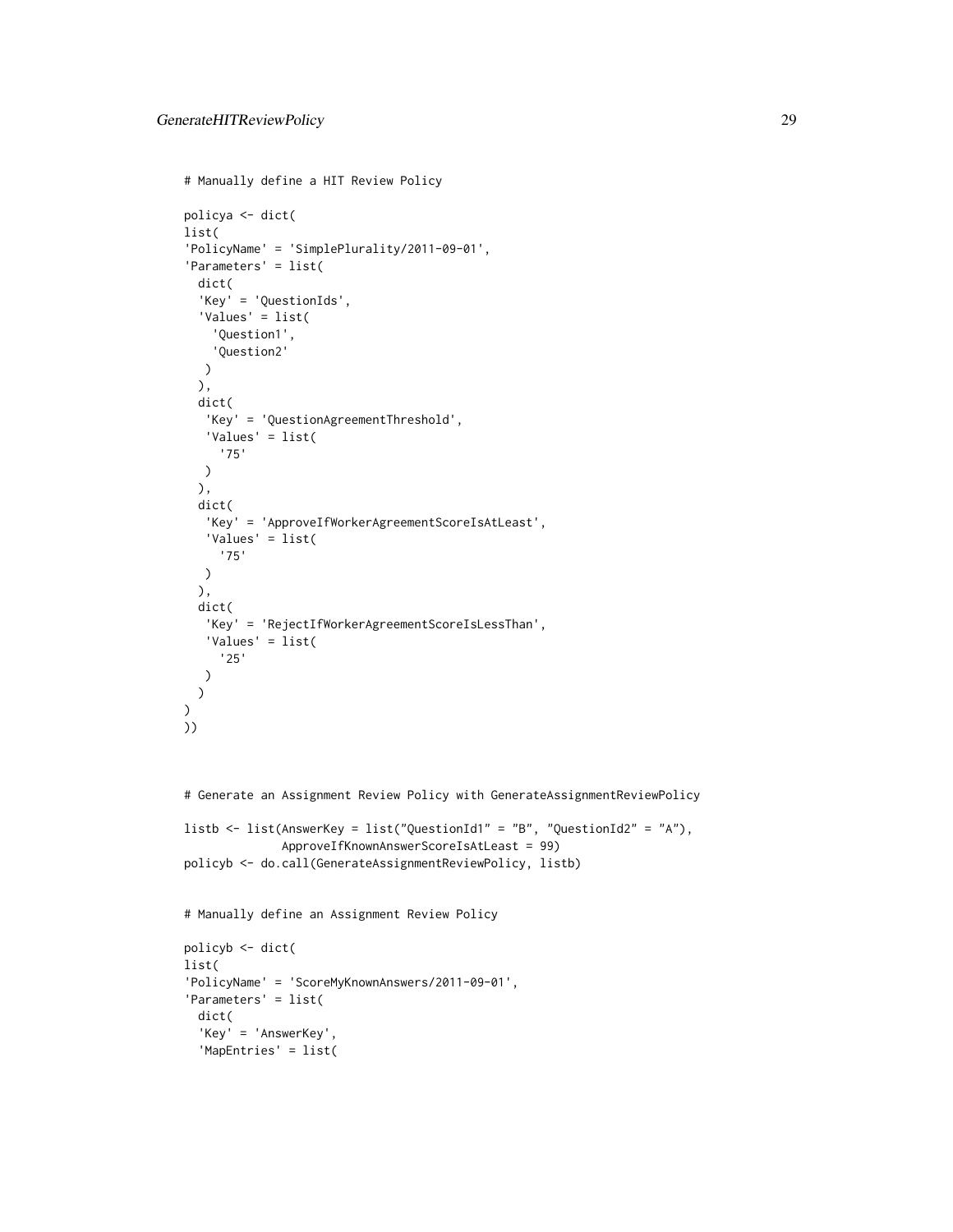```
# Manually define a HIT Review Policy

policya <- dict(
list(
'PolicyName' = 'SimplePlurality/2011-09-01',
'Parameters' = list(
  dict(
  'Key' = 'QuestionIds',
  'Values' = list(
    'Question1',
    'Question2'
   )
  ),
  dict(
   'Key' = 'QuestionAgreementThreshold',
   'Values' = list(
     '75'
   )
  ),
  dict(
   'Key' = 'ApproveIfWorkerAgreementScoreIsAtLeast',
   'Values' = list(
     '75'
   )
  ),
  dict(
   'Key' = 'RejectIfWorkerAgreementScoreIsLessThan',
   'Values' = list(
     '25'
   )
  )
)
))



# Generate an Assignment Review Policy with GenerateAssignmentReviewPolicy

listb <- list(AnswerKey = list("QuestionId1" = "B", "QuestionId2" = "A"),
              ApproveIfKnownAnswerScoreIsAtLeast = 99)
policyb <- do.call(GenerateAssignmentReviewPolicy, listb)


# Manually define an Assignment Review Policy

policyb <- dict(
list(
'PolicyName' = 'ScoreMyKnownAnswers/2011-09-01',
'Parameters' = list(
  dict(
  'Key' = 'AnswerKey',
  'MapEntries' = list(
```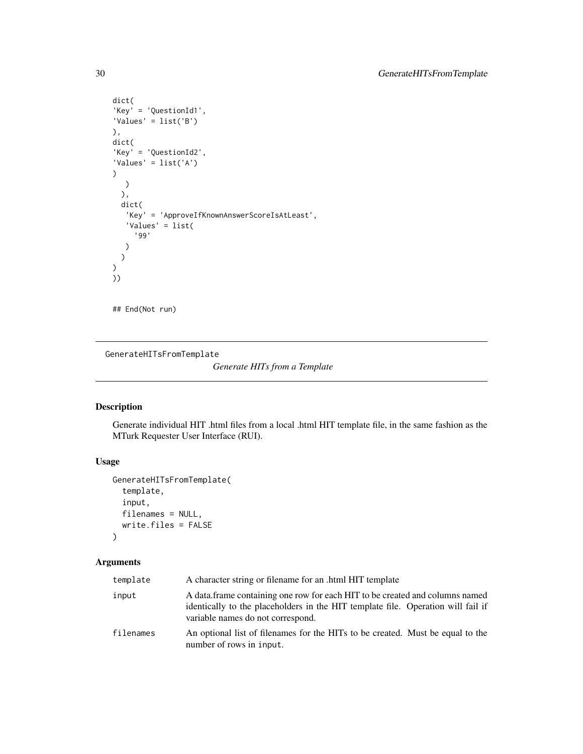```
dict(
'Key' = 'QuestionId1',
'Values' = list('B')
),
dict(
'Key' = 'QuestionId2',
'Values' = list('A')
)
   )
  ),
  dict(
   'Key' = 'ApproveIfKnownAnswerScoreIsAtLeast',
   'Values' = list(
     '99'
   )
  )
)
))


## End(Not run)
```

---

## GenerateHITsFromTemplate

*Generate HITs from a Template*

### Description

Generate individual HIT .html files from a local .html HIT template file, in the same fashion as the MTurk Requester User Interface (RUI).

### Usage

```
GenerateHITsFromTemplate(
  template,
  input,
  filenames = NULL,
  write.files = FALSE
)
```

### Arguments

| | |
|---|---|
| `template` | A character string or filename for an .html HIT template |
| `input` | A data.frame containing one row for each HIT to be created and columns named identically to the placeholders in the HIT template file. Operation will fail if variable names do not correspond. |
| `filenames` | An optional list of filenames for the HITs to be created. Must be equal to the number of rows in `input`. |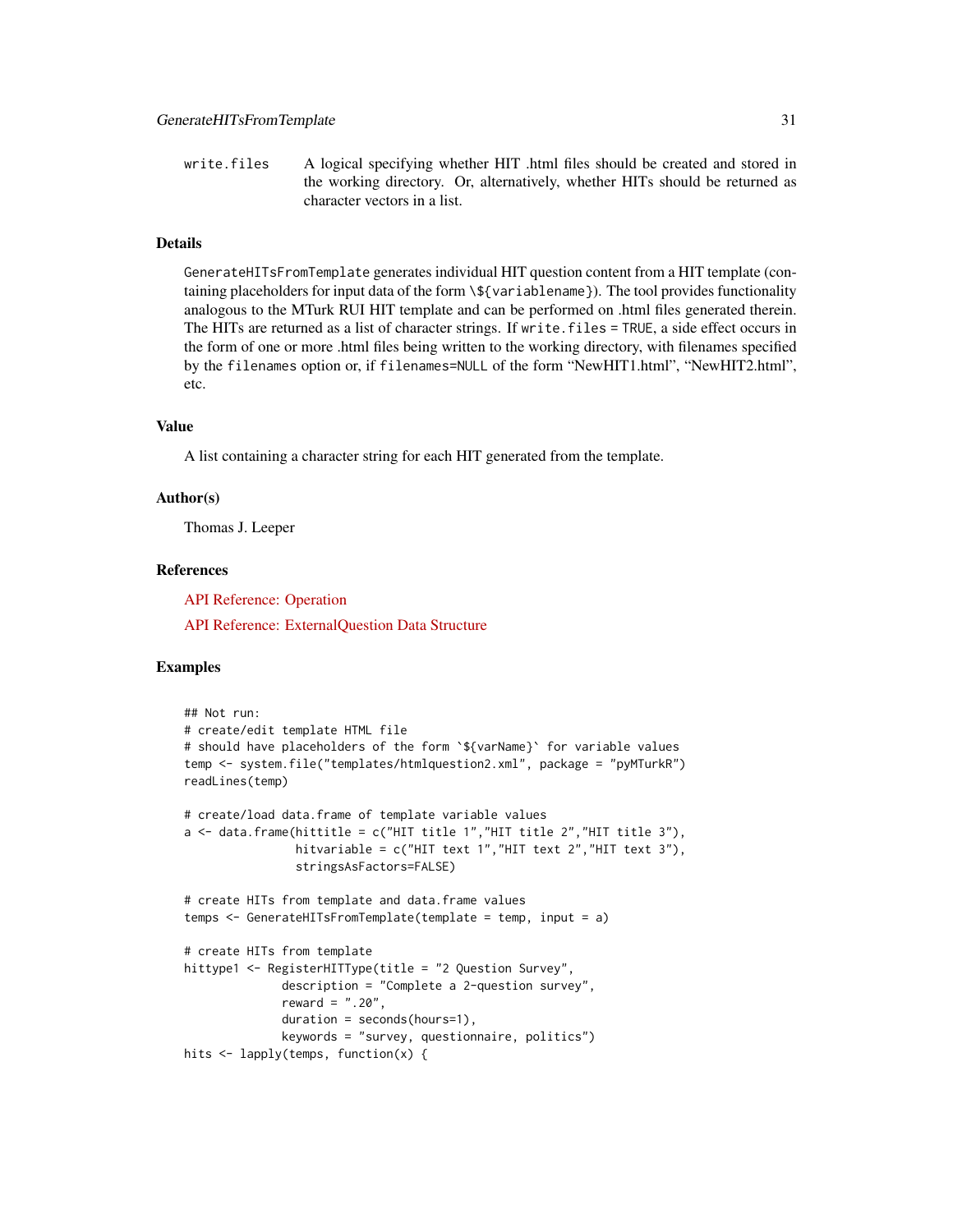write.files A logical specifying whether HIT .html files should be created and stored in the working directory. Or, alternatively, whether HITs should be returned as character vectors in a list.

### Details

`GenerateHITsFromTemplate` generates individual HIT question content from a HIT template (containing placeholders for input data of the form `\${variablename}`). The tool provides functionality analogous to the MTurk RUI HIT template and can be performed on .html files generated therein. The HITs are returned as a list of character strings. If `write.files = TRUE`, a side effect occurs in the form of one or more .html files being written to the working directory, with filenames specified by the `filenames` option or, if `filenames=NULL` of the form "NewHIT1.html", "NewHIT2.html", etc.

### Value

A list containing a character string for each HIT generated from the template.

### Author(s)

Thomas J. Leeper

### References

API Reference: Operation

API Reference: ExternalQuestion Data Structure

### Examples

```
## Not run:
# create/edit template HTML file
# should have placeholders of the form `${varName}` for variable values
temp <- system.file("templates/htmlquestion2.xml", package = "pyMTurkR")
readLines(temp)

# create/load data.frame of template variable values
a <- data.frame(hittitle = c("HIT title 1","HIT title 2","HIT title 3"),
                hitvariable = c("HIT text 1","HIT text 2","HIT text 3"),
                stringsAsFactors=FALSE)

# create HITs from template and data.frame values
temps <- GenerateHITsFromTemplate(template = temp, input = a)

# create HITs from template
hittype1 <- RegisterHITType(title = "2 Question Survey",
              description = "Complete a 2-question survey",
              reward = ".20",
              duration = seconds(hours=1),
              keywords = "survey, questionnaire, politics")
hits <- lapply(temps, function(x) {
```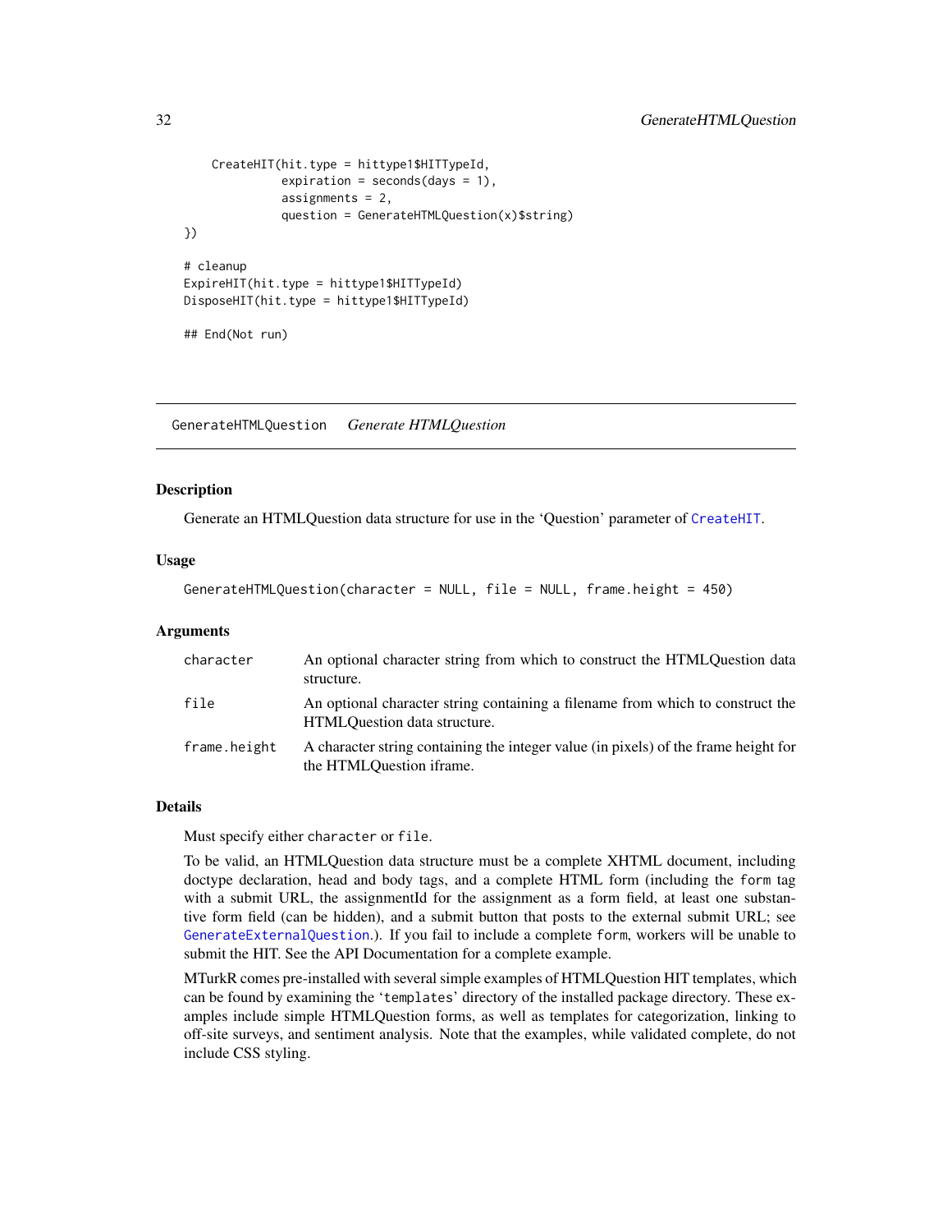```
    CreateHIT(hit.type = hittype1$HITTypeId,
              expiration = seconds(days = 1),
              assignments = 2,
              question = GenerateHTMLQuestion(x)$string)
})

# cleanup
ExpireHIT(hit.type = hittype1$HITTypeId)
DisposeHIT(hit.type = hittype1$HITTypeId)

## End(Not run)
```

## GenerateHTMLQuestion *Generate HTMLQuestion*

### Description

Generate an HTMLQuestion data structure for use in the 'Question' parameter of CreateHIT.

### Usage

```
GenerateHTMLQuestion(character = NULL, file = NULL, frame.height = 450)
```

### Arguments

| | |
|---|---|
| character | An optional character string from which to construct the HTMLQuestion data structure. |
| file | An optional character string containing a filename from which to construct the HTMLQuestion data structure. |
| frame.height | A character string containing the integer value (in pixels) of the frame height for the HTMLQuestion iframe. |

### Details

Must specify either `character` or `file`.

To be valid, an HTMLQuestion data structure must be a complete XHTML document, including doctype declaration, head and body tags, and a complete HTML form (including the `form` tag with a submit URL, the assignmentId for the assignment as a form field, at least one substantive form field (can be hidden), and a submit button that posts to the external submit URL; see GenerateExternalQuestion.). If you fail to include a complete `form`, workers will be unable to submit the HIT. See the API Documentation for a complete example.

MTurkR comes pre-installed with several simple examples of HTMLQuestion HIT templates, which can be found by examining the '`templates`' directory of the installed package directory. These examples include simple HTMLQuestion forms, as well as templates for categorization, linking to off-site surveys, and sentiment analysis. Note that the examples, while validated complete, do not include CSS styling.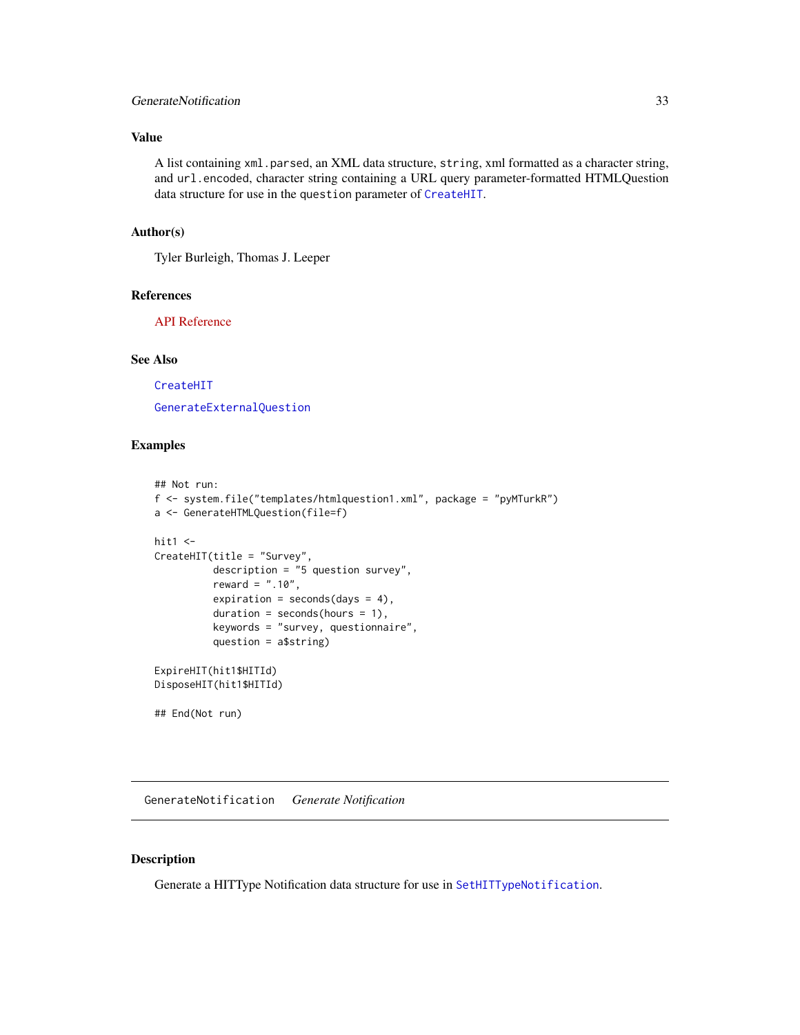### Value

A list containing `xml.parsed`, an XML data structure, `string`, xml formatted as a character string, and `url.encoded`, character string containing a URL query parameter-formatted HTMLQuestion data structure for use in the `question` parameter of `CreateHIT`.

### Author(s)

Tyler Burleigh, Thomas J. Leeper

### References

API Reference

### See Also

`CreateHIT`

`GenerateExternalQuestion`

### Examples

```
## Not run:
f <- system.file("templates/htmlquestion1.xml", package = "pyMTurkR")
a <- GenerateHTMLQuestion(file=f)

hit1 <-
CreateHIT(title = "Survey",
          description = "5 question survey",
          reward = ".10",
          expiration = seconds(days = 4),
          duration = seconds(hours = 1),
          keywords = "survey, questionnaire",
          question = a$string)

ExpireHIT(hit1$HITId)
DisposeHIT(hit1$HITId)

## End(Not run)
```

---

## GenerateNotification *Generate Notification*

### Description

Generate a HITType Notification data structure for use in `SetHITTypeNotification`.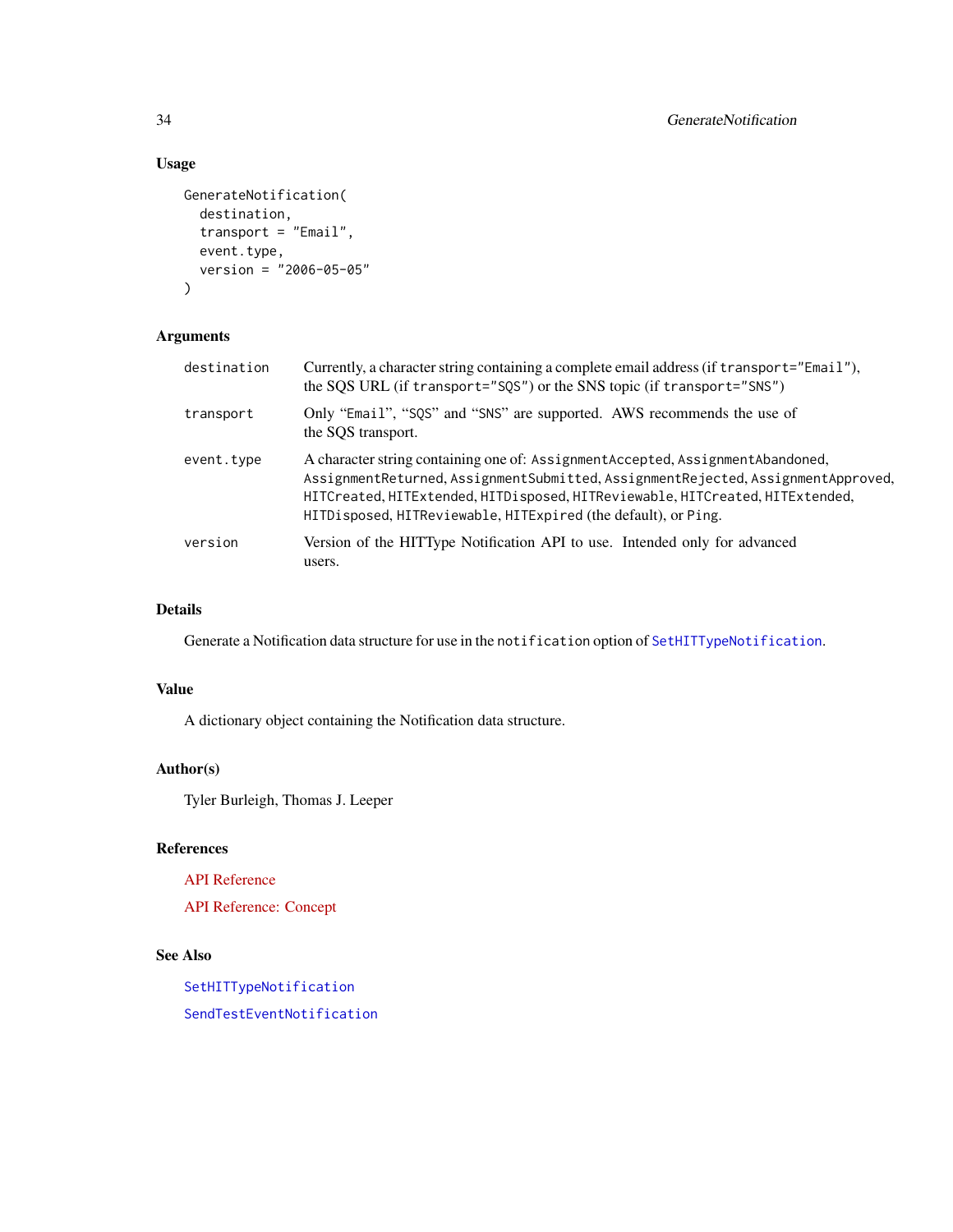### Usage

```
GenerateNotification(
  destination,
  transport = "Email",
  event.type,
  version = "2006-05-05"
)
```

### Arguments

| | |
|---|---|
| destination | Currently, a character string containing a complete email address (if `transport="Email"`), the SQS URL (if `transport="SQS"`) or the SNS topic (if `transport="SNS"`) |
| transport | Only "`Email`", "`SQS`" and "`SNS`" are supported. AWS recommends the use of the SQS transport. |
| event.type | A character string containing one of: `AssignmentAccepted`, `AssignmentAbandoned`, `AssignmentReturned`, `AssignmentSubmitted`, `AssignmentRejected`, `AssignmentApproved`, `HITCreated`, `HITExtended`, `HITDisposed`, `HITReviewable`, `HITCreated`, `HITExtended`, `HITDisposed`, `HITReviewable`, `HITExpired` (the default), or `Ping`. |
| version | Version of the HITType Notification API to use. Intended only for advanced users. |

### Details

Generate a Notification data structure for use in the `notification` option of `SetHITTypeNotification`.

### Value

A dictionary object containing the Notification data structure.

### Author(s)

Tyler Burleigh, Thomas J. Leeper

### References

API Reference

API Reference: Concept

### See Also

`SetHITTypeNotification`

`SendTestEventNotification`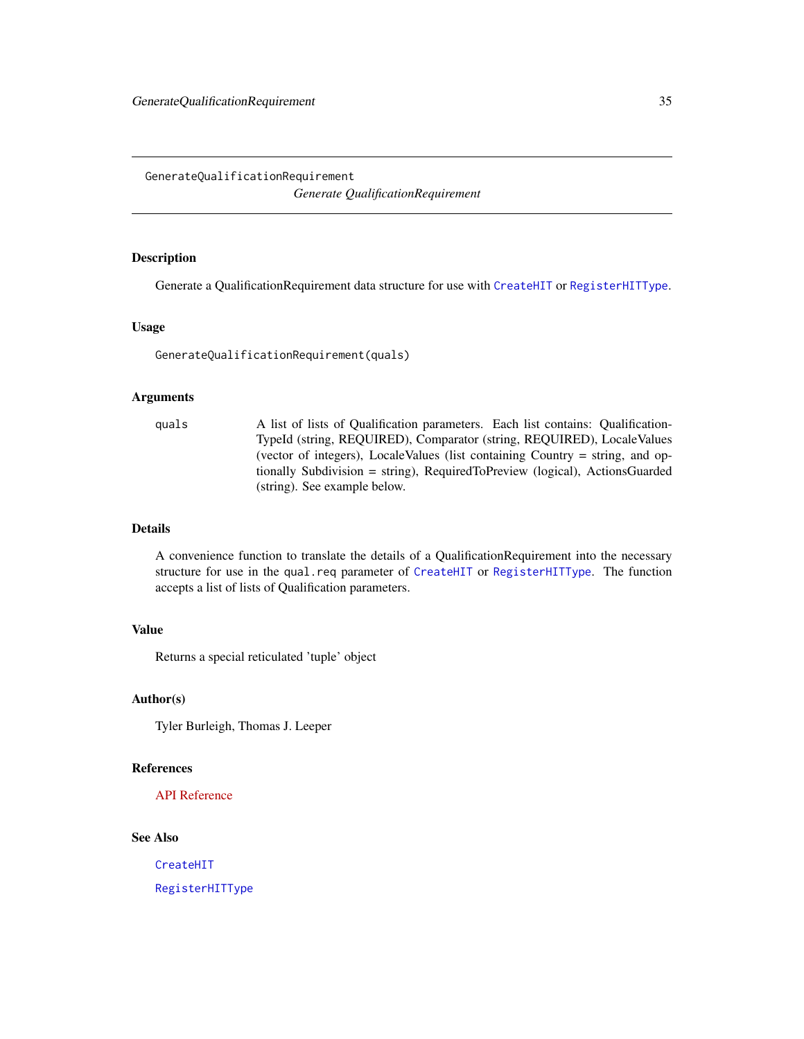# GenerateQualificationRequirement

*Generate QualificationRequirement*

## Description

Generate a QualificationRequirement data structure for use with `CreateHIT` or `RegisterHITType`.

## Usage

```
GenerateQualificationRequirement(quals)
```

## Arguments

| | |
|---|---|
| `quals` | A list of lists of Qualification parameters. Each list contains: QualificationTypeId (string, REQUIRED), Comparator (string, REQUIRED), LocaleValues (vector of integers), LocaleValues (list containing Country = string, and optionally Subdivision = string), RequiredToPreview (logical), ActionsGuarded (string). See example below. |

## Details

A convenience function to translate the details of a QualificationRequirement into the necessary structure for use in the `qual.req` parameter of `CreateHIT` or `RegisterHITType`. The function accepts a list of lists of Qualification parameters.

## Value

Returns a special reticulated 'tuple' object

## Author(s)

Tyler Burleigh, Thomas J. Leeper

## References

API Reference

## See Also

`CreateHIT`

`RegisterHITType`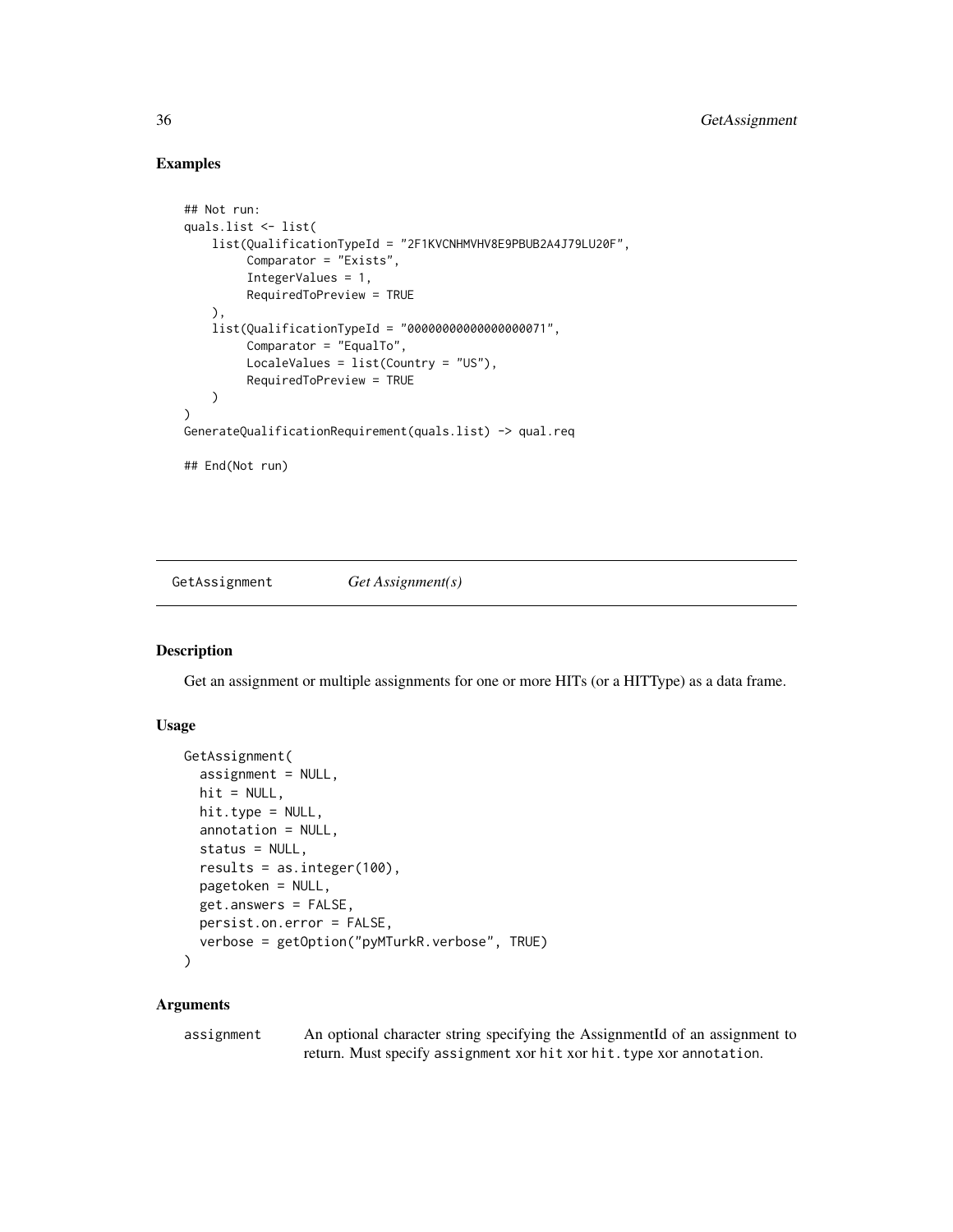## Examples

```
## Not run:
quals.list <- list(
    list(QualificationTypeId = "2F1KVCNHMVHV8E9PBUB2A4J79LU20F",
         Comparator = "Exists",
         IntegerValues = 1,
         RequiredToPreview = TRUE
    ),
    list(QualificationTypeId = "00000000000000000071",
         Comparator = "EqualTo",
         LocaleValues = list(Country = "US"),
         RequiredToPreview = TRUE
    )
)
GenerateQualificationRequirement(quals.list) -> qual.req

## End(Not run)
```

---

GetAssignment        *Get Assignment(s)*

---

## Description

Get an assignment or multiple assignments for one or more HITs (or a HITType) as a data frame.

## Usage

```
GetAssignment(
  assignment = NULL,
  hit = NULL,
  hit.type = NULL,
  annotation = NULL,
  status = NULL,
  results = as.integer(100),
  pagetoken = NULL,
  get.answers = FALSE,
  persist.on.error = FALSE,
  verbose = getOption("pyMTurkR.verbose", TRUE)
)
```

## Arguments

| | |
|---|---|
| `assignment` | An optional character string specifying the AssignmentId of an assignment to return. Must specify `assignment` xor `hit` xor `hit.type` xor `annotation`. |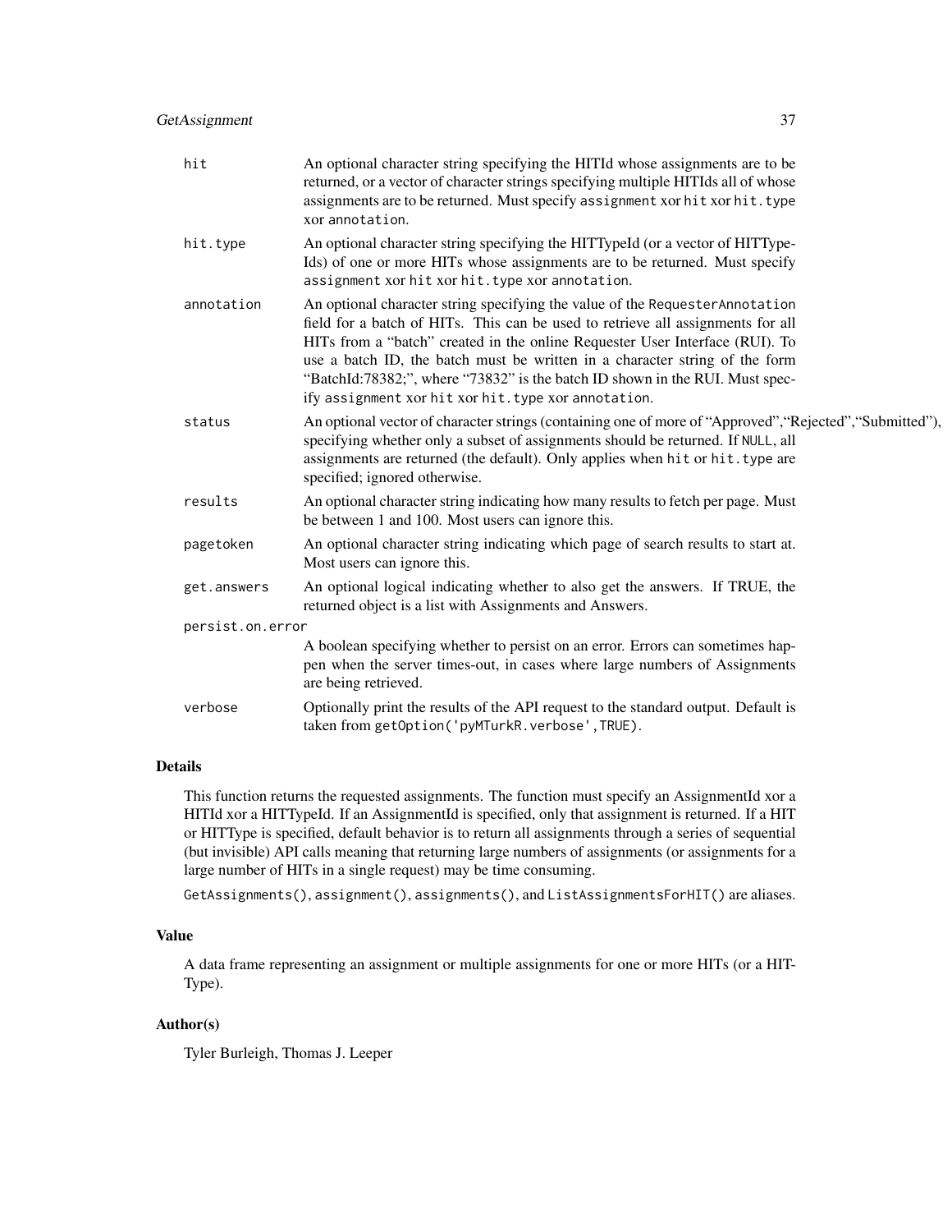| | |
|---|---|
| `hit` | An optional character string specifying the HITId whose assignments are to be returned, or a vector of character strings specifying multiple HITIds all of whose assignments are to be returned. Must specify `assignment` xor `hit` xor `hit.type` xor `annotation`. |
| `hit.type` | An optional character string specifying the HITTypeId (or a vector of HITTypeIds) of one or more HITs whose assignments are to be returned. Must specify `assignment` xor `hit` xor `hit.type` xor `annotation`. |
| `annotation` | An optional character string specifying the value of the `RequesterAnnotation` field for a batch of HITs. This can be used to retrieve all assignments for all HITs from a "batch" created in the online Requester User Interface (RUI). To use a batch ID, the batch must be written in a character string of the form "BatchId:78382;", where "73832" is the batch ID shown in the RUI. Must specify `assignment` xor `hit` xor `hit.type` xor `annotation`. |
| `status` | An optional vector of character strings (containing one of more of "Approved","Rejected","Submitted"), specifying whether only a subset of assignments should be returned. If `NULL`, all assignments are returned (the default). Only applies when `hit` or `hit.type` are specified; ignored otherwise. |
| `results` | An optional character string indicating how many results to fetch per page. Must be between 1 and 100. Most users can ignore this. |
| `pagetoken` | An optional character string indicating which page of search results to start at. Most users can ignore this. |
| `get.answers` | An optional logical indicating whether to also get the answers. If TRUE, the returned object is a list with Assignments and Answers. |
| `persist.on.error` | A boolean specifying whether to persist on an error. Errors can sometimes happen when the server times-out, in cases where large numbers of Assignments are being retrieved. |
| `verbose` | Optionally print the results of the API request to the standard output. Default is taken from `getOption('pyMTurkR.verbose',TRUE)`. |

## Details

This function returns the requested assignments. The function must specify an AssignmentId xor a HITId xor a HITTypeId. If an AssignmentId is specified, only that assignment is returned. If a HIT or HITType is specified, default behavior is to return all assignments through a series of sequential (but invisible) API calls meaning that returning large numbers of assignments (or assignments for a large number of HITs in a single request) may be time consuming.

`GetAssignments()`, `assignment()`, `assignments()`, and `ListAssignmentsForHIT()` are aliases.

## Value

A data frame representing an assignment or multiple assignments for one or more HITs (or a HITType).

## Author(s)

Tyler Burleigh, Thomas J. Leeper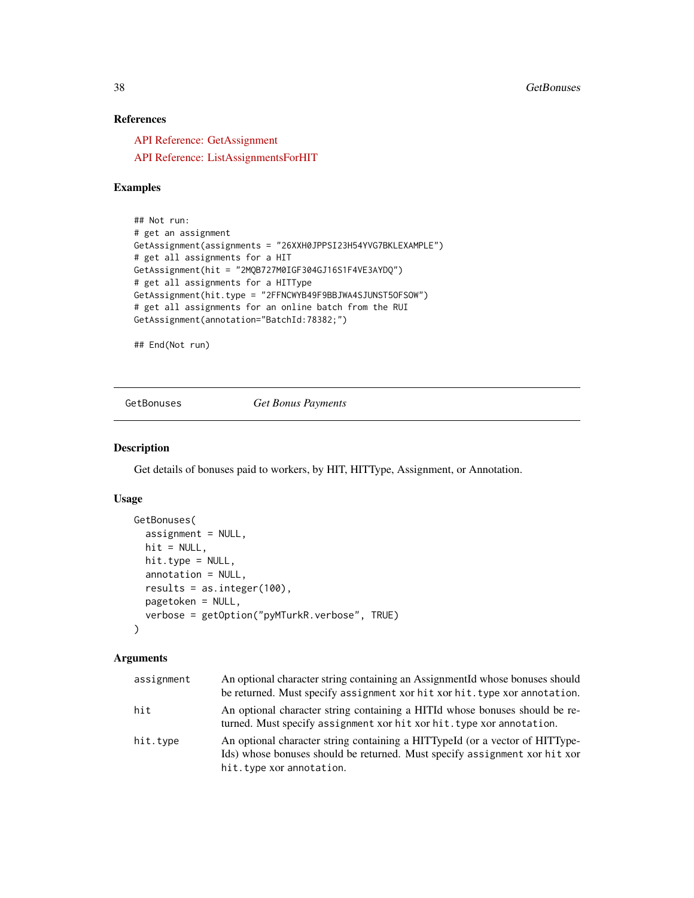### References

API Reference: GetAssignment

API Reference: ListAssignmentsForHIT

### Examples

```
## Not run:
# get an assignment
GetAssignment(assignments = "26XXH0JPPSI23H54YVG7BKLEXAMPLE")
# get all assignments for a HIT
GetAssignment(hit = "2MQB727M0IGF304GJ16S1F4VE3AYDQ")
# get all assignments for a HITType
GetAssignment(hit.type = "2FFNCWYB49F9BBJWA4SJUNST5OFSOW")
# get all assignments for an online batch from the RUI
GetAssignment(annotation="BatchId:78382;")

## End(Not run)
```

---

## GetBonuses *Get Bonus Payments*

### Description

Get details of bonuses paid to workers, by HIT, HITType, Assignment, or Annotation.

### Usage

```
GetBonuses(
  assignment = NULL,
  hit = NULL,
  hit.type = NULL,
  annotation = NULL,
  results = as.integer(100),
  pagetoken = NULL,
  verbose = getOption("pyMTurkR.verbose", TRUE)
)
```

### Arguments

| | |
|---|---|
| `assignment` | An optional character string containing an AssignmentId whose bonuses should be returned. Must specify `assignment` xor `hit` xor `hit.type` xor `annotation`. |
| `hit` | An optional character string containing a HITId whose bonuses should be returned. Must specify `assignment` xor `hit` xor `hit.type` xor `annotation`. |
| `hit.type` | An optional character string containing a HITTypeId (or a vector of HITTypeIds) whose bonuses should be returned. Must specify `assignment` xor `hit` xor `hit.type` xor `annotation`. |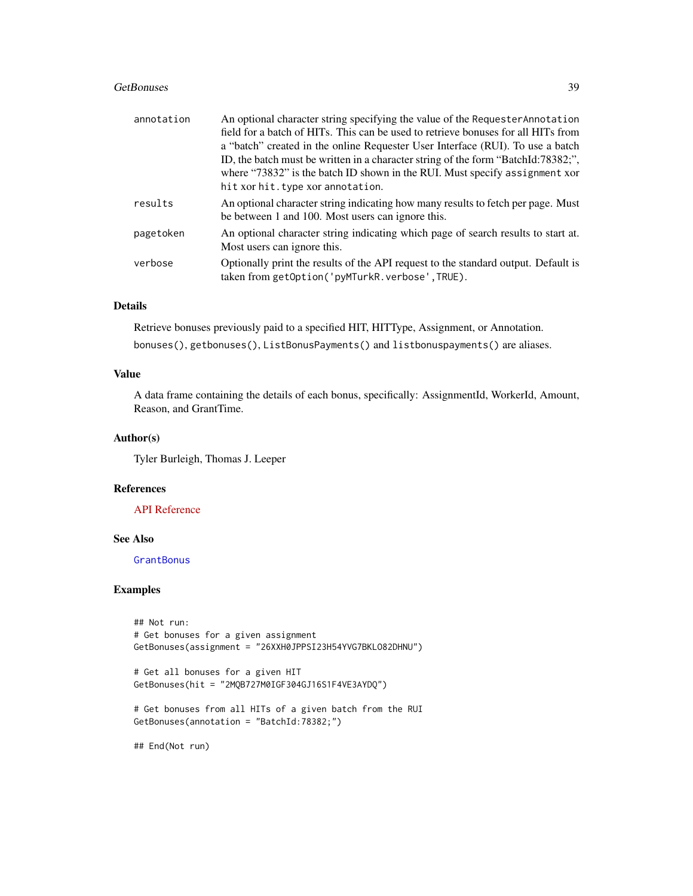| | |
|---|---|
| annotation | An optional character string specifying the value of the `RequesterAnnotation` field for a batch of HITs. This can be used to retrieve bonuses for all HITs from a "batch" created in the online Requester User Interface (RUI). To use a batch ID, the batch must be written in a character string of the form "BatchId:78382;", where "73832" is the batch ID shown in the RUI. Must specify `assignment` xor `hit` xor `hit.type` xor `annotation`. |
| results | An optional character string indicating how many results to fetch per page. Must be between 1 and 100. Most users can ignore this. |
| pagetoken | An optional character string indicating which page of search results to start at. Most users can ignore this. |
| verbose | Optionally print the results of the API request to the standard output. Default is taken from `getOption('pyMTurkR.verbose',TRUE)`. |

## Details

Retrieve bonuses previously paid to a specified HIT, HITType, Assignment, or Annotation.

`bonuses()`, `getbonuses()`, `ListBonusPayments()` and `listbonuspayments()` are aliases.

## Value

A data frame containing the details of each bonus, specifically: AssignmentId, WorkerId, Amount, Reason, and GrantTime.

## Author(s)

Tyler Burleigh, Thomas J. Leeper

## References

API Reference

## See Also

`GrantBonus`

## Examples

```
## Not run:
# Get bonuses for a given assignment
GetBonuses(assignment = "26XXH0JPPSI23H54YVG7BKLO82DHNU")

# Get all bonuses for a given HIT
GetBonuses(hit = "2MQB727M0IGF304GJ16S1F4VE3AYDQ")

# Get bonuses from all HITs of a given batch from the RUI
GetBonuses(annotation = "BatchId:78382;")

## End(Not run)
```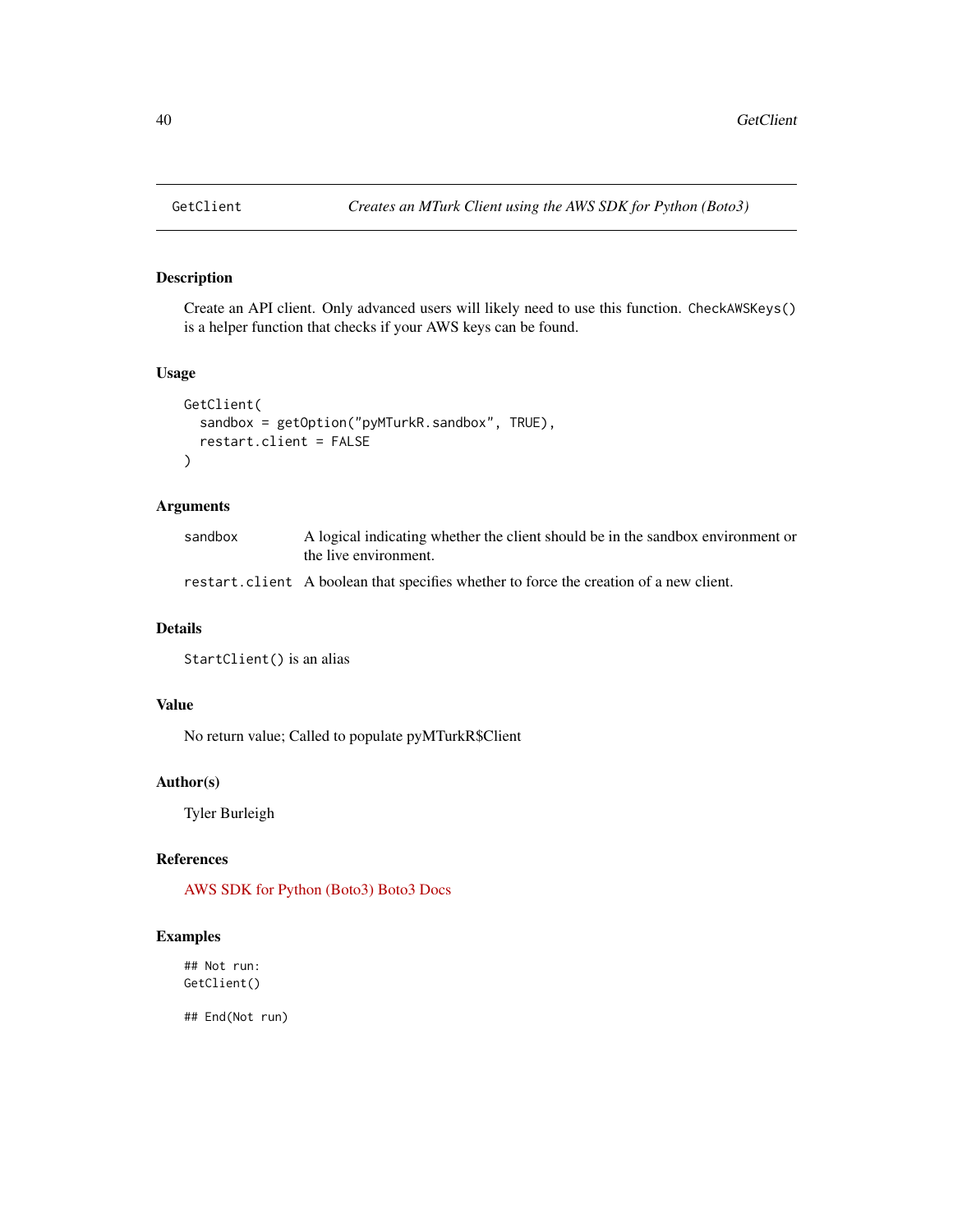# GetClient — *Creates an MTurk Client using the AWS SDK for Python (Boto3)*

## Description

Create an API client. Only advanced users will likely need to use this function. `CheckAWSKeys()` is a helper function that checks if your AWS keys can be found.

## Usage

```
GetClient(
  sandbox = getOption("pyMTurkR.sandbox", TRUE),
  restart.client = FALSE
)
```

## Arguments

| | |
|---|---|
| `sandbox` | A logical indicating whether the client should be in the sandbox environment or the live environment. |
| `restart.client` | A boolean that specifies whether to force the creation of a new client. |

## Details

`StartClient()` is an alias

## Value

No return value; Called to populate pyMTurkR$Client

## Author(s)

Tyler Burleigh

## References

AWS SDK for Python (Boto3) Boto3 Docs

## Examples

```
## Not run:
GetClient()

## End(Not run)
```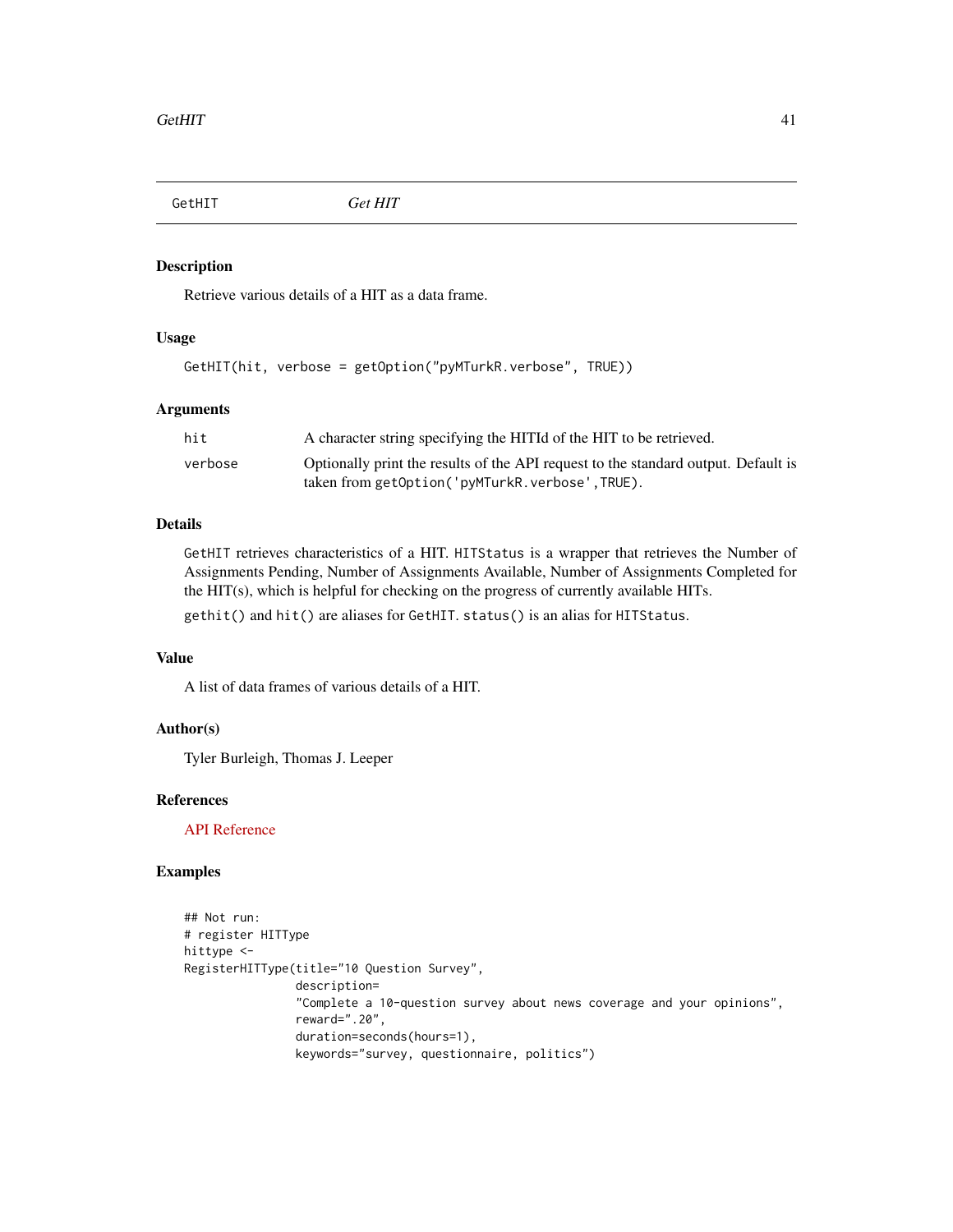GetHIT *Get HIT*

### Description

Retrieve various details of a HIT as a data frame.

### Usage

```
GetHIT(hit, verbose = getOption("pyMTurkR.verbose", TRUE))
```

### Arguments

| | |
|---|---|
| hit | A character string specifying the HITId of the HIT to be retrieved. |
| verbose | Optionally print the results of the API request to the standard output. Default is taken from `getOption('pyMTurkR.verbose',TRUE)`. |

### Details

`GetHIT` retrieves characteristics of a HIT. `HITStatus` is a wrapper that retrieves the Number of Assignments Pending, Number of Assignments Available, Number of Assignments Completed for the HIT(s), which is helpful for checking on the progress of currently available HITs.

`gethit()` and `hit()` are aliases for `GetHIT`. `status()` is an alias for `HITStatus`.

### Value

A list of data frames of various details of a HIT.

### Author(s)

Tyler Burleigh, Thomas J. Leeper

### References

API Reference

### Examples

```
## Not run:
# register HITType
hittype <-
RegisterHITType(title="10 Question Survey",
                description=
                "Complete a 10-question survey about news coverage and your opinions",
                reward=".20",
                duration=seconds(hours=1),
                keywords="survey, questionnaire, politics")
```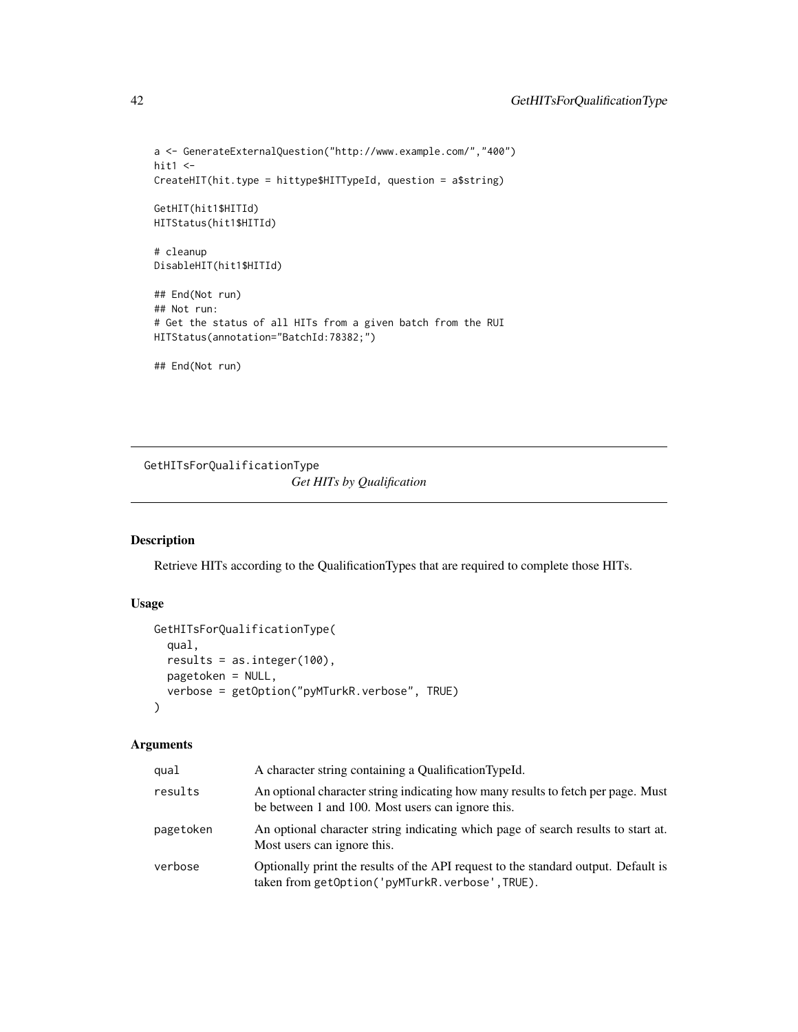```
a <- GenerateExternalQuestion("http://www.example.com/","400")
hit1 <-
CreateHIT(hit.type = hittype$HITTypeId, question = a$string)

GetHIT(hit1$HITId)
HITStatus(hit1$HITId)

# cleanup
DisableHIT(hit1$HITId)

## End(Not run)
## Not run:
# Get the status of all HITs from a given batch from the RUI
HITStatus(annotation="BatchId:78382;")

## End(Not run)
```

---

## GetHITsForQualificationType

*Get HITs by Qualification*

### Description

Retrieve HITs according to the QualificationTypes that are required to complete those HITs.

### Usage

```
GetHITsForQualificationType(
  qual,
  results = as.integer(100),
  pagetoken = NULL,
  verbose = getOption("pyMTurkR.verbose", TRUE)
)
```

### Arguments

| | |
|---|---|
| `qual` | A character string containing a QualificationTypeId. |
| `results` | An optional character string indicating how many results to fetch per page. Must be between 1 and 100. Most users can ignore this. |
| `pagetoken` | An optional character string indicating which page of search results to start at. Most users can ignore this. |
| `verbose` | Optionally print the results of the API request to the standard output. Default is taken from `getOption('pyMTurkR.verbose',TRUE)`. |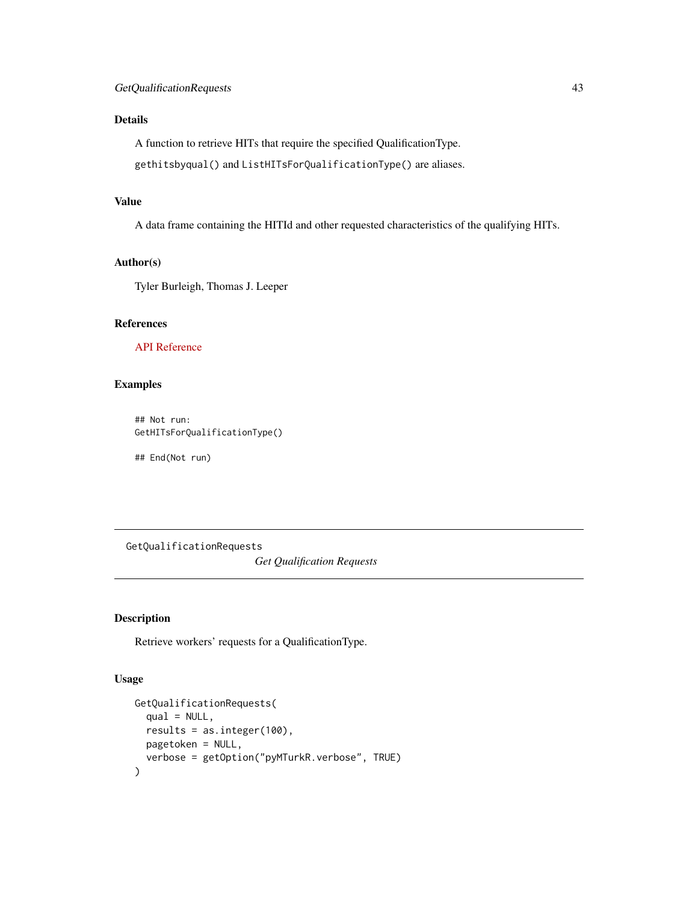## Details

A function to retrieve HITs that require the specified QualificationType.

`gethitsbyqual()` and `ListHITsForQualificationType()` are aliases.

## Value

A data frame containing the HITId and other requested characteristics of the qualifying HITs.

## Author(s)

Tyler Burleigh, Thomas J. Leeper

## References

API Reference

## Examples

```
## Not run:
GetHITsForQualificationType()

## End(Not run)
```

---

# GetQualificationRequests

*Get Qualification Requests*

---

## Description

Retrieve workers' requests for a QualificationType.

## Usage

```
GetQualificationRequests(
  qual = NULL,
  results = as.integer(100),
  pagetoken = NULL,
  verbose = getOption("pyMTurkR.verbose", TRUE)
)
```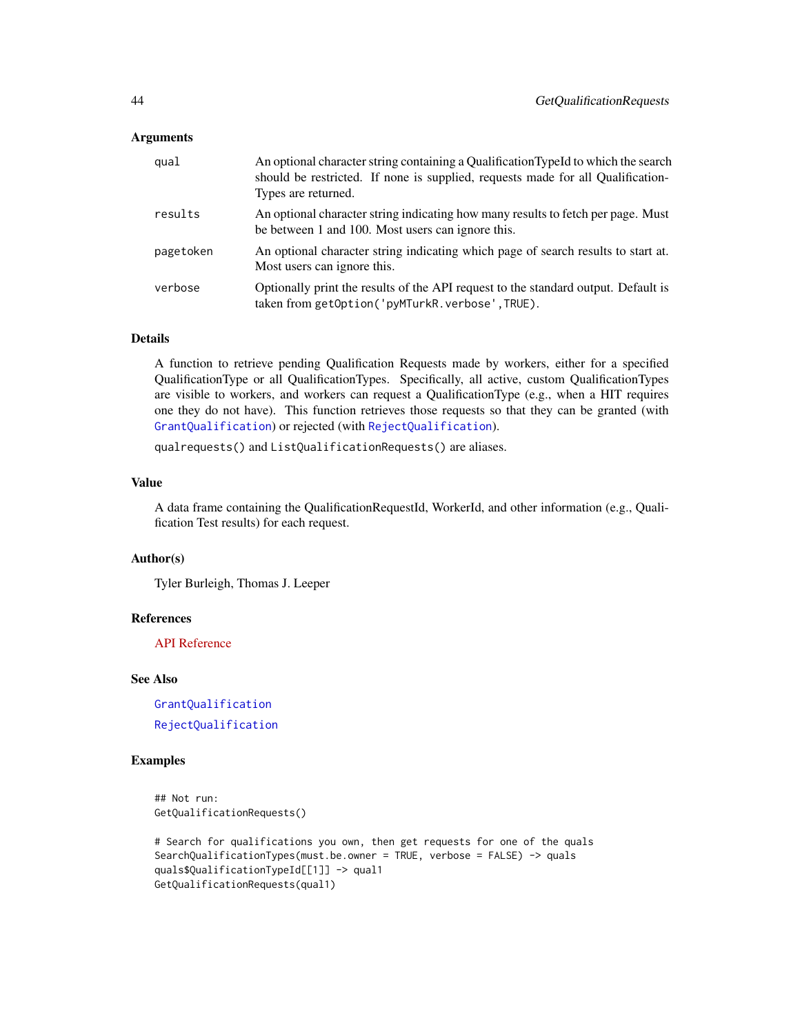## Arguments

- `qual` — An optional character string containing a QualificationTypeId to which the search should be restricted. If none is supplied, requests made for all QualificationTypes are returned.
- `results` — An optional character string indicating how many results to fetch per page. Must be between 1 and 100. Most users can ignore this.
- `pagetoken` — An optional character string indicating which page of search results to start at. Most users can ignore this.
- `verbose` — Optionally print the results of the API request to the standard output. Default is taken from `getOption('pyMTurkR.verbose',TRUE)`.

## Details

A function to retrieve pending Qualification Requests made by workers, either for a specified QualificationType or all QualificationTypes. Specifically, all active, custom QualificationTypes are visible to workers, and workers can request a QualificationType (e.g., when a HIT requires one they do not have). This function retrieves those requests so that they can be granted (with `GrantQualification`) or rejected (with `RejectQualification`).

`qualrequests()` and `ListQualificationRequests()` are aliases.

## Value

A data frame containing the QualificationRequestId, WorkerId, and other information (e.g., Qualification Test results) for each request.

## Author(s)

Tyler Burleigh, Thomas J. Leeper

## References

API Reference

## See Also

`GrantQualification`

`RejectQualification`

## Examples

```
## Not run:
GetQualificationRequests()

# Search for qualifications you own, then get requests for one of the quals
SearchQualificationTypes(must.be.owner = TRUE, verbose = FALSE) -> quals
quals$QualificationTypeId[[1]] -> qual1
GetQualificationRequests(qual1)
```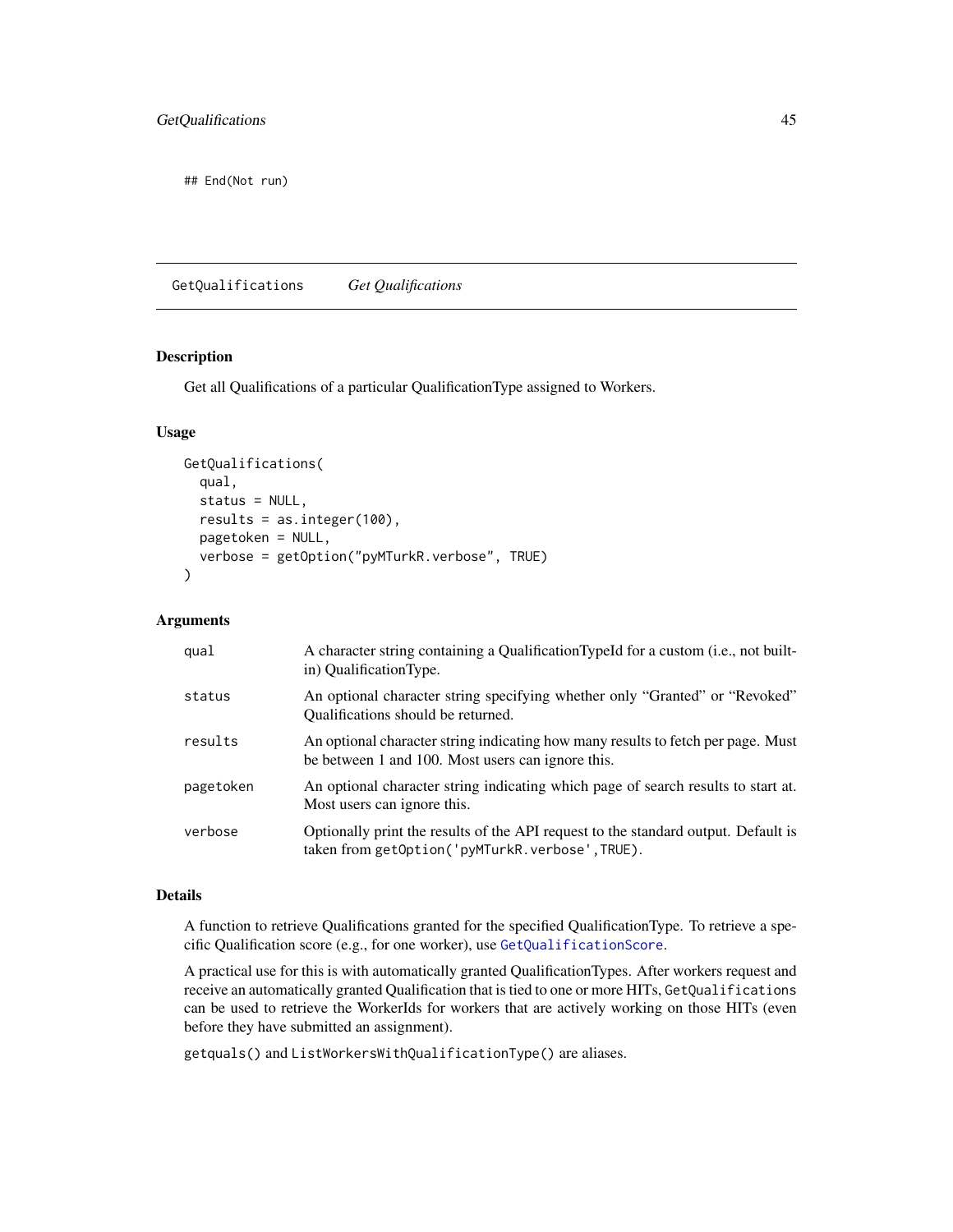```
## End(Not run)
```

---

## GetQualifications — *Get Qualifications*

### Description

Get all Qualifications of a particular QualificationType assigned to Workers.

### Usage

```
GetQualifications(
  qual,
  status = NULL,
  results = as.integer(100),
  pagetoken = NULL,
  verbose = getOption("pyMTurkR.verbose", TRUE)
)
```

### Arguments

| | |
|---|---|
| `qual` | A character string containing a QualificationTypeId for a custom (i.e., not built-in) QualificationType. |
| `status` | An optional character string specifying whether only "Granted" or "Revoked" Qualifications should be returned. |
| `results` | An optional character string indicating how many results to fetch per page. Must be between 1 and 100. Most users can ignore this. |
| `pagetoken` | An optional character string indicating which page of search results to start at. Most users can ignore this. |
| `verbose` | Optionally print the results of the API request to the standard output. Default is taken from `getOption('pyMTurkR.verbose',TRUE)`. |

### Details

A function to retrieve Qualifications granted for the specified QualificationType. To retrieve a specific Qualification score (e.g., for one worker), use `GetQualificationScore`.

A practical use for this is with automatically granted QualificationTypes. After workers request and receive an automatically granted Qualification that is tied to one or more HITs, `GetQualifications` can be used to retrieve the WorkerIds for workers that are actively working on those HITs (even before they have submitted an assignment).

`getquals()` and `ListWorkersWithQualificationType()` are aliases.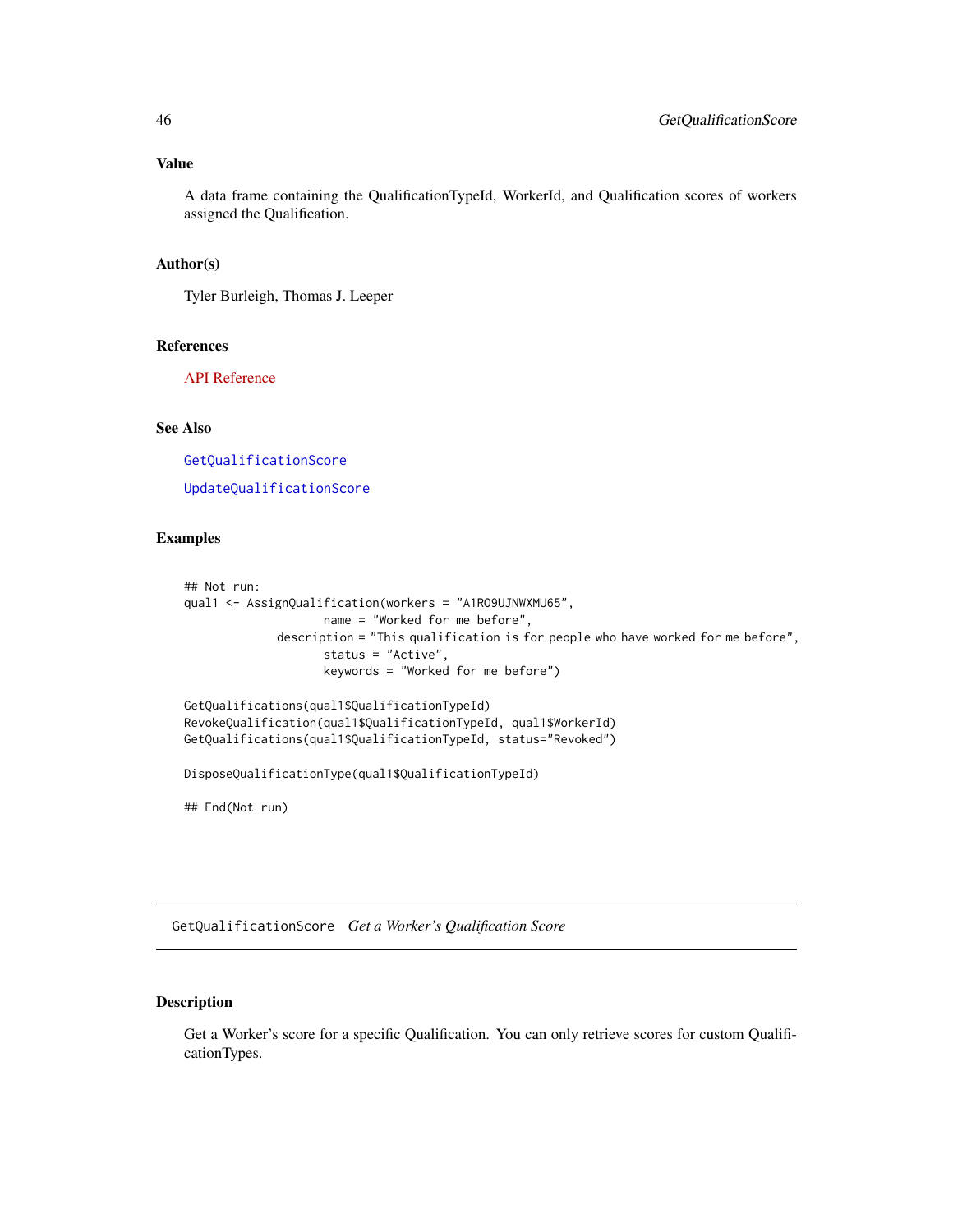### Value

A data frame containing the QualificationTypeId, WorkerId, and Qualification scores of workers assigned the Qualification.

### Author(s)

Tyler Burleigh, Thomas J. Leeper

### References

API Reference

### See Also

GetQualificationScore

UpdateQualificationScore

### Examples

```
## Not run:
qual1 <- AssignQualification(workers = "A1RO9UJNWXMU65",
                    name = "Worked for me before",
              description = "This qualification is for people who have worked for me before",
                    status = "Active",
                    keywords = "Worked for me before")

GetQualifications(qual1$QualificationTypeId)
RevokeQualification(qual1$QualificationTypeId, qual1$WorkerId)
GetQualifications(qual1$QualificationTypeId, status="Revoked")

DisposeQualificationType(qual1$QualificationTypeId)

## End(Not run)
```

---

## GetQualificationScore *Get a Worker's Qualification Score*

---

### Description

Get a Worker's score for a specific Qualification. You can only retrieve scores for custom QualificationTypes.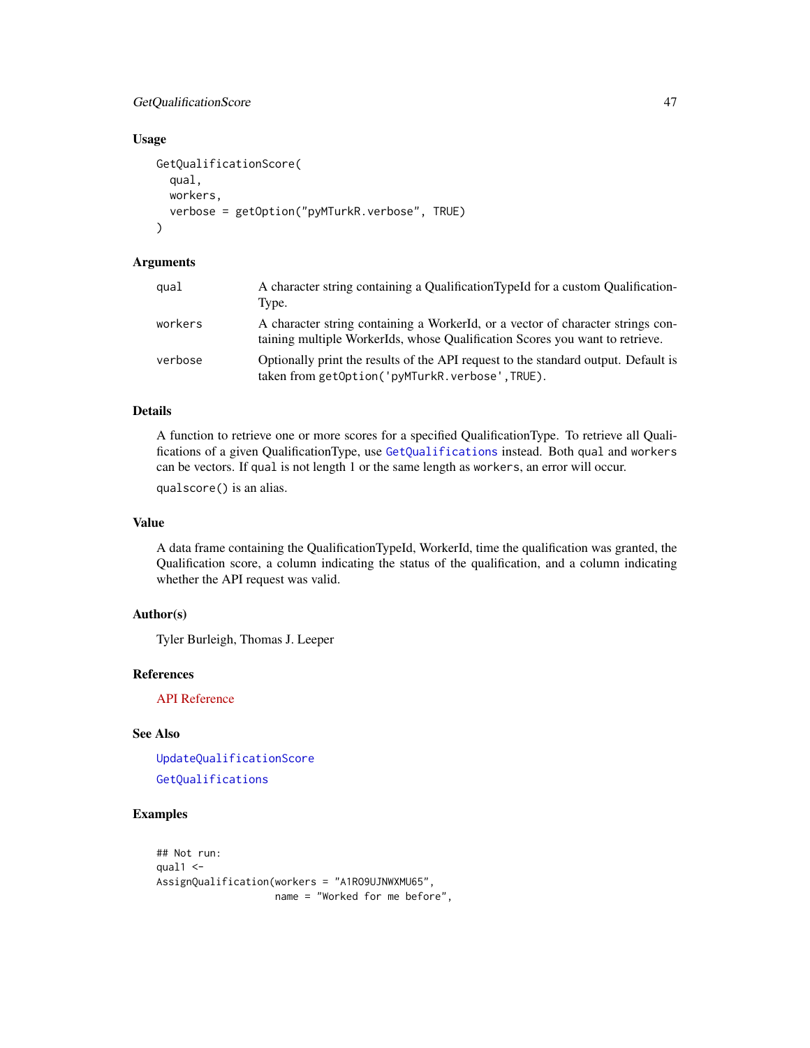## Usage

```
GetQualificationScore(
  qual,
  workers,
  verbose = getOption("pyMTurkR.verbose", TRUE)
)
```

## Arguments

| | |
|---|---|
| qual | A character string containing a QualificationTypeId for a custom QualificationType. |
| workers | A character string containing a WorkerId, or a vector of character strings containing multiple WorkerIds, whose Qualification Scores you want to retrieve. |
| verbose | Optionally print the results of the API request to the standard output. Default is taken from `getOption('pyMTurkR.verbose',TRUE)`. |

## Details

A function to retrieve one or more scores for a specified QualificationType. To retrieve all Qualifications of a given QualificationType, use `GetQualifications` instead. Both `qual` and `workers` can be vectors. If `qual` is not length 1 or the same length as `workers`, an error will occur.

`qualscore()` is an alias.

## Value

A data frame containing the QualificationTypeId, WorkerId, time the qualification was granted, the Qualification score, a column indicating the status of the qualification, and a column indicating whether the API request was valid.

## Author(s)

Tyler Burleigh, Thomas J. Leeper

## References

API Reference

## See Also

`UpdateQualificationScore`

`GetQualifications`

## Examples

```
## Not run:
qual1 <-
AssignQualification(workers = "A1RO9UJNWXMU65",
                    name = "Worked for me before",
```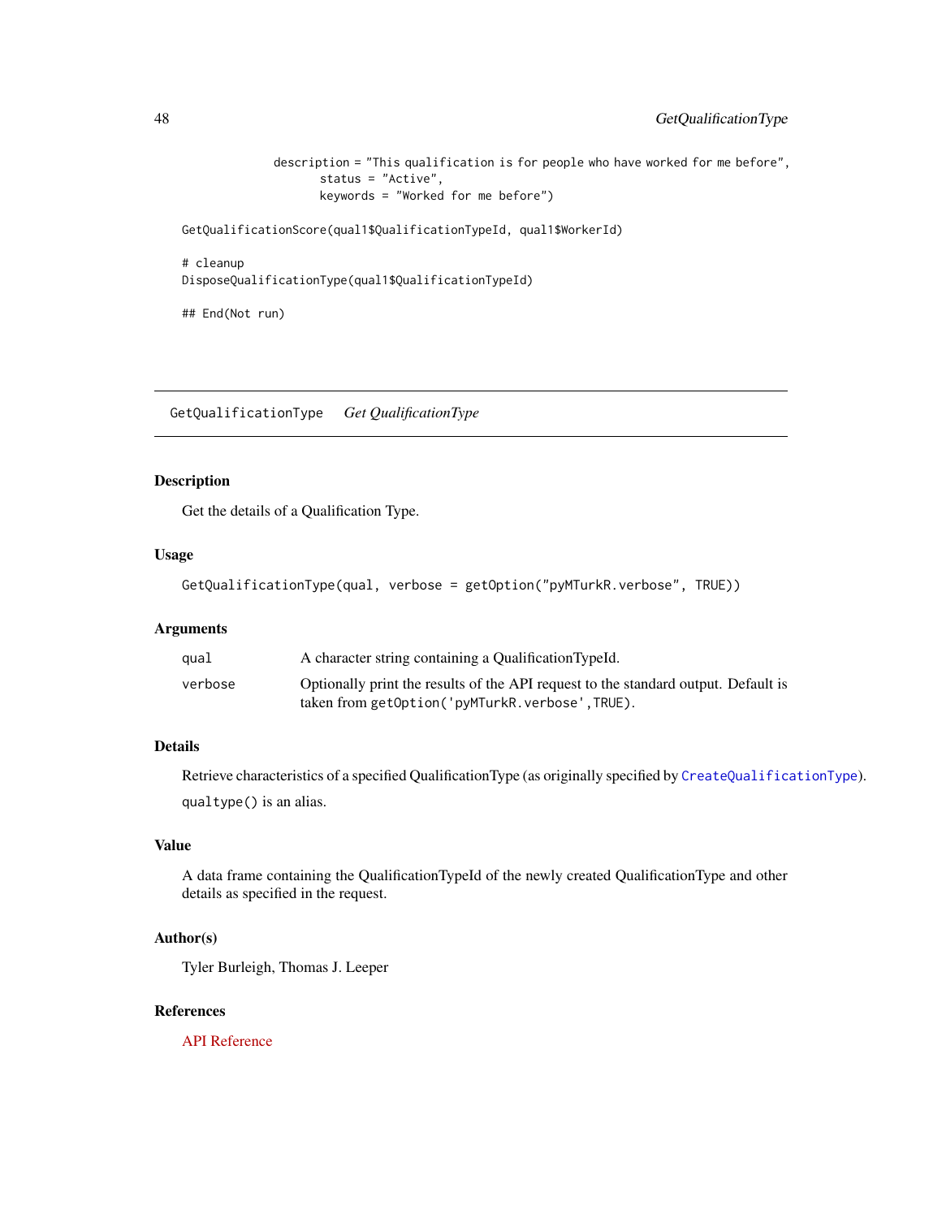```
              description = "This qualification is for people who have worked for me before",
                    status = "Active",
                    keywords = "Worked for me before")

GetQualificationScore(qual1$QualificationTypeId, qual1$WorkerId)

# cleanup
DisposeQualificationType(qual1$QualificationTypeId)

## End(Not run)
```

---

GetQualificationType    *Get QualificationType*

---

### Description

Get the details of a Qualification Type.

### Usage

```
GetQualificationType(qual, verbose = getOption("pyMTurkR.verbose", TRUE))
```

### Arguments

| | |
|---|---|
| qual | A character string containing a QualificationTypeId. |
| verbose | Optionally print the results of the API request to the standard output. Default is taken from `getOption('pyMTurkR.verbose',TRUE)`. |

### Details

Retrieve characteristics of a specified QualificationType (as originally specified by `CreateQualificationType`).

`qualtype()` is an alias.

### Value

A data frame containing the QualificationTypeId of the newly created QualificationType and other details as specified in the request.

### Author(s)

Tyler Burleigh, Thomas J. Leeper

### References

API Reference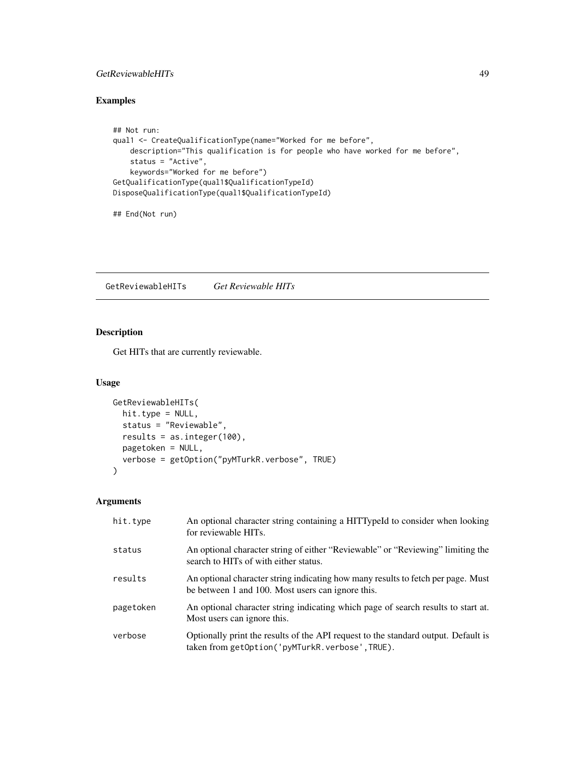## Examples

```
## Not run:
qual1 <- CreateQualificationType(name="Worked for me before",
    description="This qualification is for people who have worked for me before",
    status = "Active",
    keywords="Worked for me before")
GetQualificationType(qual1$QualificationTypeId)
DisposeQualificationType(qual1$QualificationTypeId)

## End(Not run)
```

---

# GetReviewableHITs    *Get Reviewable HITs*

---

## Description

Get HITs that are currently reviewable.

## Usage

```
GetReviewableHITs(
  hit.type = NULL,
  status = "Reviewable",
  results = as.integer(100),
  pagetoken = NULL,
  verbose = getOption("pyMTurkR.verbose", TRUE)
)
```

## Arguments

| | |
|---|---|
| hit.type | An optional character string containing a HITTypeId to consider when looking for reviewable HITs. |
| status | An optional character string of either "Reviewable" or "Reviewing" limiting the search to HITs of with either status. |
| results | An optional character string indicating how many results to fetch per page. Must be between 1 and 100. Most users can ignore this. |
| pagetoken | An optional character string indicating which page of search results to start at. Most users can ignore this. |
| verbose | Optionally print the results of the API request to the standard output. Default is taken from `getOption('pyMTurkR.verbose',TRUE)`. |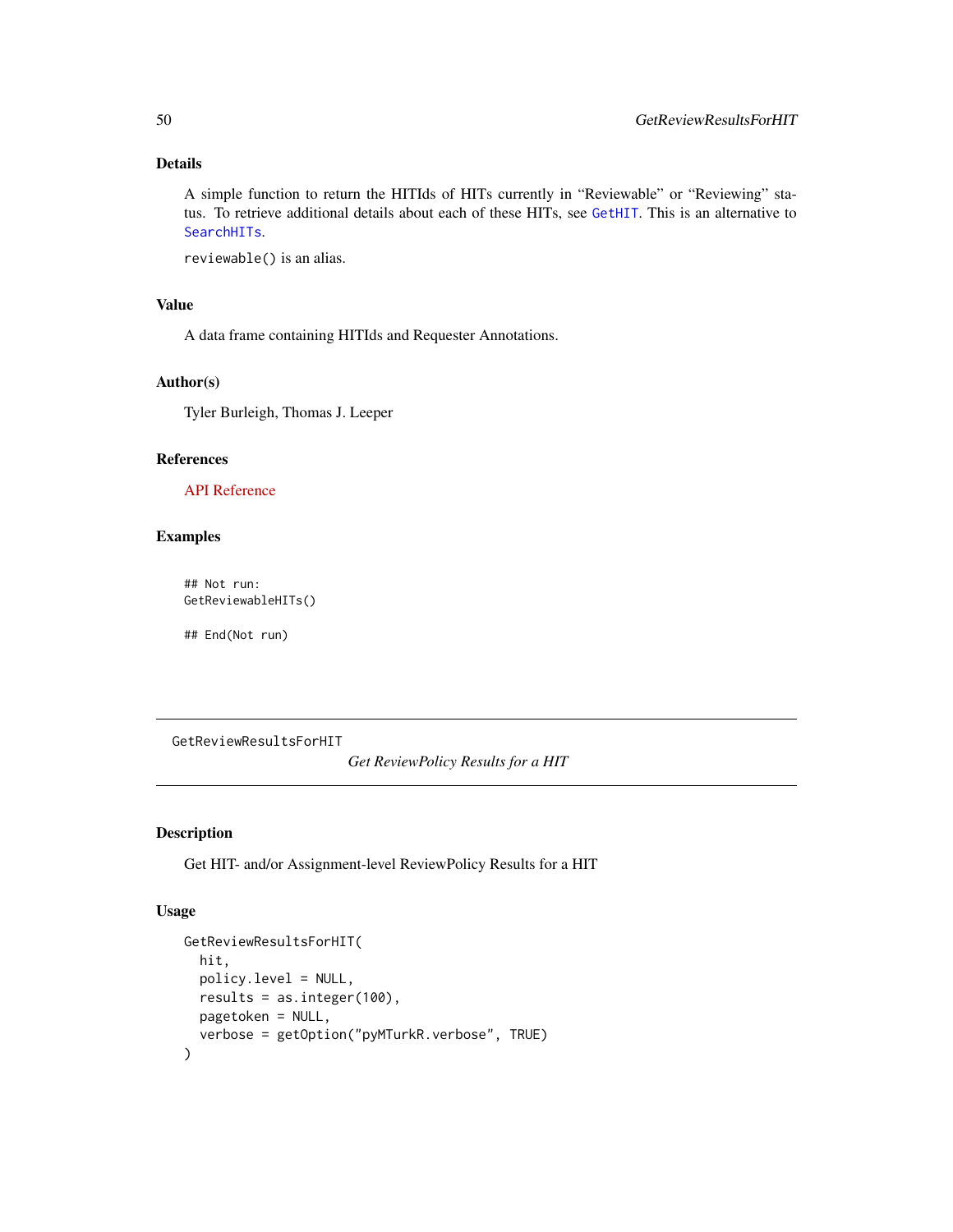## Details

A simple function to return the HITIds of HITs currently in “Reviewable” or “Reviewing” status. To retrieve additional details about each of these HITs, see `GetHIT`. This is an alternative to `SearchHITs`.

`reviewable()` is an alias.

## Value

A data frame containing HITIds and Requester Annotations.

## Author(s)

Tyler Burleigh, Thomas J. Leeper

## References

API Reference

## Examples

```
## Not run:
GetReviewableHITs()

## End(Not run)
```

---

# GetReviewResultsForHIT

*Get ReviewPolicy Results for a HIT*

## Description

Get HIT- and/or Assignment-level ReviewPolicy Results for a HIT

## Usage

```
GetReviewResultsForHIT(
  hit,
  policy.level = NULL,
  results = as.integer(100),
  pagetoken = NULL,
  verbose = getOption("pyMTurkR.verbose", TRUE)
)
```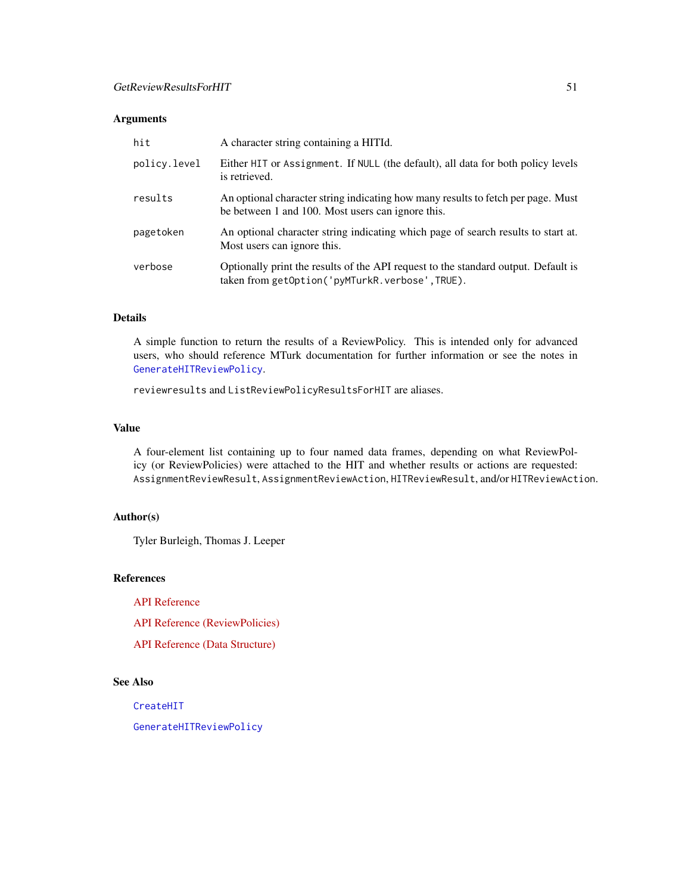### Arguments

| | |
|---|---|
| `hit` | A character string containing a HITId. |
| `policy.level` | Either `HIT` or `Assignment`. If `NULL` (the default), all data for both policy levels is retrieved. |
| `results` | An optional character string indicating how many results to fetch per page. Must be between 1 and 100. Most users can ignore this. |
| `pagetoken` | An optional character string indicating which page of search results to start at. Most users can ignore this. |
| `verbose` | Optionally print the results of the API request to the standard output. Default is taken from `getOption('pyMTurkR.verbose',TRUE)`. |

### Details

A simple function to return the results of a ReviewPolicy. This is intended only for advanced users, who should reference MTurk documentation for further information or see the notes in `GenerateHITReviewPolicy`.

`reviewresults` and `ListReviewPolicyResultsForHIT` are aliases.

### Value

A four-element list containing up to four named data frames, depending on what ReviewPolicy (or ReviewPolicies) were attached to the HIT and whether results or actions are requested: `AssignmentReviewResult`, `AssignmentReviewAction`, `HITReviewResult`, and/or `HITReviewAction`.

### Author(s)

Tyler Burleigh, Thomas J. Leeper

### References

API Reference

API Reference (ReviewPolicies)

API Reference (Data Structure)

### See Also

`CreateHIT`

`GenerateHITReviewPolicy`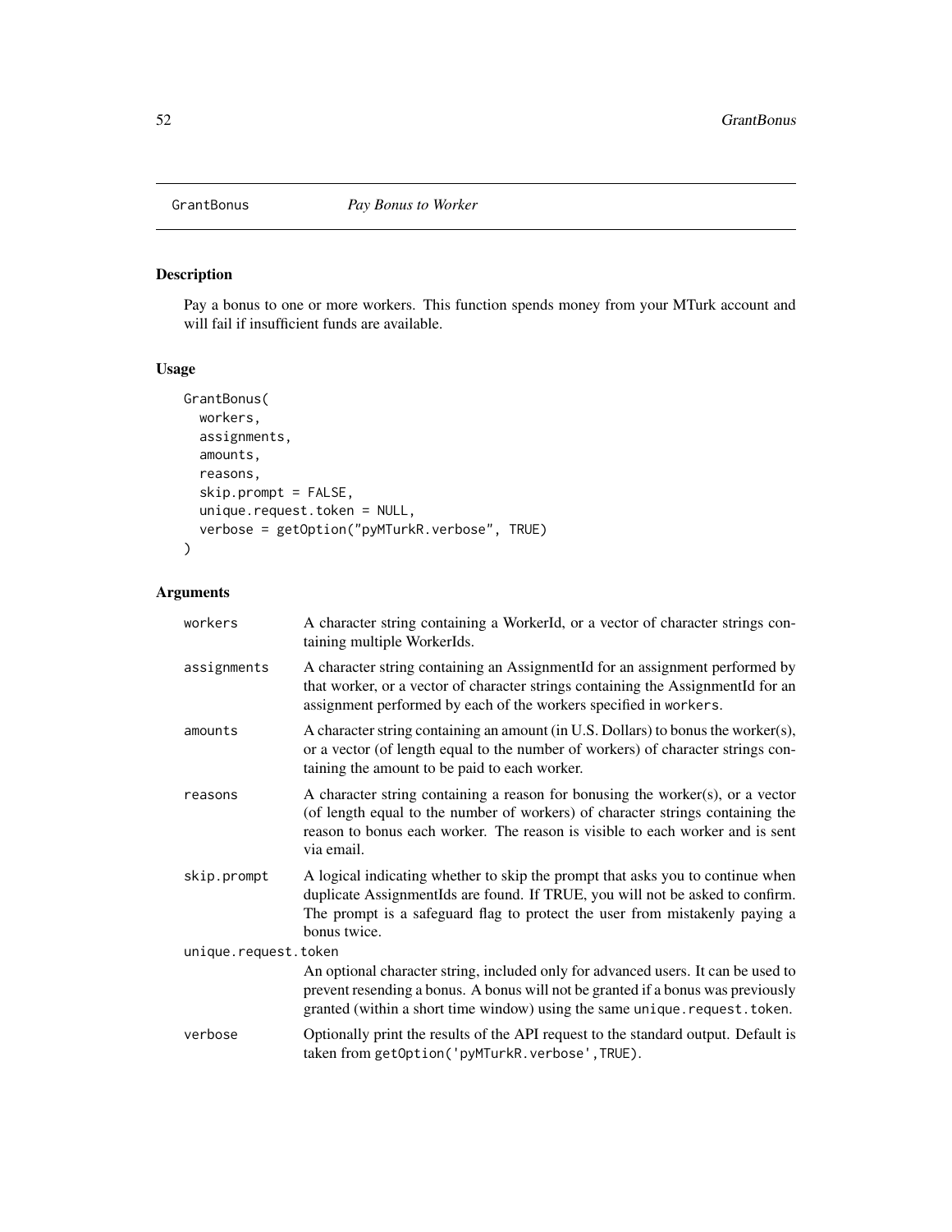# GrantBonus *Pay Bonus to Worker*

## Description

Pay a bonus to one or more workers. This function spends money from your MTurk account and will fail if insufficient funds are available.

## Usage

```
GrantBonus(
  workers,
  assignments,
  amounts,
  reasons,
  skip.prompt = FALSE,
  unique.request.token = NULL,
  verbose = getOption("pyMTurkR.verbose", TRUE)
)
```

## Arguments

| Argument | Description |
| --- | --- |
| `workers` | A character string containing a WorkerId, or a vector of character strings containing multiple WorkerIds. |
| `assignments` | A character string containing an AssignmentId for an assignment performed by that worker, or a vector of character strings containing the AssignmentId for an assignment performed by each of the workers specified in `workers`. |
| `amounts` | A character string containing an amount (in U.S. Dollars) to bonus the worker(s), or a vector (of length equal to the number of workers) of character strings containing the amount to be paid to each worker. |
| `reasons` | A character string containing a reason for bonusing the worker(s), or a vector (of length equal to the number of workers) of character strings containing the reason to bonus each worker. The reason is visible to each worker and is sent via email. |
| `skip.prompt` | A logical indicating whether to skip the prompt that asks you to continue when duplicate AssignmentIds are found. If TRUE, you will not be asked to confirm. The prompt is a safeguard flag to protect the user from mistakenly paying a bonus twice. |
| `unique.request.token` | An optional character string, included only for advanced users. It can be used to prevent resending a bonus. A bonus will not be granted if a bonus was previously granted (within a short time window) using the same `unique.request.token`. |
| `verbose` | Optionally print the results of the API request to the standard output. Default is taken from `getOption('pyMTurkR.verbose',TRUE)`. |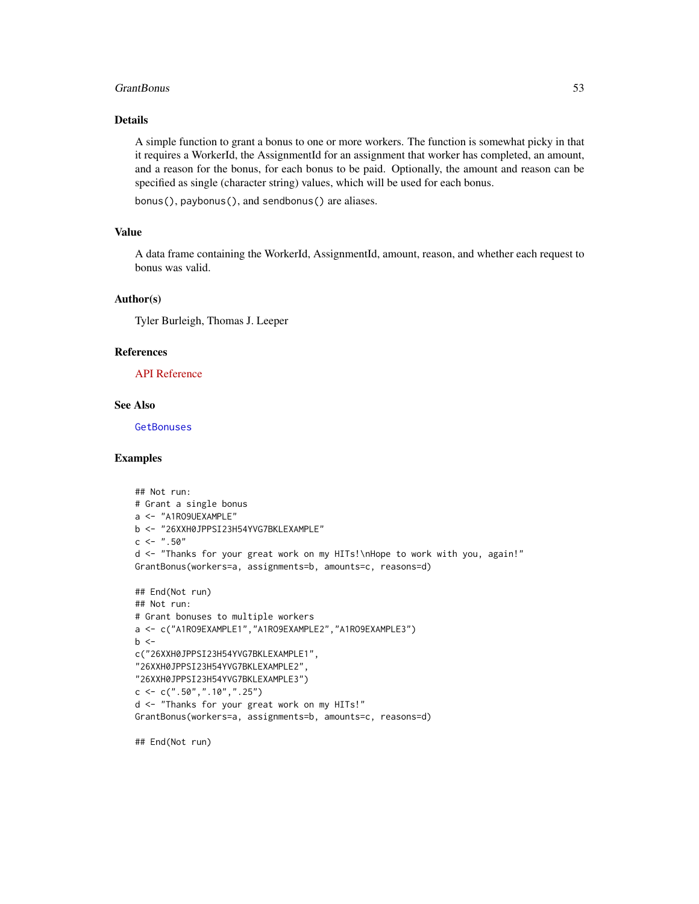## Details

A simple function to grant a bonus to one or more workers. The function is somewhat picky in that it requires a WorkerId, the AssignmentId for an assignment that worker has completed, an amount, and a reason for the bonus, for each bonus to be paid. Optionally, the amount and reason can be specified as single (character string) values, which will be used for each bonus.

`bonus()`, `paybonus()`, and `sendbonus()` are aliases.

## Value

A data frame containing the WorkerId, AssignmentId, amount, reason, and whether each request to bonus was valid.

## Author(s)

Tyler Burleigh, Thomas J. Leeper

## References

API Reference

## See Also

`GetBonuses`

## Examples

```
## Not run:
# Grant a single bonus
a <- "A1RO9UEXAMPLE"
b <- "26XXH0JPPSI23H54YVG7BKLEXAMPLE"
c <- ".50"
d <- "Thanks for your great work on my HITs!\nHope to work with you, again!"
GrantBonus(workers=a, assignments=b, amounts=c, reasons=d)

## End(Not run)
## Not run:
# Grant bonuses to multiple workers
a <- c("A1RO9EXAMPLE1","A1RO9EXAMPLE2","A1RO9EXAMPLE3")
b <-
c("26XXH0JPPSI23H54YVG7BKLEXAMPLE1",
"26XXH0JPPSI23H54YVG7BKLEXAMPLE2",
"26XXH0JPPSI23H54YVG7BKLEXAMPLE3")
c <- c(".50",".10",".25")
d <- "Thanks for your great work on my HITs!"
GrantBonus(workers=a, assignments=b, amounts=c, reasons=d)

## End(Not run)
```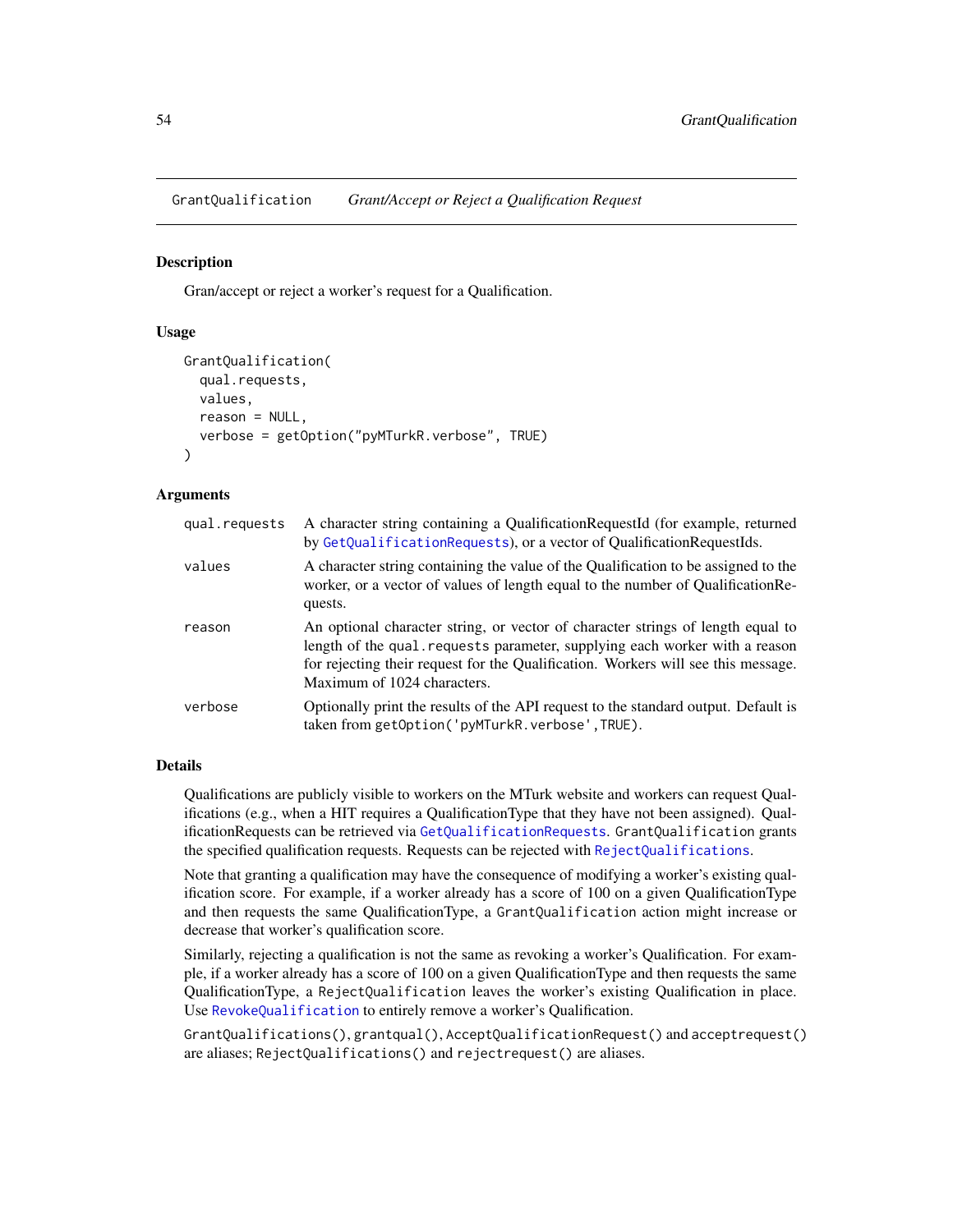## GrantQualification *Grant/Accept or Reject a Qualification Request*

### Description

Gran/accept or reject a worker's request for a Qualification.

### Usage

```
GrantQualification(
  qual.requests,
  values,
  reason = NULL,
  verbose = getOption("pyMTurkR.verbose", TRUE)
)
```

### Arguments

| | |
|---|---|
| `qual.requests` | A character string containing a QualificationRequestId (for example, returned by `GetQualificationRequests`), or a vector of QualificationRequestIds. |
| `values` | A character string containing the value of the Qualification to be assigned to the worker, or a vector of values of length equal to the number of QualificationRequests. |
| `reason` | An optional character string, or vector of character strings of length equal to length of the `qual.requests` parameter, supplying each worker with a reason for rejecting their request for the Qualification. Workers will see this message. Maximum of 1024 characters. |
| `verbose` | Optionally print the results of the API request to the standard output. Default is taken from `getOption('pyMTurkR.verbose',TRUE)`. |

### Details

Qualifications are publicly visible to workers on the MTurk website and workers can request Qualifications (e.g., when a HIT requires a QualificationType that they have not been assigned). QualificationRequests can be retrieved via `GetQualificationRequests`. `GrantQualification` grants the specified qualification requests. Requests can be rejected with `RejectQualifications`.

Note that granting a qualification may have the consequence of modifying a worker's existing qualification score. For example, if a worker already has a score of 100 on a given QualificationType and then requests the same QualificationType, a `GrantQualification` action might increase or decrease that worker's qualification score.

Similarly, rejecting a qualification is not the same as revoking a worker's Qualification. For example, if a worker already has a score of 100 on a given QualificationType and then requests the same QualificationType, a `RejectQualification` leaves the worker's existing Qualification in place. Use `RevokeQualification` to entirely remove a worker's Qualification.

`GrantQualifications()`, `grantqual()`, `AcceptQualificationRequest()` and `acceptrequest()` are aliases; `RejectQualifications()` and `rejectrequest()` are aliases.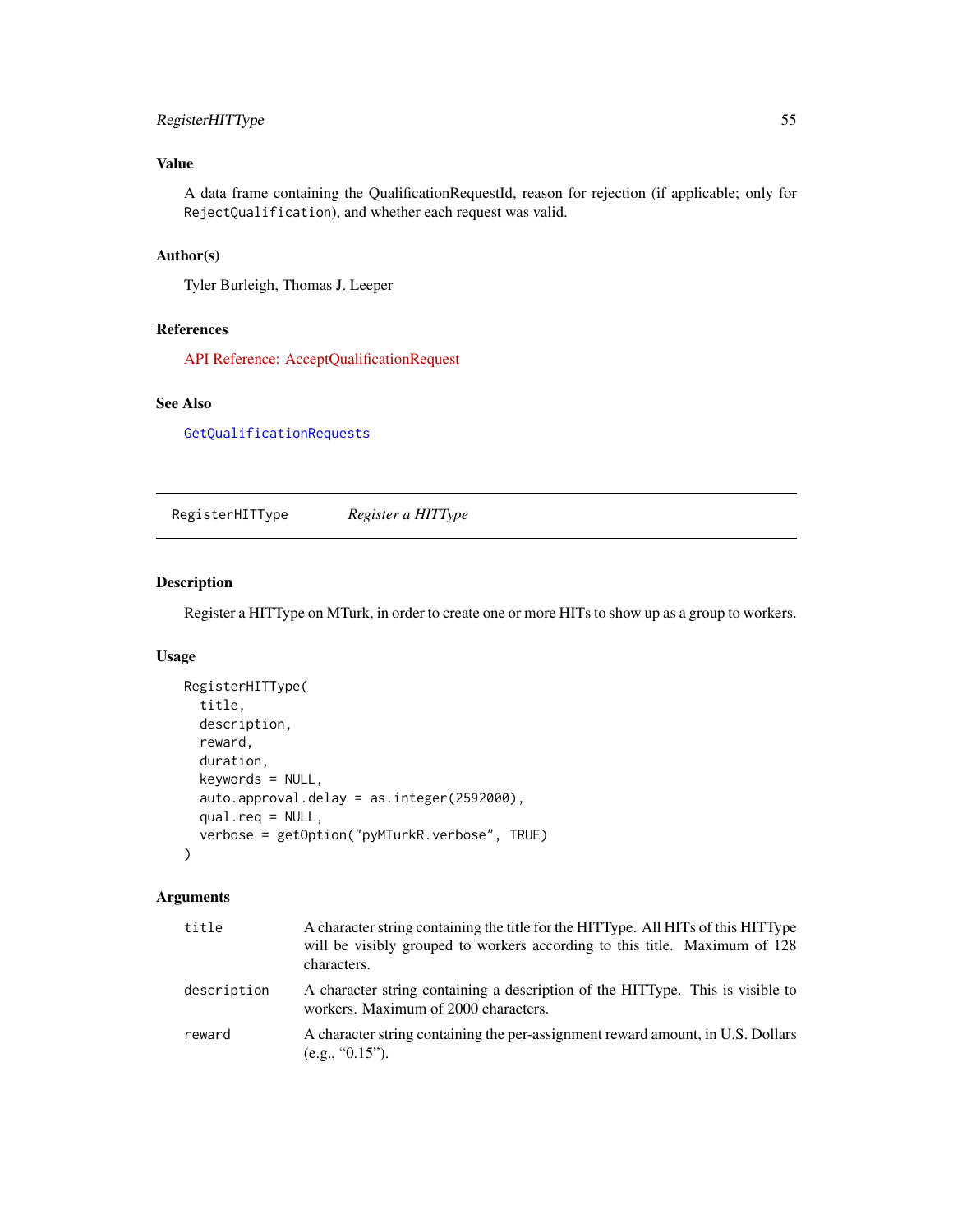## Value

A data frame containing the QualificationRequestId, reason for rejection (if applicable; only for `RejectQualification`), and whether each request was valid.

## Author(s)

Tyler Burleigh, Thomas J. Leeper

## References

API Reference: AcceptQualificationRequest

## See Also

`GetQualificationRequests`

---

# RegisterHITType — *Register a HITType*

## Description

Register a HITType on MTurk, in order to create one or more HITs to show up as a group to workers.

## Usage

```
RegisterHITType(
  title,
  description,
  reward,
  duration,
  keywords = NULL,
  auto.approval.delay = as.integer(2592000),
  qual.req = NULL,
  verbose = getOption("pyMTurkR.verbose", TRUE)
)
```

## Arguments

| | |
|---|---|
| `title` | A character string containing the title for the HITType. All HITs of this HITType will be visibly grouped to workers according to this title. Maximum of 128 characters. |
| `description` | A character string containing a description of the HITType. This is visible to workers. Maximum of 2000 characters. |
| `reward` | A character string containing the per-assignment reward amount, in U.S. Dollars (e.g., "0.15"). |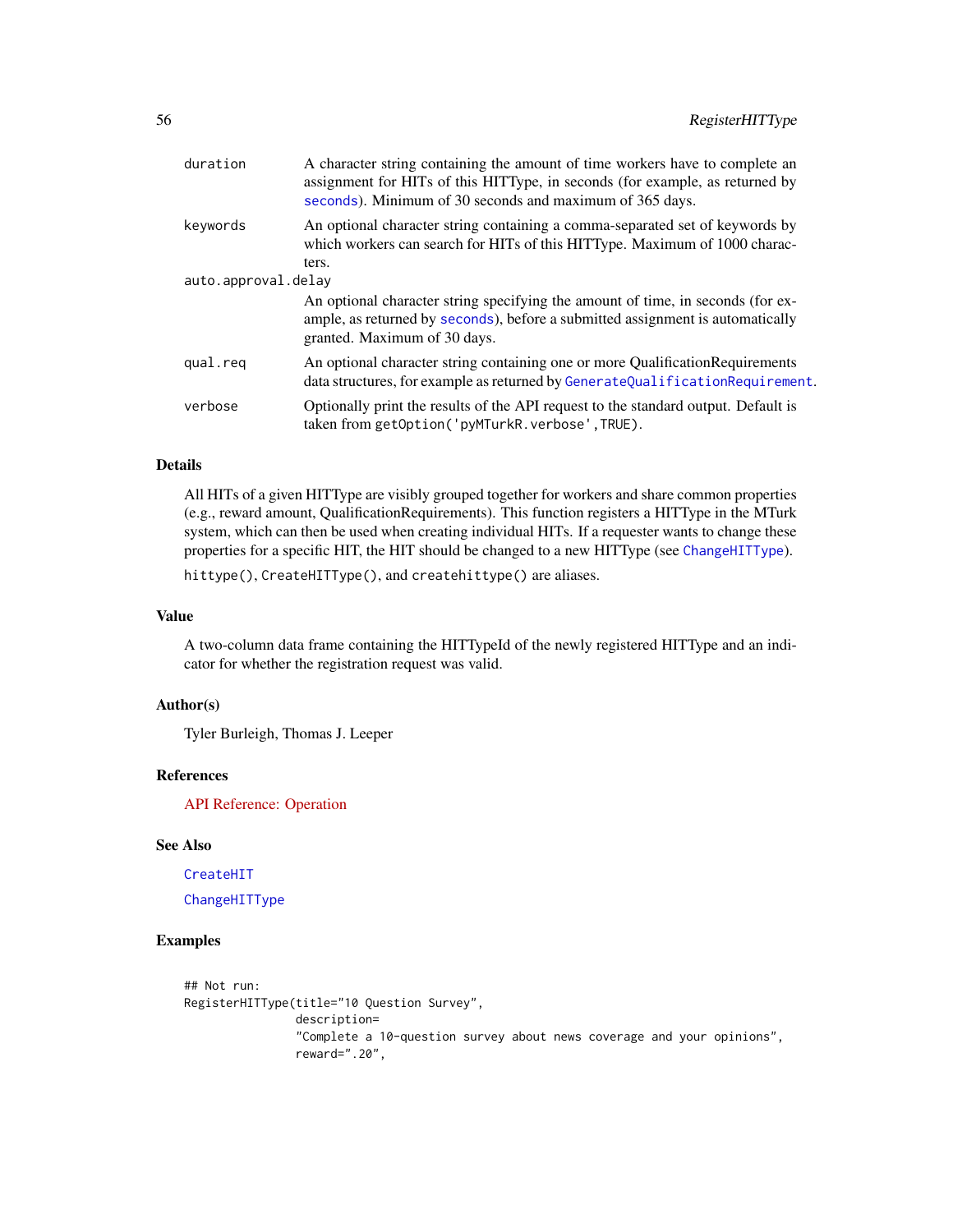| | |
|---|---|
| `duration` | A character string containing the amount of time workers have to complete an assignment for HITs of this HITType, in seconds (for example, as returned by `seconds`). Minimum of 30 seconds and maximum of 365 days. |
| `keywords` | An optional character string containing a comma-separated set of keywords by which workers can search for HITs of this HITType. Maximum of 1000 characters. |
| `auto.approval.delay` | An optional character string specifying the amount of time, in seconds (for example, as returned by `seconds`), before a submitted assignment is automatically granted. Maximum of 30 days. |
| `qual.req` | An optional character string containing one or more QualificationRequirements data structures, for example as returned by `GenerateQualificationRequirement`. |
| `verbose` | Optionally print the results of the API request to the standard output. Default is taken from `getOption('pyMTurkR.verbose',TRUE)`. |

### Details

All HITs of a given HITType are visibly grouped together for workers and share common properties (e.g., reward amount, QualificationRequirements). This function registers a HITType in the MTurk system, which can then be used when creating individual HITs. If a requester wants to change these properties for a specific HIT, the HIT should be changed to a new HITType (see `ChangeHITType`).

`hittype()`, `CreateHITType()`, and `createhittype()` are aliases.

### Value

A two-column data frame containing the HITTypeId of the newly registered HITType and an indicator for whether the registration request was valid.

### Author(s)

Tyler Burleigh, Thomas J. Leeper

### References

API Reference: Operation

### See Also

`CreateHIT`

`ChangeHITType`

### Examples

```
## Not run:
RegisterHITType(title="10 Question Survey",
                description=
                "Complete a 10-question survey about news coverage and your opinions",
                reward=".20",
```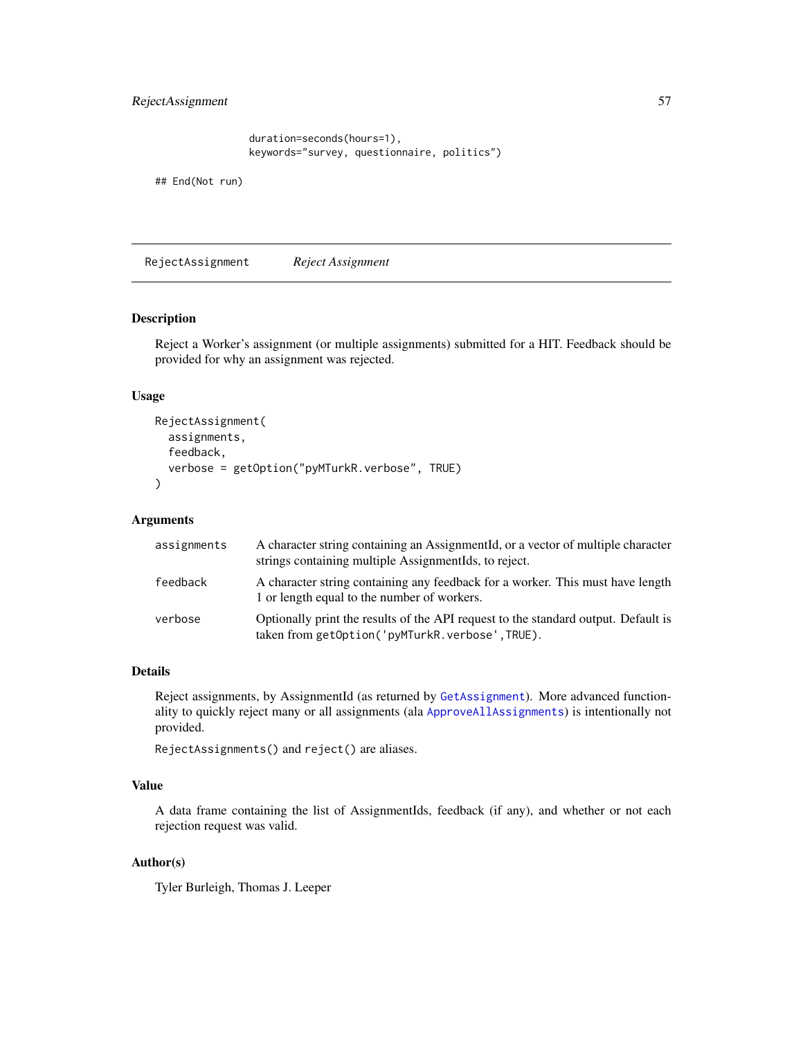```
                duration=seconds(hours=1),
                keywords="survey, questionnaire, politics")

## End(Not run)
```

---

RejectAssignment *Reject Assignment*

---

## Description

Reject a Worker's assignment (or multiple assignments) submitted for a HIT. Feedback should be provided for why an assignment was rejected.

## Usage

```
RejectAssignment(
  assignments,
  feedback,
  verbose = getOption("pyMTurkR.verbose", TRUE)
)
```

## Arguments

| | |
|---|---|
| `assignments` | A character string containing an AssignmentId, or a vector of multiple character strings containing multiple AssignmentIds, to reject. |
| `feedback` | A character string containing any feedback for a worker. This must have length 1 or length equal to the number of workers. |
| `verbose` | Optionally print the results of the API request to the standard output. Default is taken from `getOption('pyMTurkR.verbose',TRUE)`. |

## Details

Reject assignments, by AssignmentId (as returned by `GetAssignment`). More advanced functionality to quickly reject many or all assignments (ala `ApproveAllAssignments`) is intentionally not provided.

`RejectAssignments()` and `reject()` are aliases.

## Value

A data frame containing the list of AssignmentIds, feedback (if any), and whether or not each rejection request was valid.

## Author(s)

Tyler Burleigh, Thomas J. Leeper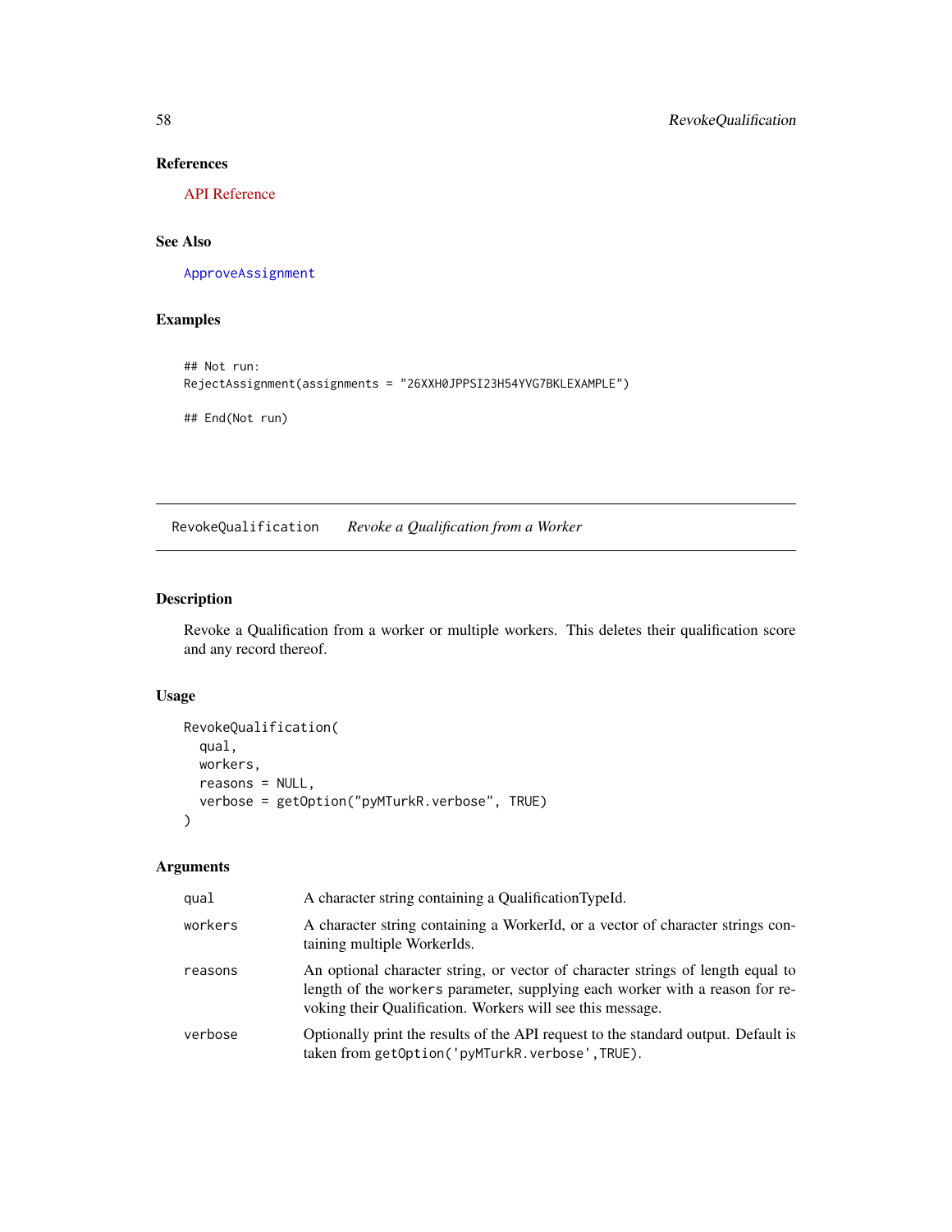### References

API Reference

### See Also

`ApproveAssignment`

### Examples

```
## Not run:
RejectAssignment(assignments = "26XXH0JPPSI23H54YVG7BKLEXAMPLE")

## End(Not run)
```

---

## RevokeQualification *Revoke a Qualification from a Worker*

---

### Description

Revoke a Qualification from a worker or multiple workers. This deletes their qualification score and any record thereof.

### Usage

```
RevokeQualification(
  qual,
  workers,
  reasons = NULL,
  verbose = getOption("pyMTurkR.verbose", TRUE)
)
```

### Arguments

| | |
|---|---|
| `qual` | A character string containing a QualificationTypeId. |
| `workers` | A character string containing a WorkerId, or a vector of character strings containing multiple WorkerIds. |
| `reasons` | An optional character string, or vector of character strings of length equal to length of the `workers` parameter, supplying each worker with a reason for revoking their Qualification. Workers will see this message. |
| `verbose` | Optionally print the results of the API request to the standard output. Default is taken from `getOption('pyMTurkR.verbose',TRUE)`. |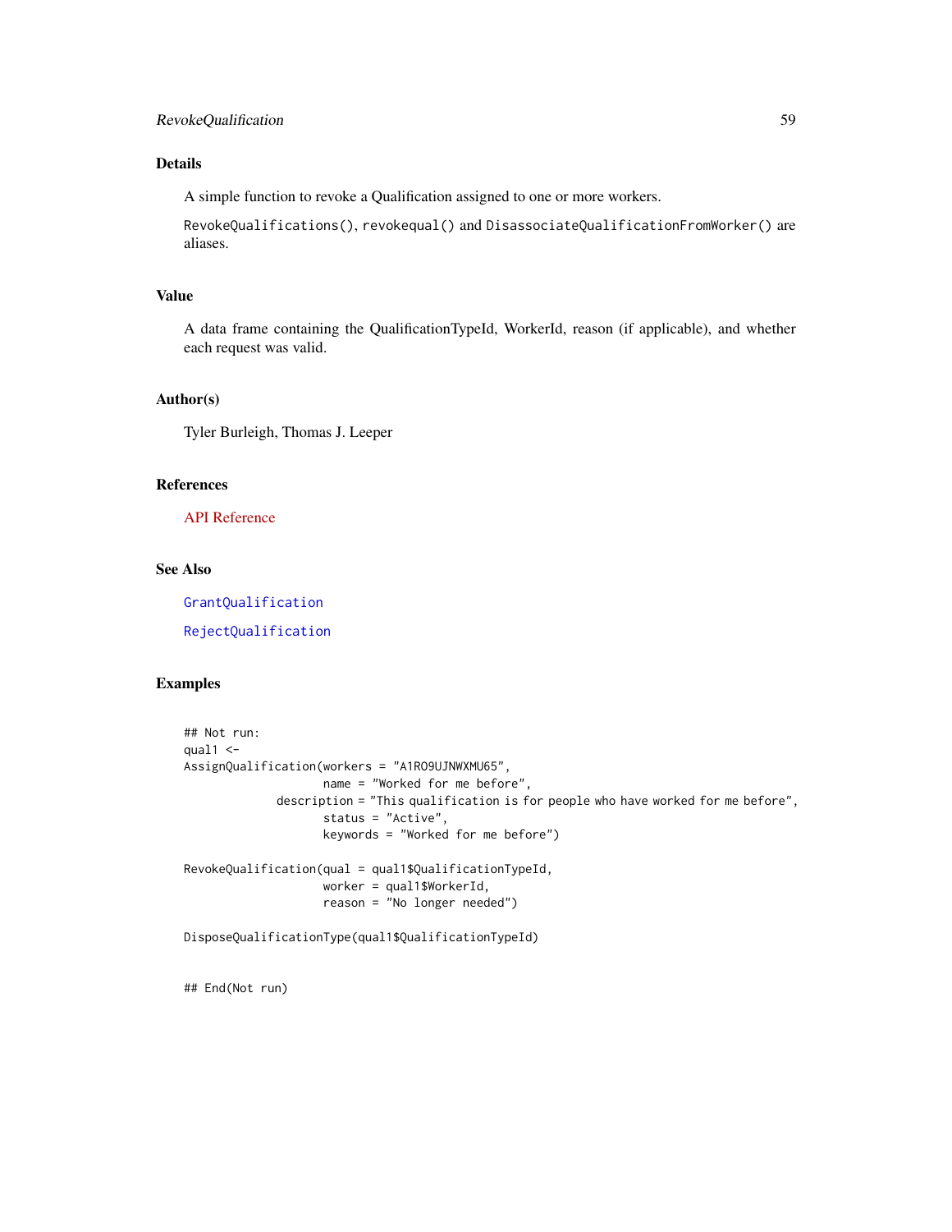### Details

A simple function to revoke a Qualification assigned to one or more workers.

`RevokeQualifications()`, `revokequal()` and `DisassociateQualificationFromWorker()` are aliases.

### Value

A data frame containing the QualificationTypeId, WorkerId, reason (if applicable), and whether each request was valid.

### Author(s)

Tyler Burleigh, Thomas J. Leeper

### References

API Reference

### See Also

`GrantQualification`

`RejectQualification`

### Examples

```
## Not run:
qual1 <-
AssignQualification(workers = "A1RO9UJNWXMU65",
                    name = "Worked for me before",
             description = "This qualification is for people who have worked for me before",
                    status = "Active",
                    keywords = "Worked for me before")

RevokeQualification(qual = qual1$QualificationTypeId,
                    worker = qual1$WorkerId,
                    reason = "No longer needed")

DisposeQualificationType(qual1$QualificationTypeId)


## End(Not run)
```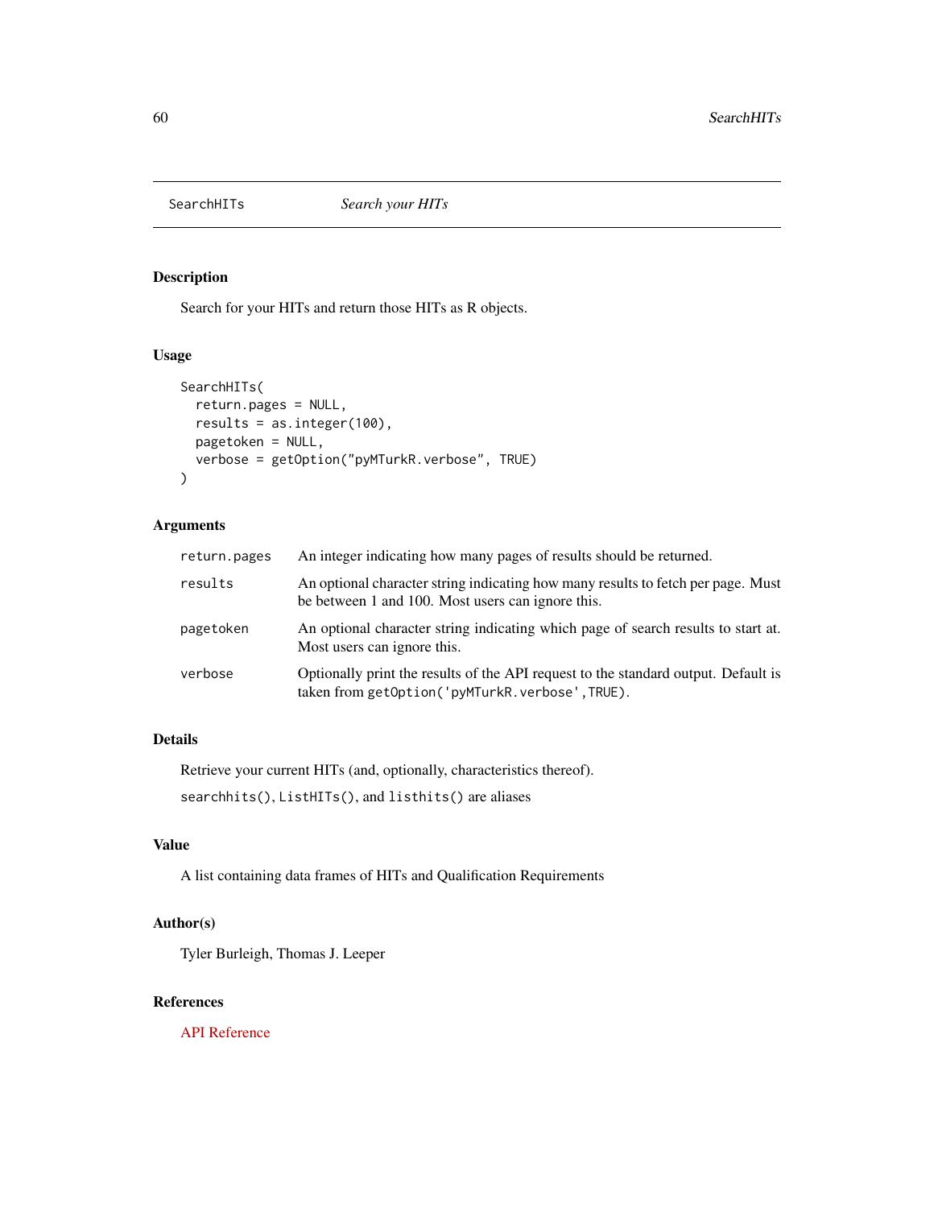# SearchHITs — *Search your HITs*

## Description

Search for your HITs and return those HITs as R objects.

## Usage

```
SearchHITs(
  return.pages = NULL,
  results = as.integer(100),
  pagetoken = NULL,
  verbose = getOption("pyMTurkR.verbose", TRUE)
)
```

## Arguments

| | |
|---|---|
| `return.pages` | An integer indicating how many pages of results should be returned. |
| `results` | An optional character string indicating how many results to fetch per page. Must be between 1 and 100. Most users can ignore this. |
| `pagetoken` | An optional character string indicating which page of search results to start at. Most users can ignore this. |
| `verbose` | Optionally print the results of the API request to the standard output. Default is taken from `getOption('pyMTurkR.verbose',TRUE)`. |

## Details

Retrieve your current HITs (and, optionally, characteristics thereof).

`searchhits()`, `ListHITs()`, and `listhits()` are aliases

## Value

A list containing data frames of HITs and Qualification Requirements

## Author(s)

Tyler Burleigh, Thomas J. Leeper

## References

API Reference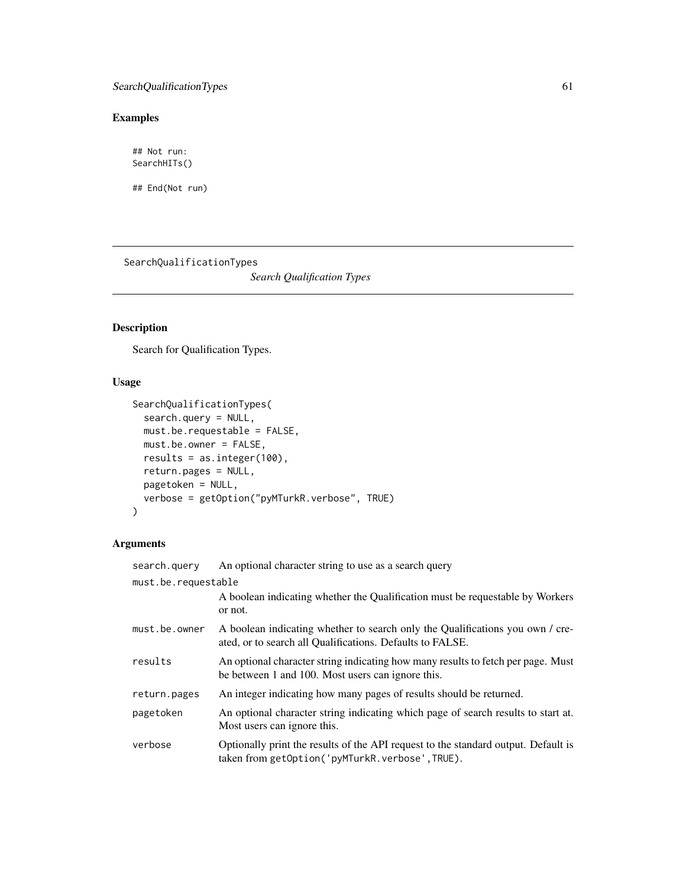## Examples

```
## Not run:
SearchHITs()

## End(Not run)
```

---

# SearchQualificationTypes

*Search Qualification Types*

## Description

Search for Qualification Types.

## Usage

```
SearchQualificationTypes(
  search.query = NULL,
  must.be.requestable = FALSE,
  must.be.owner = FALSE,
  results = as.integer(100),
  return.pages = NULL,
  pagetoken = NULL,
  verbose = getOption("pyMTurkR.verbose", TRUE)
)
```

## Arguments

| | |
|---|---|
| `search.query` | An optional character string to use as a search query |
| `must.be.requestable` | A boolean indicating whether the Qualification must be requestable by Workers or not. |
| `must.be.owner` | A boolean indicating whether to search only the Qualifications you own / created, or to search all Qualifications. Defaults to FALSE. |
| `results` | An optional character string indicating how many results to fetch per page. Must be between 1 and 100. Most users can ignore this. |
| `return.pages` | An integer indicating how many pages of results should be returned. |
| `pagetoken` | An optional character string indicating which page of search results to start at. Most users can ignore this. |
| `verbose` | Optionally print the results of the API request to the standard output. Default is taken from `getOption('pyMTurkR.verbose',TRUE)`. |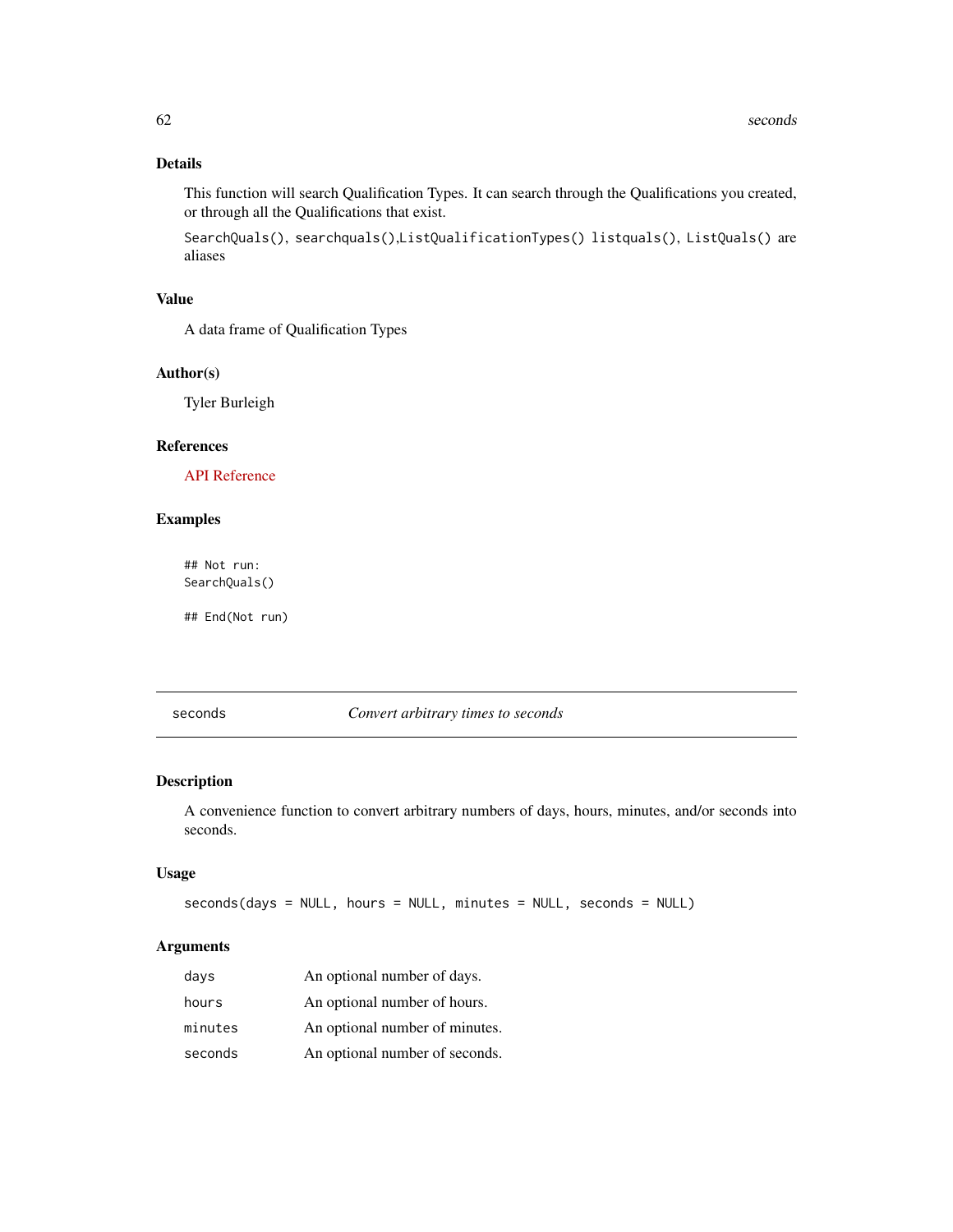## Details

This function will search Qualification Types. It can search through the Qualifications you created, or through all the Qualifications that exist.

`SearchQuals()`, `searchquals()`,`ListQualificationTypes()` `listquals()`, `ListQuals()` are aliases

## Value

A data frame of Qualification Types

## Author(s)

Tyler Burleigh

## References

API Reference

## Examples

```
## Not run:
SearchQuals()

## End(Not run)
```

---

# seconds — *Convert arbitrary times to seconds*

## Description

A convenience function to convert arbitrary numbers of days, hours, minutes, and/or seconds into seconds.

## Usage

```
seconds(days = NULL, hours = NULL, minutes = NULL, seconds = NULL)
```

## Arguments

| | |
|---|---|
| `days` | An optional number of days. |
| `hours` | An optional number of hours. |
| `minutes` | An optional number of minutes. |
| `seconds` | An optional number of seconds. |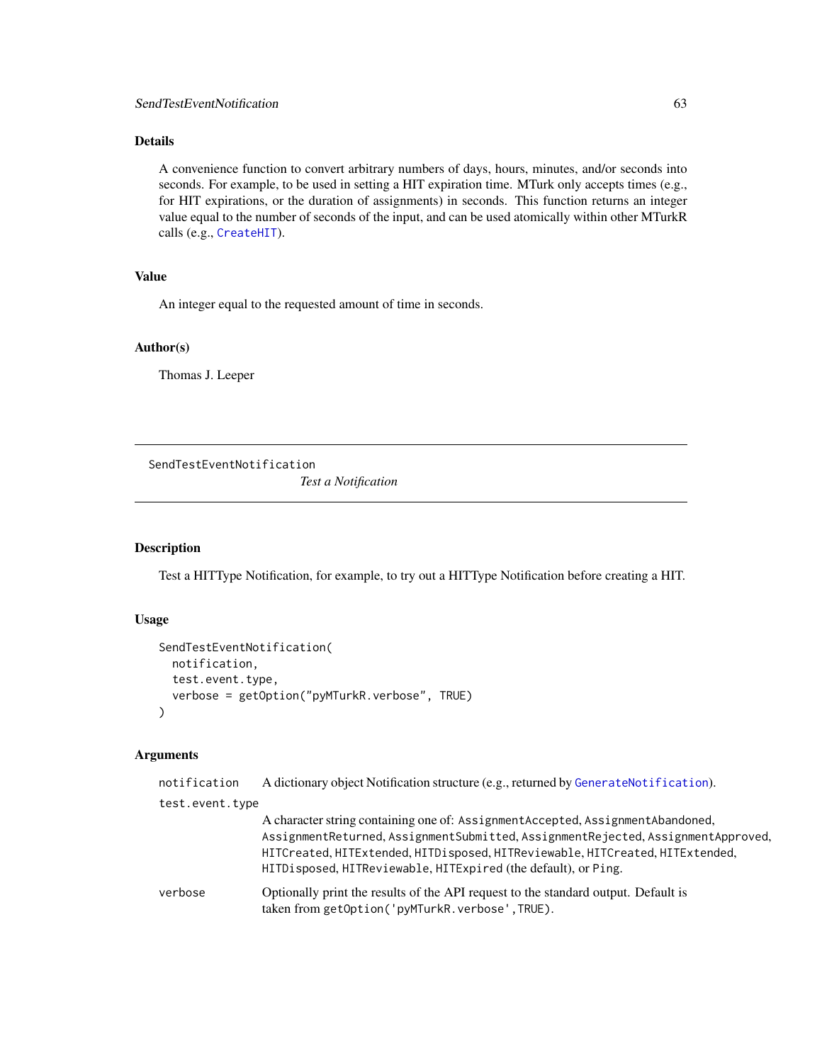### Details

A convenience function to convert arbitrary numbers of days, hours, minutes, and/or seconds into seconds. For example, to be used in setting a HIT expiration time. MTurk only accepts times (e.g., for HIT expirations, or the duration of assignments) in seconds. This function returns an integer value equal to the number of seconds of the input, and can be used atomically within other MTurkR calls (e.g., `CreateHIT`).

### Value

An integer equal to the requested amount of time in seconds.

### Author(s)

Thomas J. Leeper

---

## SendTestEventNotification &nbsp;&nbsp;&nbsp; *Test a Notification*

---

### Description

Test a HITType Notification, for example, to try out a HITType Notification before creating a HIT.

### Usage

```
SendTestEventNotification(
  notification,
  test.event.type,
  verbose = getOption("pyMTurkR.verbose", TRUE)
)
```

### Arguments

`notification` &nbsp;&nbsp; A dictionary object Notification structure (e.g., returned by `GenerateNotification`).

`test.event.type` &nbsp;&nbsp; A character string containing one of: `AssignmentAccepted`, `AssignmentAbandoned`, `AssignmentReturned`, `AssignmentSubmitted`, `AssignmentRejected`, `AssignmentApproved`, `HITCreated`, `HITExtended`, `HITDisposed`, `HITReviewable`, `HITCreated`, `HITExtended`, `HITDisposed`, `HITReviewable`, `HITExpired` (the default), or `Ping`.

`verbose` &nbsp;&nbsp; Optionally print the results of the API request to the standard output. Default is taken from `getOption('pyMTurkR.verbose',TRUE)`.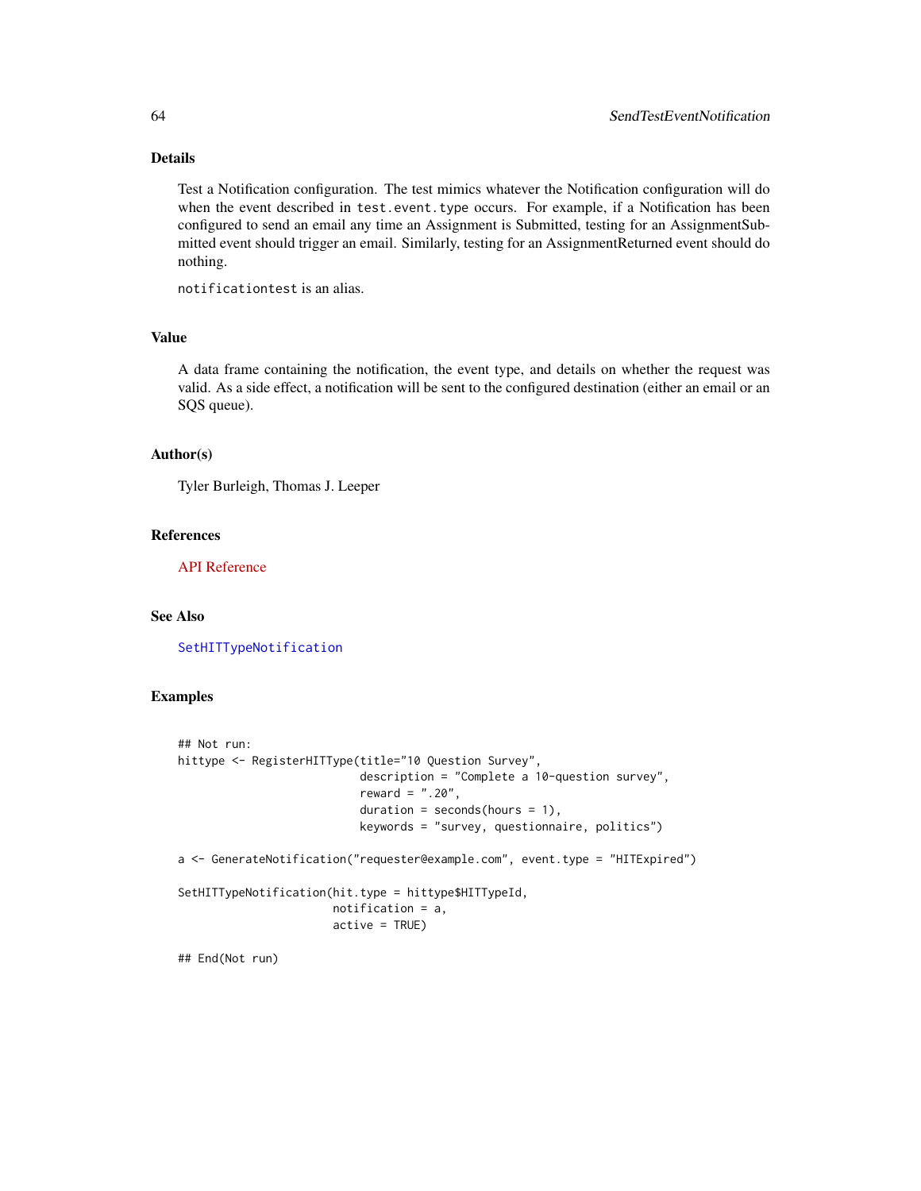## Details

Test a Notification configuration. The test mimics whatever the Notification configuration will do when the event described in `test.event.type` occurs. For example, if a Notification has been configured to send an email any time an Assignment is Submitted, testing for an AssignmentSubmitted event should trigger an email. Similarly, testing for an AssignmentReturned event should do nothing.

`notificationtest` is an alias.

## Value

A data frame containing the notification, the event type, and details on whether the request was valid. As a side effect, a notification will be sent to the configured destination (either an email or an SQS queue).

## Author(s)

Tyler Burleigh, Thomas J. Leeper

## References

API Reference

## See Also

`SetHITTypeNotification`

## Examples

```
## Not run:
hittype <- RegisterHITType(title="10 Question Survey",
                           description = "Complete a 10-question survey",
                           reward = ".20",
                           duration = seconds(hours = 1),
                           keywords = "survey, questionnaire, politics")

a <- GenerateNotification("requester@example.com", event.type = "HITExpired")

SetHITTypeNotification(hit.type = hittype$HITTypeId,
                       notification = a,
                       active = TRUE)

## End(Not run)
```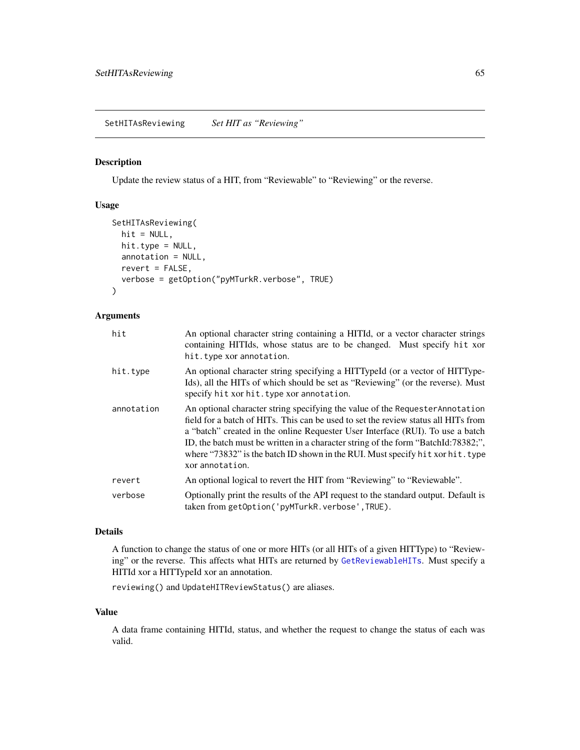## SetHITAsReviewing — *Set HIT as "Reviewing"*

### Description

Update the review status of a HIT, from "Reviewable" to "Reviewing" or the reverse.

### Usage

```
SetHITAsReviewing(
  hit = NULL,
  hit.type = NULL,
  annotation = NULL,
  revert = FALSE,
  verbose = getOption("pyMTurkR.verbose", TRUE)
)
```

### Arguments

| | |
|---|---|
| `hit` | An optional character string containing a HITId, or a vector character strings containing HITIds, whose status are to be changed. Must specify `hit` xor `hit.type` xor `annotation`. |
| `hit.type` | An optional character string specifying a HITTypeId (or a vector of HITTypeIds), all the HITs of which should be set as "Reviewing" (or the reverse). Must specify `hit` xor `hit.type` xor `annotation`. |
| `annotation` | An optional character string specifying the value of the `RequesterAnnotation` field for a batch of HITs. This can be used to set the review status all HITs from a "batch" created in the online Requester User Interface (RUI). To use a batch ID, the batch must be written in a character string of the form "BatchId:78382;", where "73832" is the batch ID shown in the RUI. Must specify `hit` xor `hit.type` xor `annotation`. |
| `revert` | An optional logical to revert the HIT from "Reviewing" to "Reviewable". |
| `verbose` | Optionally print the results of the API request to the standard output. Default is taken from `getOption('pyMTurkR.verbose',TRUE)`. |

### Details

A function to change the status of one or more HITs (or all HITs of a given HITType) to "Reviewing" or the reverse. This affects what HITs are returned by `GetReviewableHITs`. Must specify a HITId xor a HITTypeId xor an annotation.

`reviewing()` and `UpdateHITReviewStatus()` are aliases.

### Value

A data frame containing HITId, status, and whether the request to change the status of each was valid.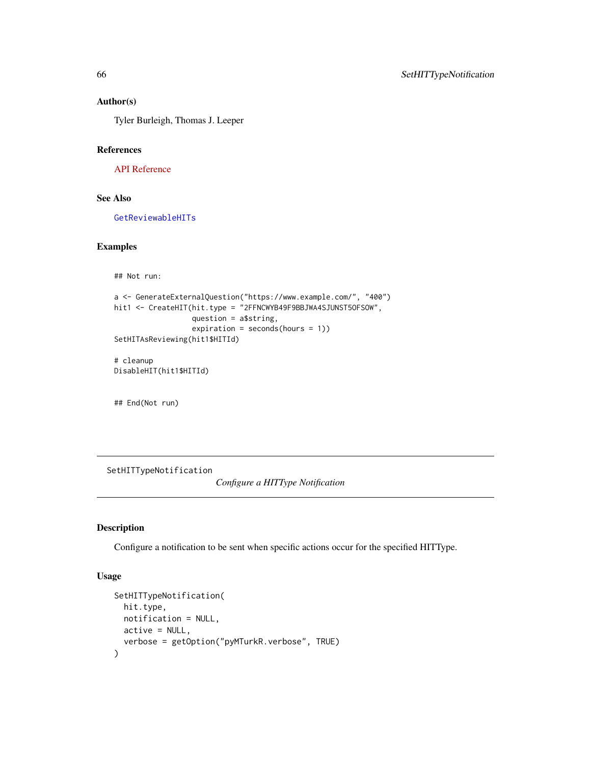### Author(s)

Tyler Burleigh, Thomas J. Leeper

### References

API Reference

### See Also

GetReviewableHITs

### Examples

```
## Not run:

a <- GenerateExternalQuestion("https://www.example.com/", "400")
hit1 <- CreateHIT(hit.type = "2FFNCWYB49F9BBJWA4SJUNST5OFSOW",
                  question = a$string,
                  expiration = seconds(hours = 1))
SetHITAsReviewing(hit1$HITId)

# cleanup
DisableHIT(hit1$HITId)


## End(Not run)
```

---

## SetHITTypeNotification

*Configure a HITType Notification*

### Description

Configure a notification to be sent when specific actions occur for the specified HITType.

### Usage

```
SetHITTypeNotification(
  hit.type,
  notification = NULL,
  active = NULL,
  verbose = getOption("pyMTurkR.verbose", TRUE)
)
```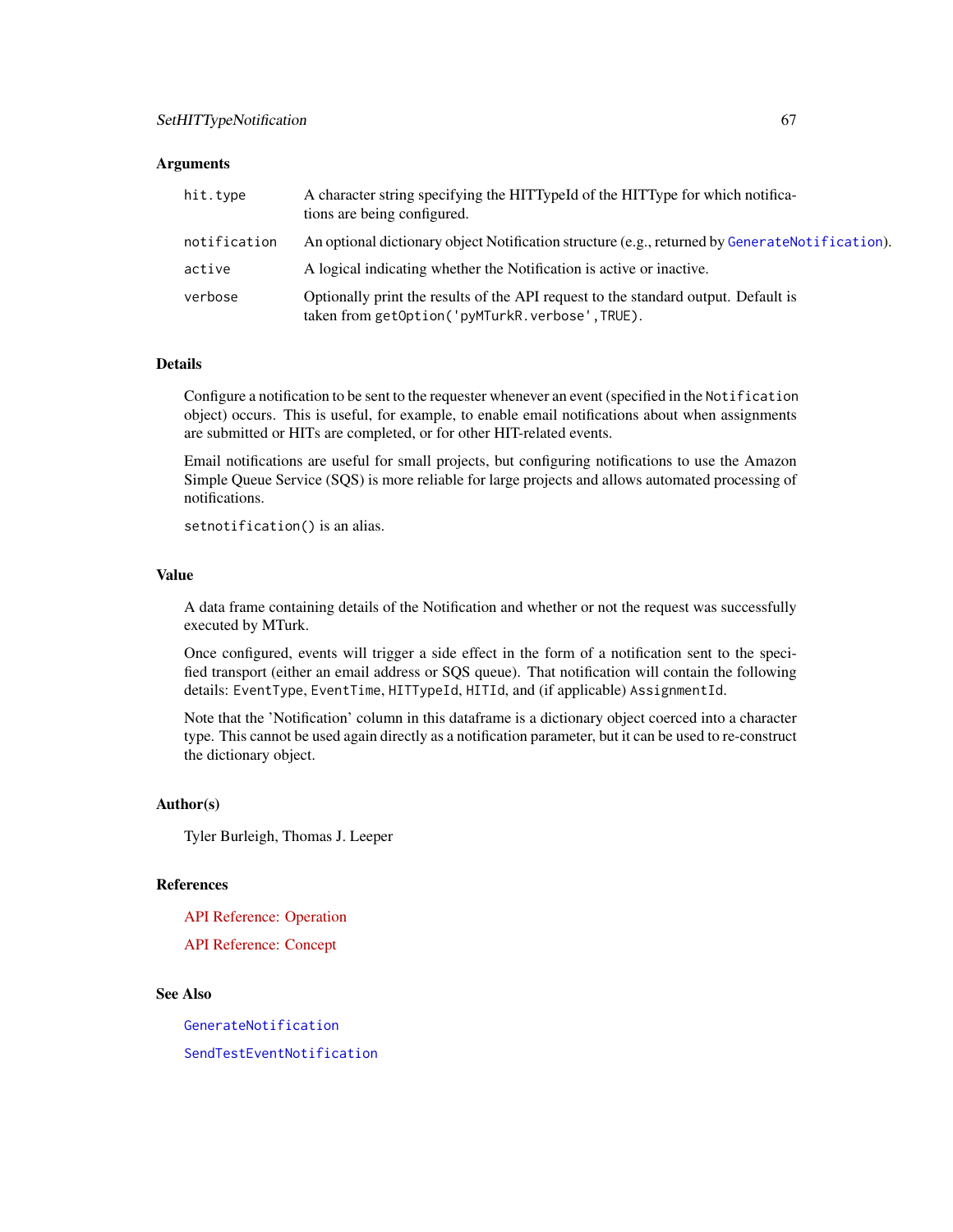### Arguments

| | |
|---|---|
| `hit.type` | A character string specifying the HITTypeId of the HITType for which notifications are being configured. |
| `notification` | An optional dictionary object Notification structure (e.g., returned by `GenerateNotification`). |
| `active` | A logical indicating whether the Notification is active or inactive. |
| `verbose` | Optionally print the results of the API request to the standard output. Default is taken from `getOption('pyMTurkR.verbose',TRUE)`. |

### Details

Configure a notification to be sent to the requester whenever an event (specified in the `Notification` object) occurs. This is useful, for example, to enable email notifications about when assignments are submitted or HITs are completed, or for other HIT-related events.

Email notifications are useful for small projects, but configuring notifications to use the Amazon Simple Queue Service (SQS) is more reliable for large projects and allows automated processing of notifications.

`setnotification()` is an alias.

### Value

A data frame containing details of the Notification and whether or not the request was successfully executed by MTurk.

Once configured, events will trigger a side effect in the form of a notification sent to the specified transport (either an email address or SQS queue). That notification will contain the following details: `EventType`, `EventTime`, `HITTypeId`, `HITId`, and (if applicable) `AssignmentId`.

Note that the 'Notification' column in this dataframe is a dictionary object coerced into a character type. This cannot be used again directly as a notification parameter, but it can be used to re-construct the dictionary object.

### Author(s)

Tyler Burleigh, Thomas J. Leeper

### References

API Reference: Operation

API Reference: Concept

### See Also

`GenerateNotification`

`SendTestEventNotification`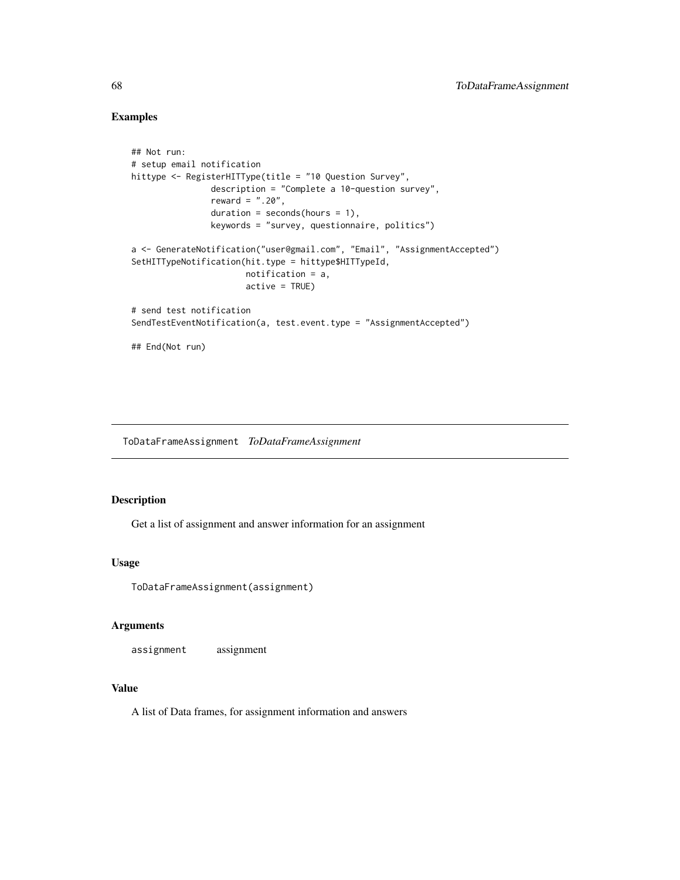## Examples

```
## Not run:
# setup email notification
hittype <- RegisterHITType(title = "10 Question Survey",
                description = "Complete a 10-question survey",
                reward = ".20",
                duration = seconds(hours = 1),
                keywords = "survey, questionnaire, politics")

a <- GenerateNotification("user@gmail.com", "Email", "AssignmentAccepted")
SetHITTypeNotification(hit.type = hittype$HITTypeId,
                       notification = a,
                       active = TRUE)

# send test notification
SendTestEventNotification(a, test.event.type = "AssignmentAccepted")

## End(Not run)
```

---

# ToDataFrameAssignment *ToDataFrameAssignment*

---

## Description

Get a list of assignment and answer information for an assignment

## Usage

```
ToDataFrameAssignment(assignment)
```

## Arguments

| | |
|---|---|
| assignment | assignment |

## Value

A list of Data frames, for assignment information and answers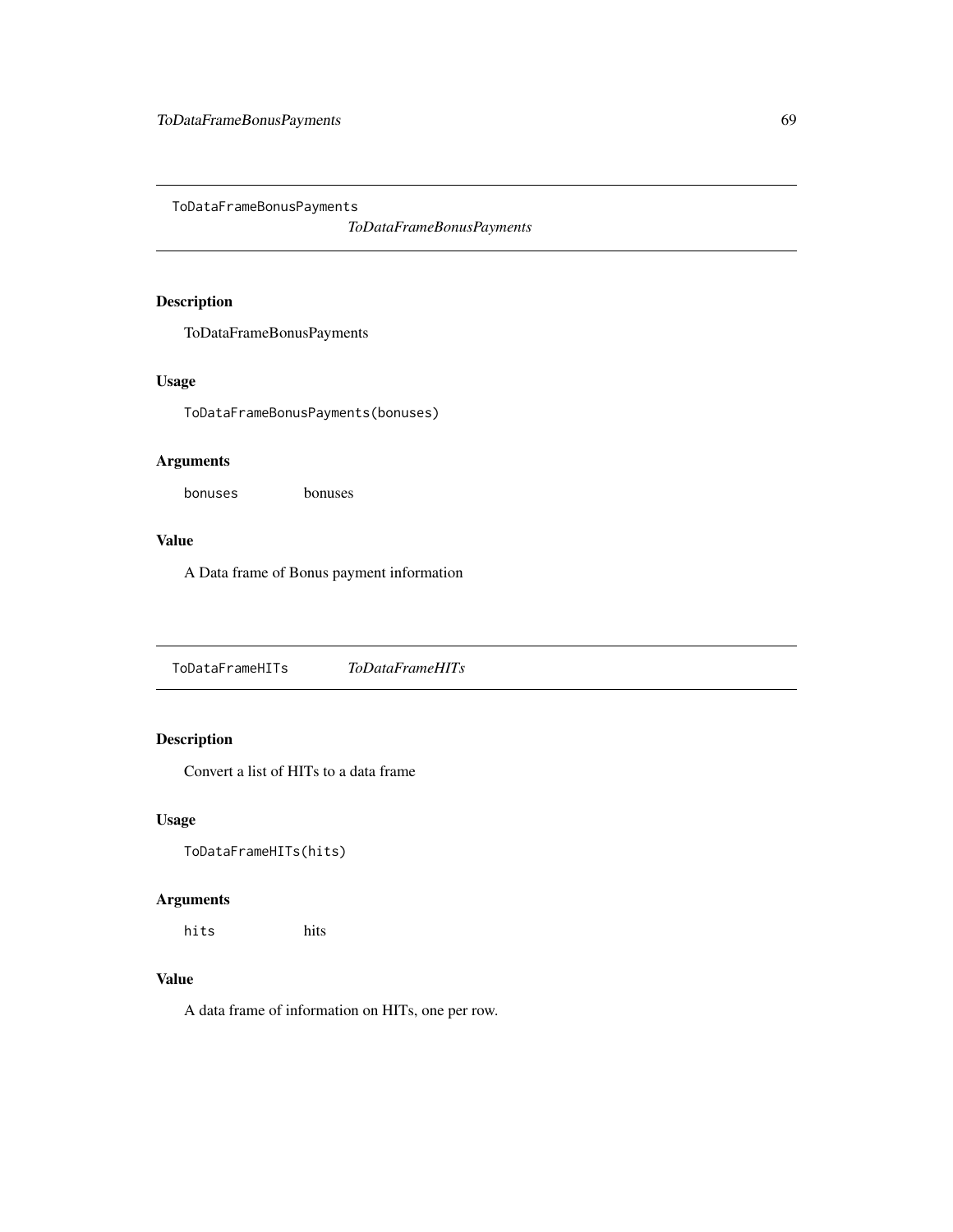## ToDataFrameBonusPayments

*ToDataFrameBonusPayments*

### Description

ToDataFrameBonusPayments

### Usage

```
ToDataFrameBonusPayments(bonuses)
```

### Arguments

`bonuses` bonuses

### Value

A Data frame of Bonus payment information

## ToDataFrameHITs

*ToDataFrameHITs*

### Description

Convert a list of HITs to a data frame

### Usage

```
ToDataFrameHITs(hits)
```

### Arguments

`hits` hits

### Value

A data frame of information on HITs, one per row.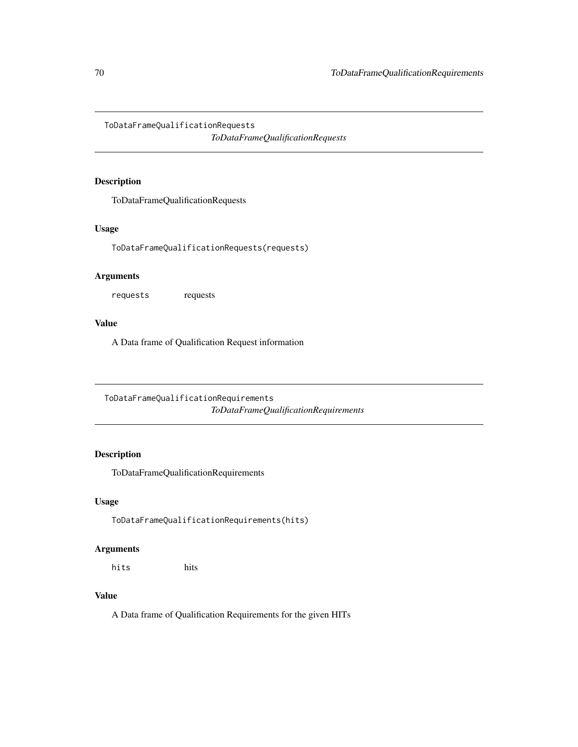## ToDataFrameQualificationRequests

*ToDataFrameQualificationRequests*

### Description

ToDataFrameQualificationRequests

### Usage

```
ToDataFrameQualificationRequests(requests)
```

### Arguments

| | |
|---|---|
| `requests` | requests |

### Value

A Data frame of Qualification Request information

## ToDataFrameQualificationRequirements

*ToDataFrameQualificationRequirements*

### Description

ToDataFrameQualificationRequirements

### Usage

```
ToDataFrameQualificationRequirements(hits)
```

### Arguments

| | |
|---|---|
| `hits` | hits |

### Value

A Data frame of Qualification Requirements for the given HITs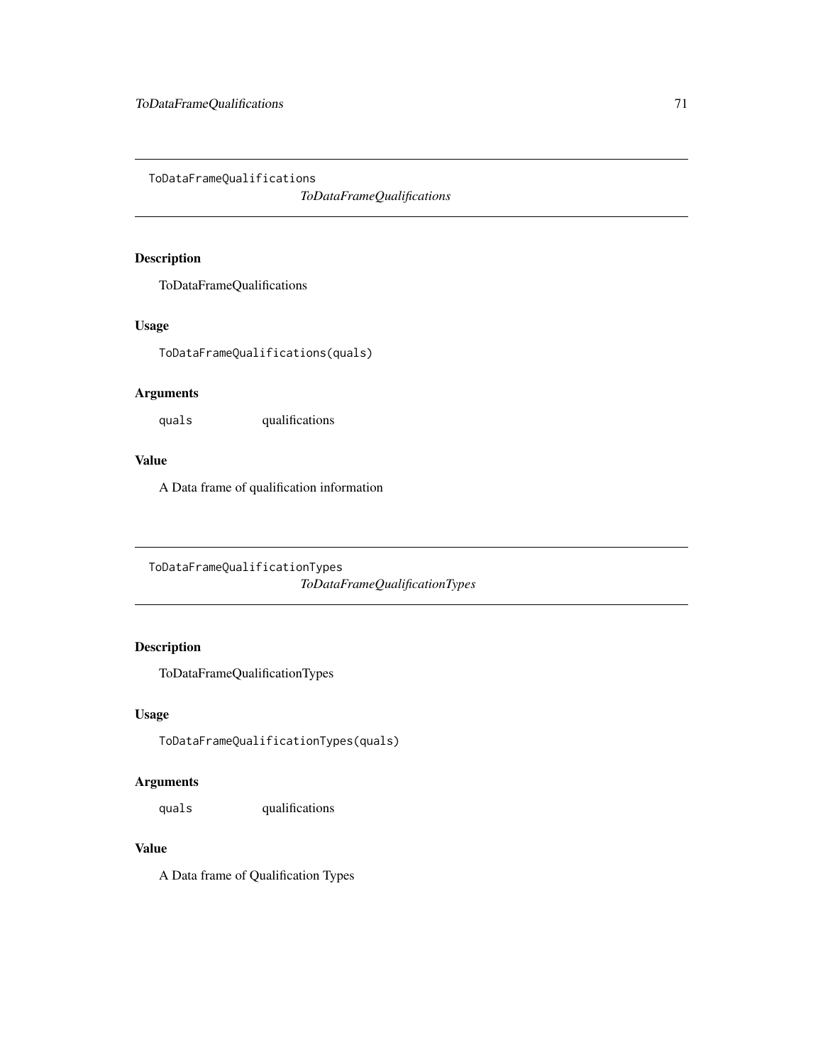## ToDataFrameQualifications

*ToDataFrameQualifications*

### Description

ToDataFrameQualifications

### Usage

```
ToDataFrameQualifications(quals)
```

### Arguments

| | |
|---|---|
| `quals` | qualifications |

### Value

A Data frame of qualification information

## ToDataFrameQualificationTypes

*ToDataFrameQualificationTypes*

### Description

ToDataFrameQualificationTypes

### Usage

```
ToDataFrameQualificationTypes(quals)
```

### Arguments

| | |
|---|---|
| `quals` | qualifications |

### Value

A Data frame of Qualification Types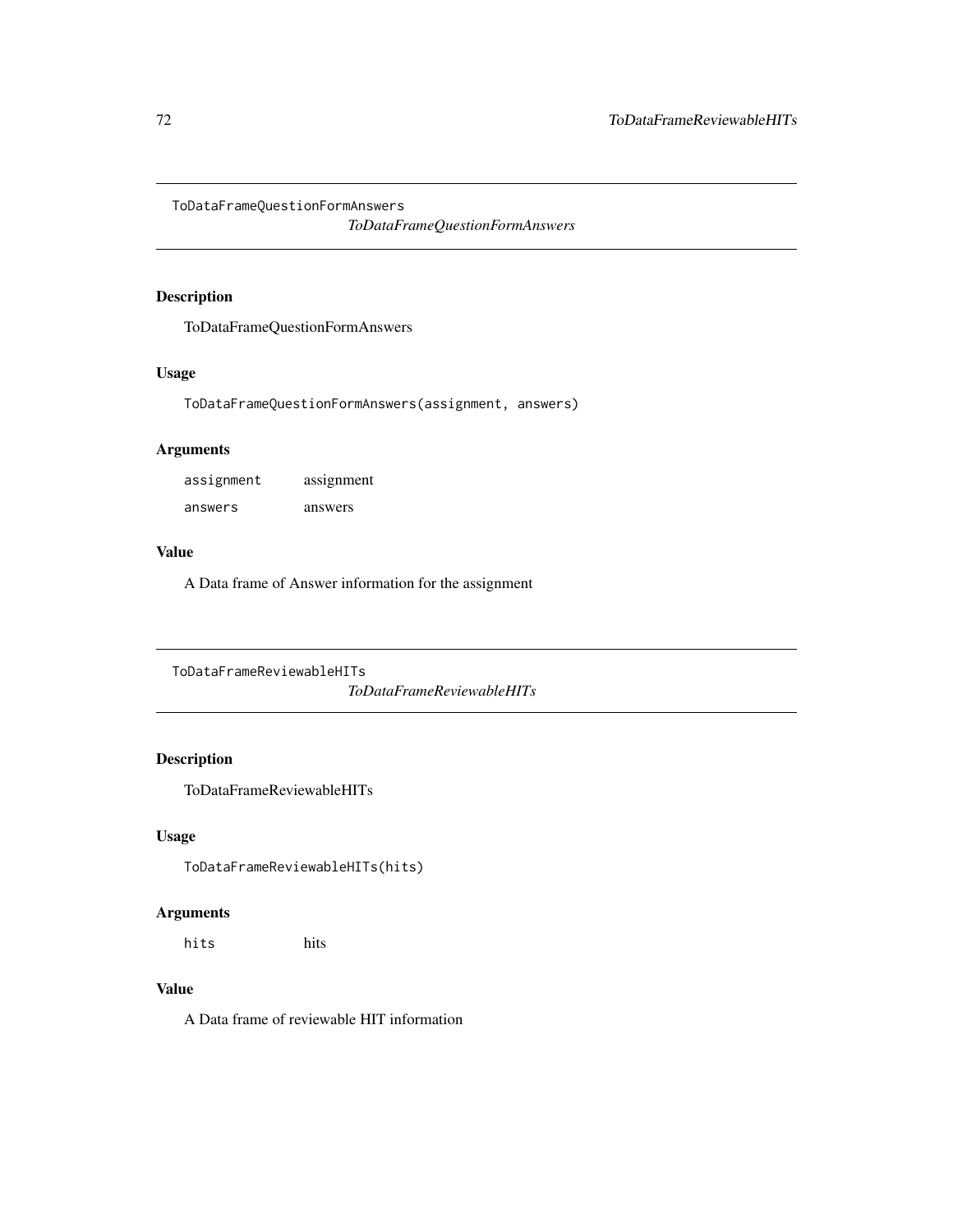## ToDataFrameQuestionFormAnswers

*ToDataFrameQuestionFormAnswers*

### Description

ToDataFrameQuestionFormAnswers

### Usage

```
ToDataFrameQuestionFormAnswers(assignment, answers)
```

### Arguments

| | |
|---|---|
| `assignment` | assignment |
| `answers` | answers |

### Value

A Data frame of Answer information for the assignment

## ToDataFrameReviewableHITs

*ToDataFrameReviewableHITs*

### Description

ToDataFrameReviewableHITs

### Usage

```
ToDataFrameReviewableHITs(hits)
```

### Arguments

| | |
|---|---|
| `hits` | hits |

### Value

A Data frame of reviewable HIT information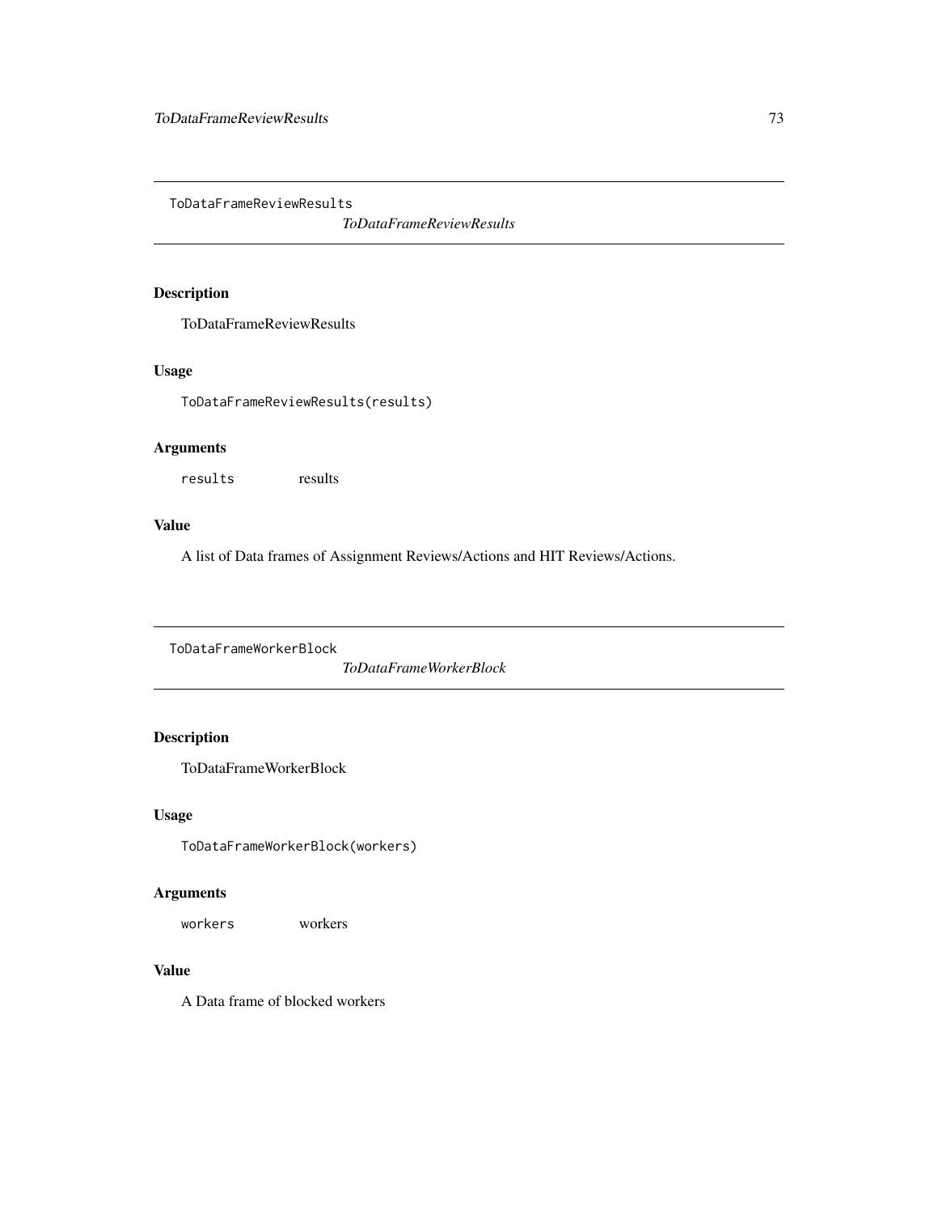## ToDataFrameReviewResults

*ToDataFrameReviewResults*

### Description

ToDataFrameReviewResults

### Usage

```
ToDataFrameReviewResults(results)
```

### Arguments

| | |
|---|---|
| `results` | results |

### Value

A list of Data frames of Assignment Reviews/Actions and HIT Reviews/Actions.

## ToDataFrameWorkerBlock

*ToDataFrameWorkerBlock*

### Description

ToDataFrameWorkerBlock

### Usage

```
ToDataFrameWorkerBlock(workers)
```

### Arguments

| | |
|---|---|
| `workers` | workers |

### Value

A Data frame of blocked workers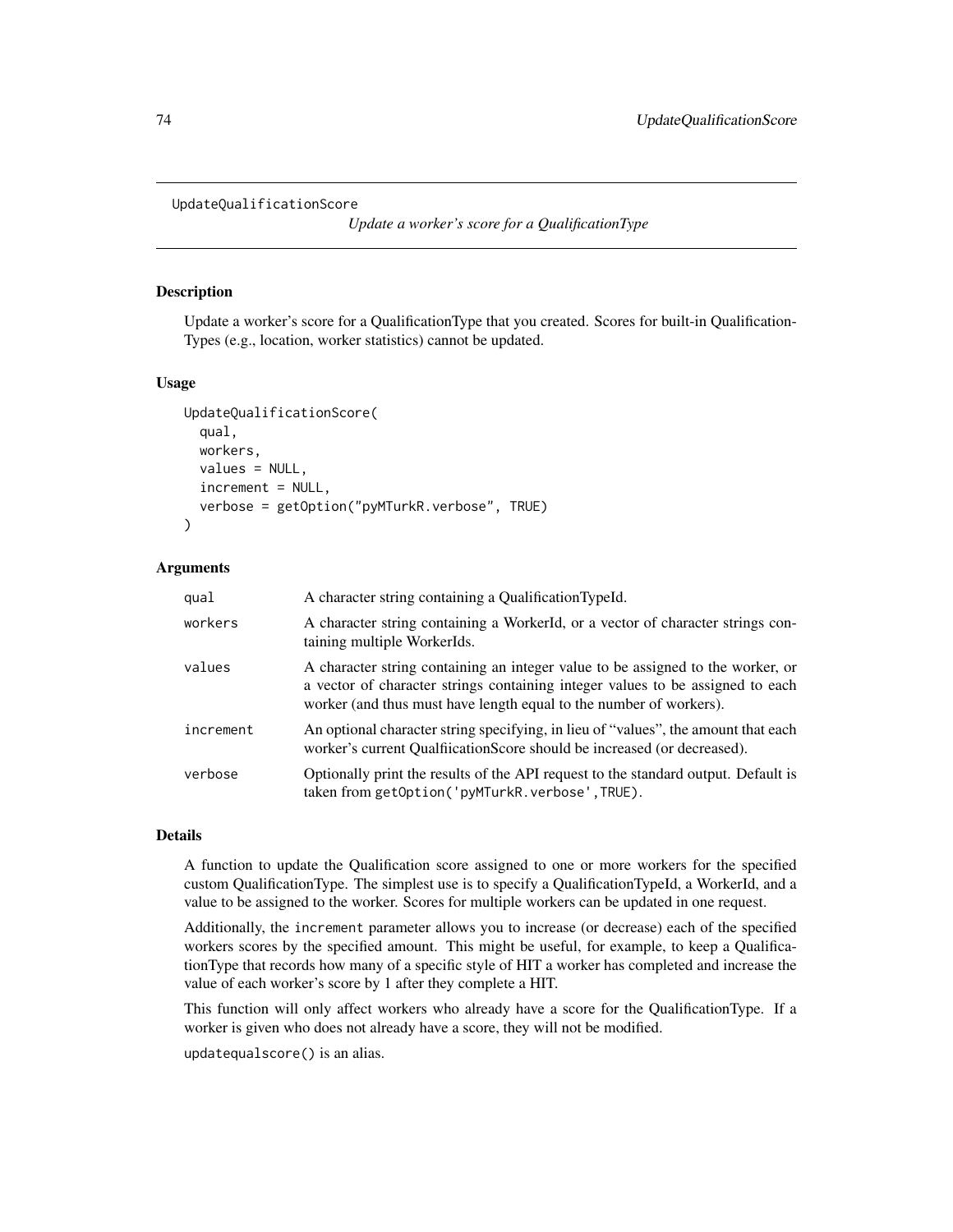# UpdateQualificationScore

*Update a worker's score for a QualificationType*

## Description

Update a worker's score for a QualificationType that you created. Scores for built-in QualificationTypes (e.g., location, worker statistics) cannot be updated.

## Usage

```
UpdateQualificationScore(
  qual,
  workers,
  values = NULL,
  increment = NULL,
  verbose = getOption("pyMTurkR.verbose", TRUE)
)
```

## Arguments

| | |
|---|---|
| `qual` | A character string containing a QualificationTypeId. |
| `workers` | A character string containing a WorkerId, or a vector of character strings containing multiple WorkerIds. |
| `values` | A character string containing an integer value to be assigned to the worker, or a vector of character strings containing integer values to be assigned to each worker (and thus must have length equal to the number of workers). |
| `increment` | An optional character string specifying, in lieu of "values", the amount that each worker's current QualficationScore should be increased (or decreased). |
| `verbose` | Optionally print the results of the API request to the standard output. Default is taken from `getOption('pyMTurkR.verbose',TRUE)`. |

## Details

A function to update the Qualification score assigned to one or more workers for the specified custom QualificationType. The simplest use is to specify a QualificationTypeId, a WorkerId, and a value to be assigned to the worker. Scores for multiple workers can be updated in one request.

Additionally, the `increment` parameter allows you to increase (or decrease) each of the specified workers scores by the specified amount. This might be useful, for example, to keep a QualificationType that records how many of a specific style of HIT a worker has completed and increase the value of each worker's score by 1 after they complete a HIT.

This function will only affect workers who already have a score for the QualificationType. If a worker is given who does not already have a score, they will not be modified.

`updatequalscore()` is an alias.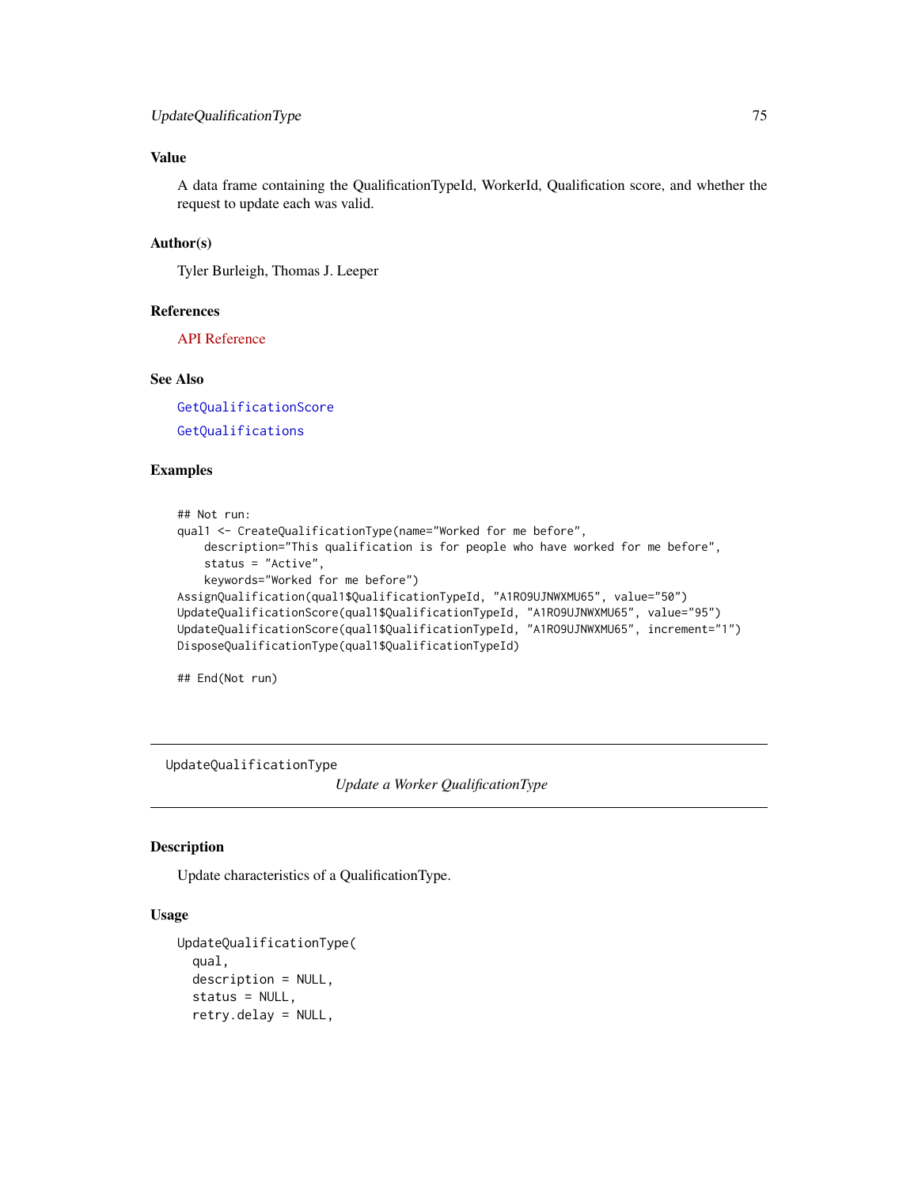## Value

A data frame containing the QualificationTypeId, WorkerId, Qualification score, and whether the request to update each was valid.

## Author(s)

Tyler Burleigh, Thomas J. Leeper

## References

API Reference

## See Also

GetQualificationScore

GetQualifications

## Examples

```
## Not run:
qual1 <- CreateQualificationType(name="Worked for me before",
    description="This qualification is for people who have worked for me before",
    status = "Active",
    keywords="Worked for me before")
AssignQualification(qual1$QualificationTypeId, "A1RO9UJNWXMU65", value="50")
UpdateQualificationScore(qual1$QualificationTypeId, "A1RO9UJNWXMU65", value="95")
UpdateQualificationScore(qual1$QualificationTypeId, "A1RO9UJNWXMU65", increment="1")
DisposeQualificationType(qual1$QualificationTypeId)

## End(Not run)
```

---

# UpdateQualificationType

*Update a Worker QualificationType*

## Description

Update characteristics of a QualificationType.

## Usage

```
UpdateQualificationType(
  qual,
  description = NULL,
  status = NULL,
  retry.delay = NULL,
```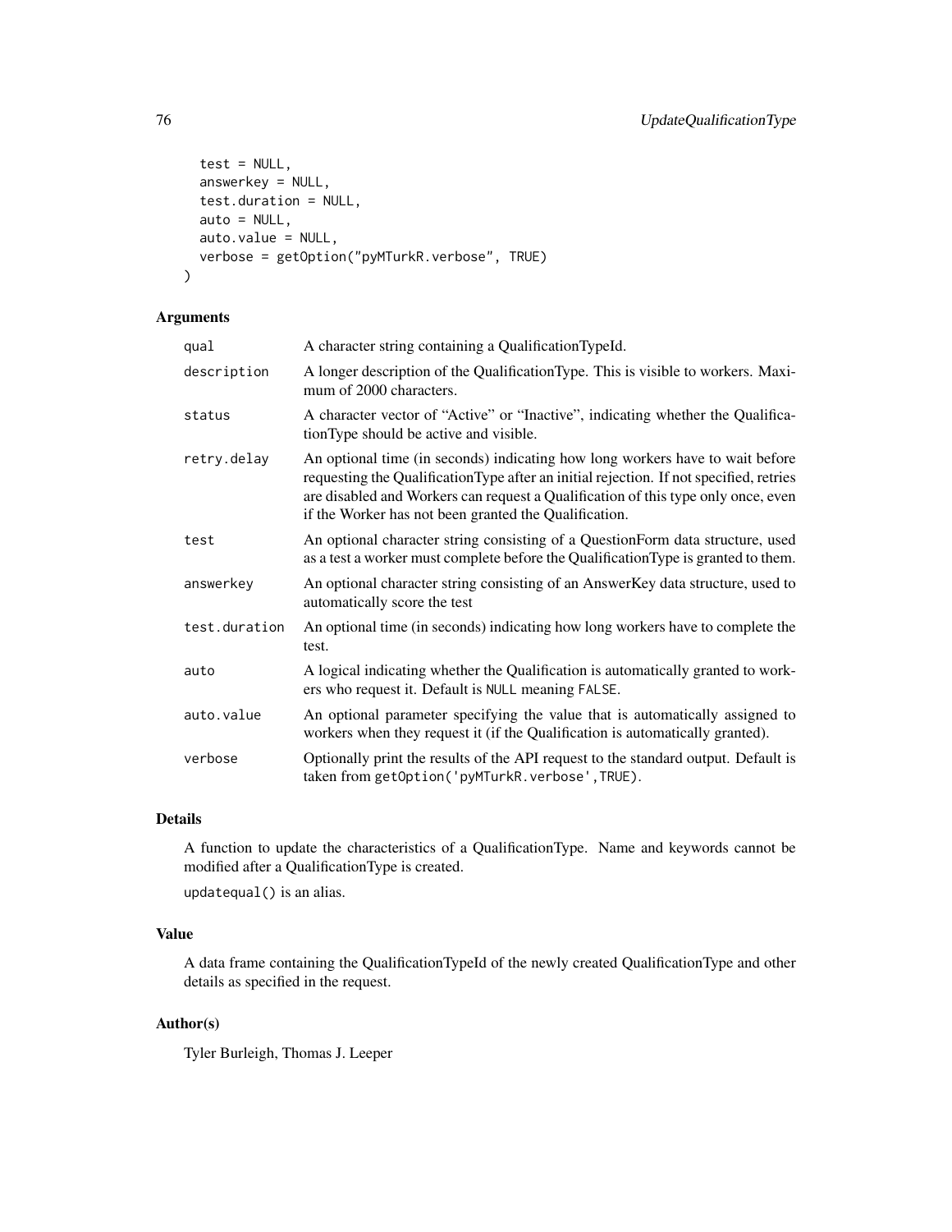```
  test = NULL,
  answerkey = NULL,
  test.duration = NULL,
  auto = NULL,
  auto.value = NULL,
  verbose = getOption("pyMTurkR.verbose", TRUE)
)
```

## Arguments

| | |
|---|---|
| `qual` | A character string containing a QualificationTypeId. |
| `description` | A longer description of the QualificationType. This is visible to workers. Maximum of 2000 characters. |
| `status` | A character vector of "Active" or "Inactive", indicating whether the QualificationType should be active and visible. |
| `retry.delay` | An optional time (in seconds) indicating how long workers have to wait before requesting the QualificationType after an initial rejection. If not specified, retries are disabled and Workers can request a Qualification of this type only once, even if the Worker has not been granted the Qualification. |
| `test` | An optional character string consisting of a QuestionForm data structure, used as a test a worker must complete before the QualificationType is granted to them. |
| `answerkey` | An optional character string consisting of an AnswerKey data structure, used to automatically score the test |
| `test.duration` | An optional time (in seconds) indicating how long workers have to complete the test. |
| `auto` | A logical indicating whether the Qualification is automatically granted to workers who request it. Default is `NULL` meaning `FALSE`. |
| `auto.value` | An optional parameter specifying the value that is automatically assigned to workers when they request it (if the Qualification is automatically granted). |
| `verbose` | Optionally print the results of the API request to the standard output. Default is taken from `getOption('pyMTurkR.verbose',TRUE)`. |

## Details

A function to update the characteristics of a QualificationType. Name and keywords cannot be modified after a QualificationType is created.

`updatequal()` is an alias.

## Value

A data frame containing the QualificationTypeId of the newly created QualificationType and other details as specified in the request.

## Author(s)

Tyler Burleigh, Thomas J. Leeper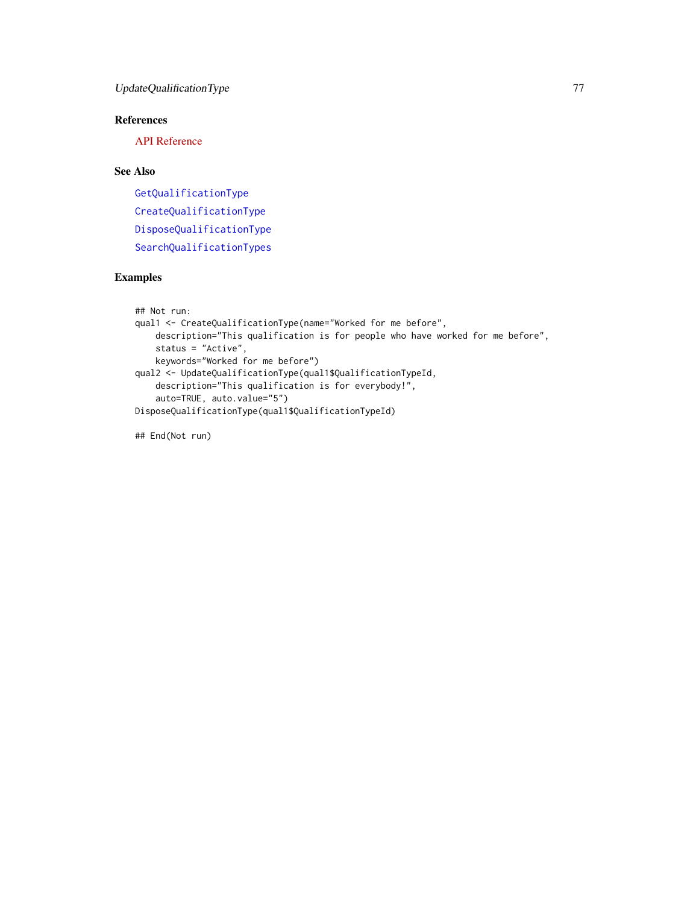## References

API Reference

## See Also

GetQualificationType

CreateQualificationType

DisposeQualificationType

SearchQualificationTypes

## Examples

```
## Not run:
qual1 <- CreateQualificationType(name="Worked for me before",
    description="This qualification is for people who have worked for me before",
    status = "Active",
    keywords="Worked for me before")
qual2 <- UpdateQualificationType(qual1$QualificationTypeId,
    description="This qualification is for everybody!",
    auto=TRUE, auto.value="5")
DisposeQualificationType(qual1$QualificationTypeId)

## End(Not run)
```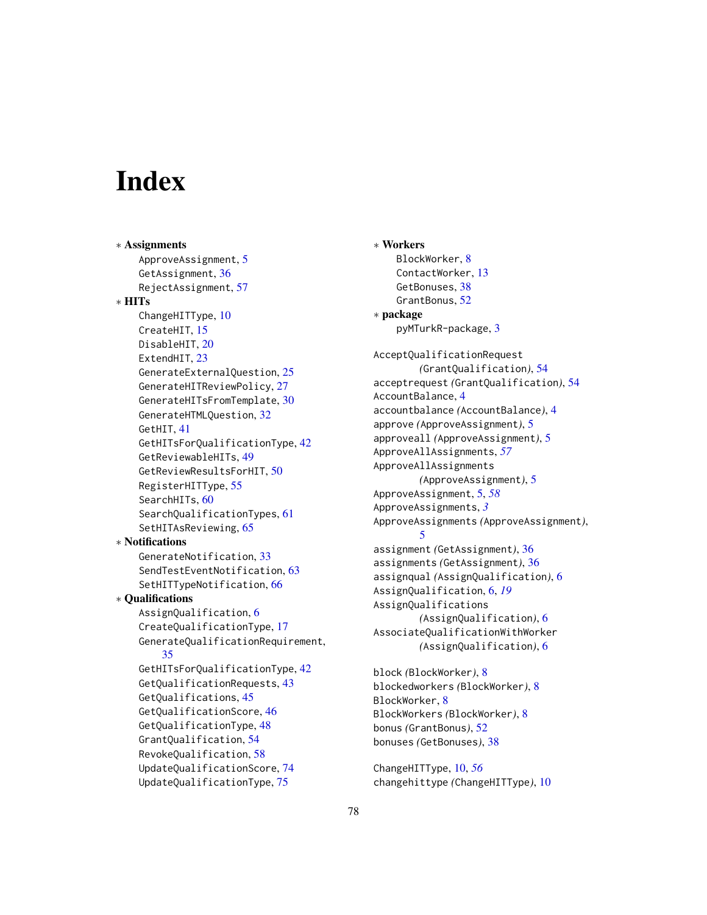# Index

∗ **Assignments**
- ApproveAssignment, 5
- GetAssignment, 36
- RejectAssignment, 57

∗ **HITs**
- ChangeHITType, 10
- CreateHIT, 15
- DisableHIT, 20
- ExtendHIT, 23
- GenerateExternalQuestion, 25
- GenerateHITReviewPolicy, 27
- GenerateHITsFromTemplate, 30
- GenerateHTMLQuestion, 32
- GetHIT, 41
- GetHITsForQualificationType, 42
- GetReviewableHITs, 49
- GetReviewResultsForHIT, 50
- RegisterHITType, 55
- SearchHITs, 60
- SearchQualificationTypes, 61
- SetHITAsReviewing, 65

∗ **Notifications**
- GenerateNotification, 33
- SendTestEventNotification, 63
- SetHITTypeNotification, 66

∗ **Qualifications**
- AssignQualification, 6
- CreateQualificationType, 17
- GenerateQualificationRequirement, 35
- GetHITsForQualificationType, 42
- GetQualificationRequests, 43
- GetQualifications, 45
- GetQualificationScore, 46
- GetQualificationType, 48
- GrantQualification, 54
- RevokeQualification, 58
- UpdateQualificationScore, 74
- UpdateQualificationType, 75

∗ **Workers**
- BlockWorker, 8
- ContactWorker, 13
- GetBonuses, 38
- GrantBonus, 52

∗ **package**
- pyMTurkR-package, 3

AcceptQualificationRequest *(GrantQualification)*, 54
acceptrequest *(GrantQualification)*, 54
AccountBalance, 4
accountbalance *(AccountBalance)*, 4
approve *(ApproveAssignment)*, 5
approveall *(ApproveAssignment)*, 5
ApproveAllAssignments, *57*
ApproveAllAssignments *(ApproveAssignment)*, 5
ApproveAssignment, 5, *58*
ApproveAssignments, *3*
ApproveAssignments *(ApproveAssignment)*, 5
assignment *(GetAssignment)*, 36
assignments *(GetAssignment)*, 36
assignqual *(AssignQualification)*, 6
AssignQualification, 6, *19*
AssignQualifications *(AssignQualification)*, 6
AssociateQualificationWithWorker *(AssignQualification)*, 6

block *(BlockWorker)*, 8
blockedworkers *(BlockWorker)*, 8
BlockWorker, 8
BlockWorkers *(BlockWorker)*, 8
bonus *(GrantBonus)*, 52
bonuses *(GetBonuses)*, 38

ChangeHITType, 10, *56*
changehittype *(ChangeHITType)*, 10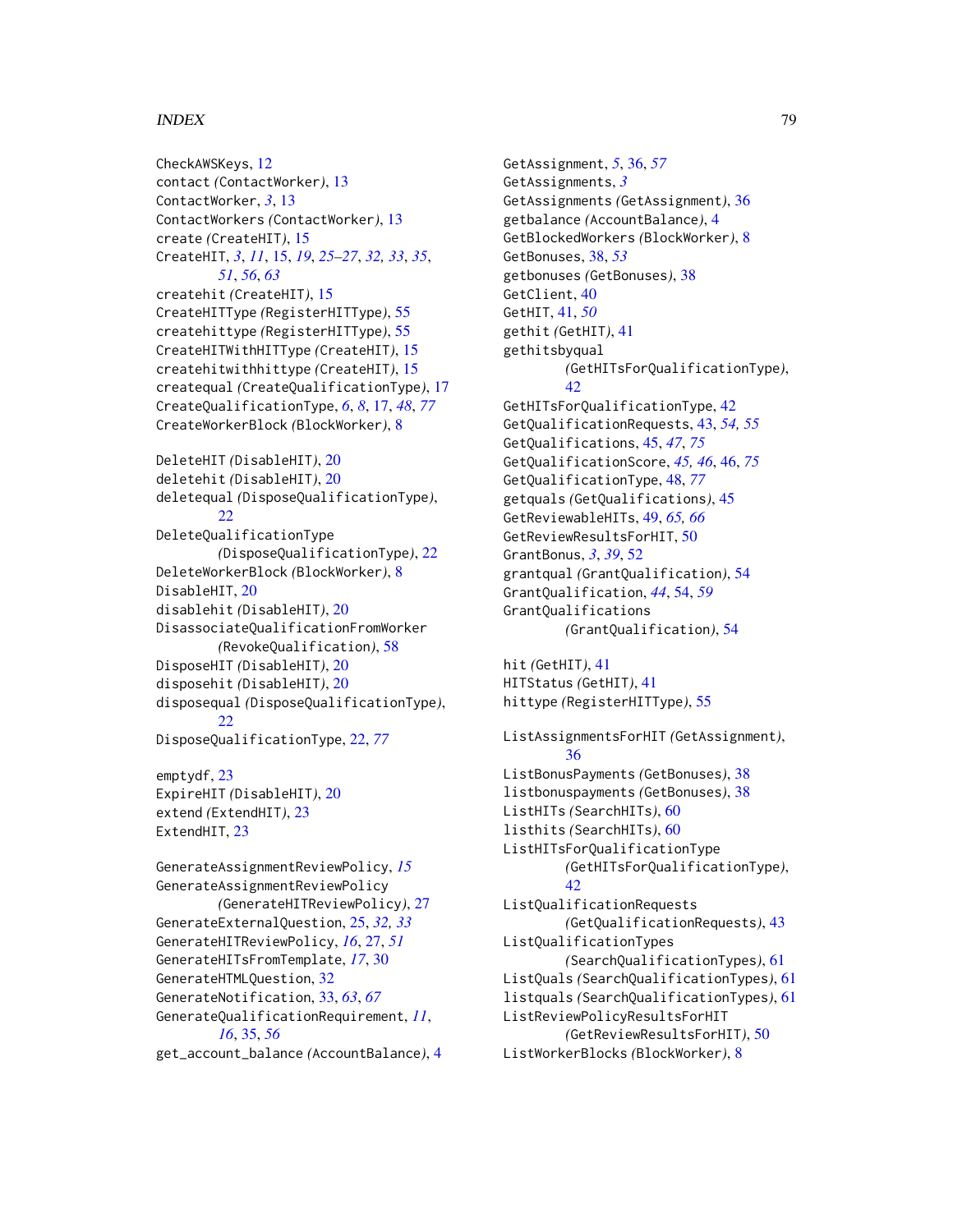CheckAWSKeys, 12
contact *(ContactWorker)*, 13
ContactWorker, *3*, 13
ContactWorkers *(ContactWorker)*, 13
create *(CreateHIT)*, 15
CreateHIT, *3*, *11*, 15, *19*, *25–27*, *32, 33*, *35*, *51*, *56*, *63*
createhit *(CreateHIT)*, 15
CreateHITType *(RegisterHITType)*, 55
createhittype *(RegisterHITType)*, 55
CreateHITWithHITType *(CreateHIT)*, 15
createhitwithhittype *(CreateHIT)*, 15
createqual *(CreateQualificationType)*, 17
CreateQualificationType, *6*, *8*, 17, *48*, *77*
CreateWorkerBlock *(BlockWorker)*, 8

DeleteHIT *(DisableHIT)*, 20
deletehit *(DisableHIT)*, 20
deletequal *(DisposeQualificationType)*, 22
DeleteQualificationType *(DisposeQualificationType)*, 22
DeleteWorkerBlock *(BlockWorker)*, 8
DisableHIT, 20
disablehit *(DisableHIT)*, 20
DisassociateQualificationFromWorker *(RevokeQualification)*, 58
DisposeHIT *(DisableHIT)*, 20
disposehit *(DisableHIT)*, 20
disposequal *(DisposeQualificationType)*, 22
DisposeQualificationType, 22, *77*

emptydf, 23
ExpireHIT *(DisableHIT)*, 20
extend *(ExtendHIT)*, 23
ExtendHIT, 23

GenerateAssignmentReviewPolicy, *15*
GenerateAssignmentReviewPolicy *(GenerateHITReviewPolicy)*, 27
GenerateExternalQuestion, 25, *32, 33*
GenerateHITReviewPolicy, *16*, 27, *51*
GenerateHITsFromTemplate, *17*, 30
GenerateHTMLQuestion, 32
GenerateNotification, 33, *63*, *67*
GenerateQualificationRequirement, *11*, *16*, 35, *56*
get_account_balance *(AccountBalance)*, 4
GetAssignment, *5*, 36, *57*
GetAssignments, *3*
GetAssignments *(GetAssignment)*, 36
getbalance *(AccountBalance)*, 4
GetBlockedWorkers *(BlockWorker)*, 8
GetBonuses, 38, *53*
getbonuses *(GetBonuses)*, 38
GetClient, 40
GetHIT, 41, *50*
gethit *(GetHIT)*, 41
gethitsbyqual *(GetHITsForQualificationType)*, 42
GetHITsForQualificationType, 42
GetQualificationRequests, 43, *54, 55*
GetQualifications, 45, *47*, *75*
GetQualificationScore, *45, 46*, 46, *75*
GetQualificationType, 48, *77*
getquals *(GetQualifications)*, 45
GetReviewableHITs, 49, *65, 66*
GetReviewResultsForHIT, 50
GrantBonus, *3*, *39*, 52
grantqual *(GrantQualification)*, 54
GrantQualification, *44*, 54, *59*
GrantQualifications *(GrantQualification)*, 54

hit *(GetHIT)*, 41
HITStatus *(GetHIT)*, 41
hittype *(RegisterHITType)*, 55

ListAssignmentsForHIT *(GetAssignment)*, 36
ListBonusPayments *(GetBonuses)*, 38
listbonuspayments *(GetBonuses)*, 38
ListHITs *(SearchHITs)*, 60
listhits *(SearchHITs)*, 60
ListHITsForQualificationType *(GetHITsForQualificationType)*, 42
ListQualificationRequests *(GetQualificationRequests)*, 43
ListQualificationTypes *(SearchQualificationTypes)*, 61
ListQuals *(SearchQualificationTypes)*, 61
listquals *(SearchQualificationTypes)*, 61
ListReviewPolicyResultsForHIT *(GetReviewResultsForHIT)*, 50
ListWorkerBlocks *(BlockWorker)*, 8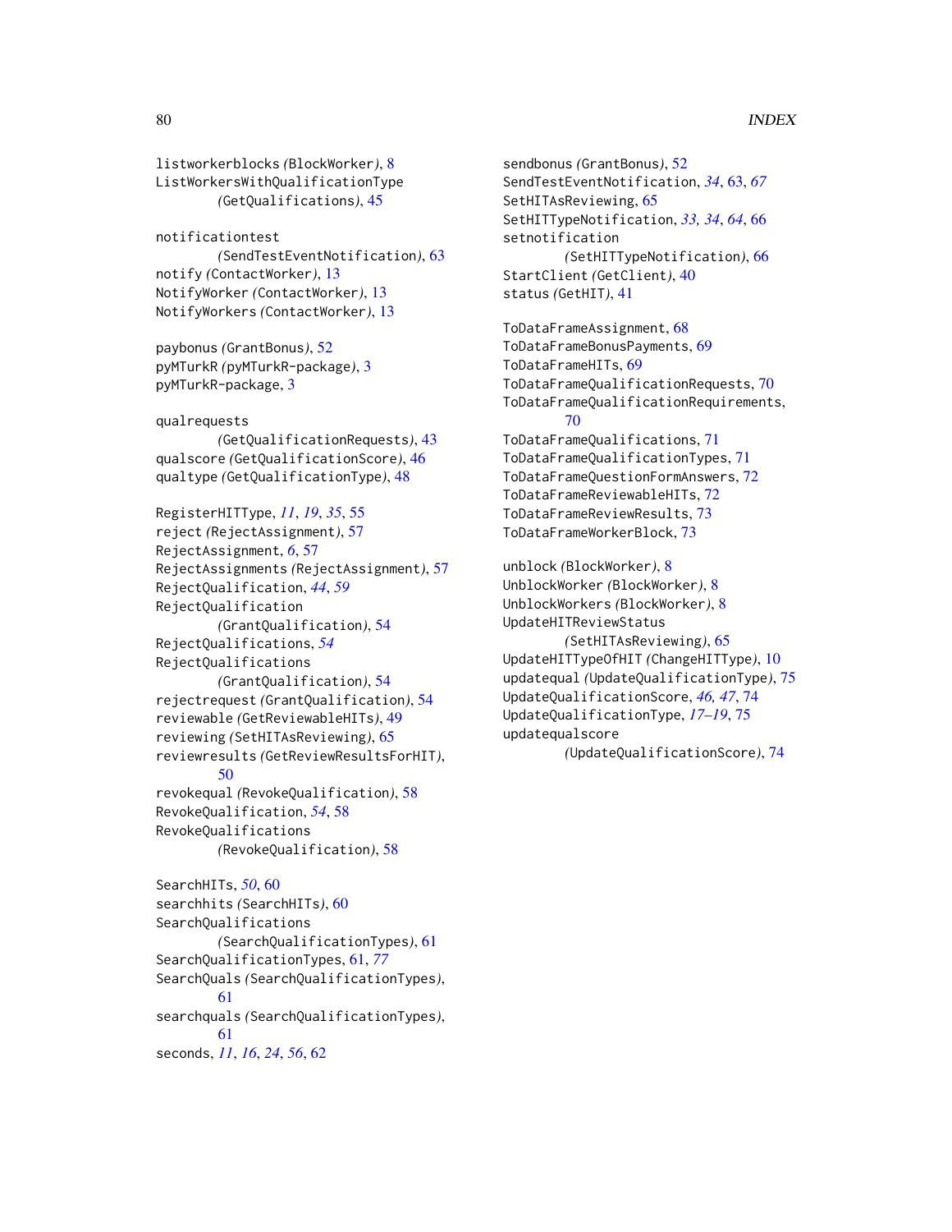listworkerblocks *(BlockWorker)*, 8
ListWorkersWithQualificationType *(GetQualifications)*, 45

notificationtest *(SendTestEventNotification)*, 63
notify *(ContactWorker)*, 13
NotifyWorker *(ContactWorker)*, 13
NotifyWorkers *(ContactWorker)*, 13

paybonus *(GrantBonus)*, 52
pyMTurkR *(pyMTurkR-package)*, 3
pyMTurkR-package, 3

qualrequests *(GetQualificationRequests)*, 43
qualscore *(GetQualificationScore)*, 46
qualtype *(GetQualificationType)*, 48

RegisterHITType, *11*, *19*, *35*, 55
reject *(RejectAssignment)*, 57
RejectAssignment, *6*, 57
RejectAssignments *(RejectAssignment)*, 57
RejectQualification, *44*, *59*
RejectQualification *(GrantQualification)*, 54
RejectQualifications, *54*
RejectQualifications *(GrantQualification)*, 54
rejectrequest *(GrantQualification)*, 54
reviewable *(GetReviewableHITs)*, 49
reviewing *(SetHITAsReviewing)*, 65
reviewresults *(GetReviewResultsForHIT)*, 50
revokequal *(RevokeQualification)*, 58
RevokeQualification, *54*, 58
RevokeQualifications *(RevokeQualification)*, 58

SearchHITs, *50*, 60
searchhits *(SearchHITs)*, 60
SearchQualifications *(SearchQualificationTypes)*, 61
SearchQualificationTypes, 61, *77*
SearchQuals *(SearchQualificationTypes)*, 61
searchquals *(SearchQualificationTypes)*, 61
seconds, *11*, *16*, *24*, *56*, 62

sendbonus *(GrantBonus)*, 52
SendTestEventNotification, *34*, 63, *67*
SetHITAsReviewing, 65
SetHITTypeNotification, *33*, *34*, *64*, 66
setnotification *(SetHITTypeNotification)*, 66
StartClient *(GetClient)*, 40
status *(GetHIT)*, 41

ToDataFrameAssignment, 68
ToDataFrameBonusPayments, 69
ToDataFrameHITs, 69
ToDataFrameQualificationRequests, 70
ToDataFrameQualificationRequirements, 70
ToDataFrameQualifications, 71
ToDataFrameQualificationTypes, 71
ToDataFrameQuestionFormAnswers, 72
ToDataFrameReviewableHITs, 72
ToDataFrameReviewResults, 73
ToDataFrameWorkerBlock, 73

unblock *(BlockWorker)*, 8
UnblockWorker *(BlockWorker)*, 8
UnblockWorkers *(BlockWorker)*, 8
UpdateHITReviewStatus *(SetHITAsReviewing)*, 65
UpdateHITTypeOfHIT *(ChangeHITType)*, 10
updatequal *(UpdateQualificationType)*, 75
UpdateQualificationScore, *46*, *47*, 74
UpdateQualificationType, *17–19*, 75
updatequalscore *(UpdateQualificationScore)*, 74